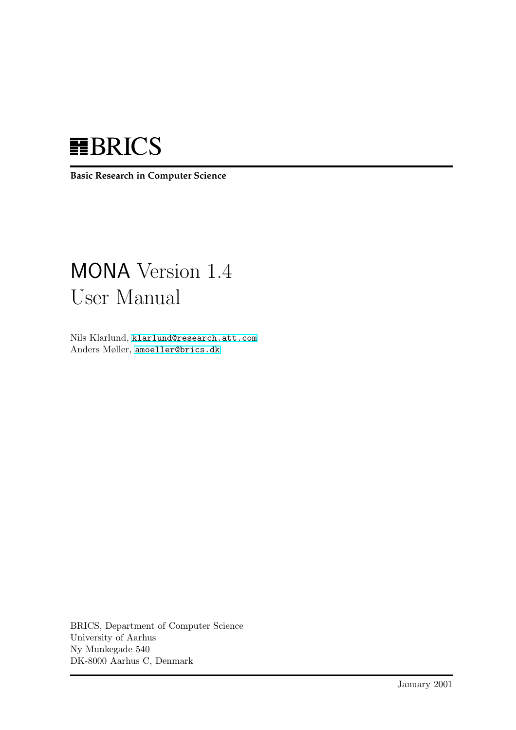# BRICS

**Basic Research in Computer Science**

# MONA Version 1.4 User Manual

Nils Klarlund, klarlund@research.att.com
Anders Møller, amoeller@brics.dk

BRICS, Department of Computer Science
University of Aarhus
Ny Munkegade 540
DK-8000 Aarhus C, Denmark

January 2001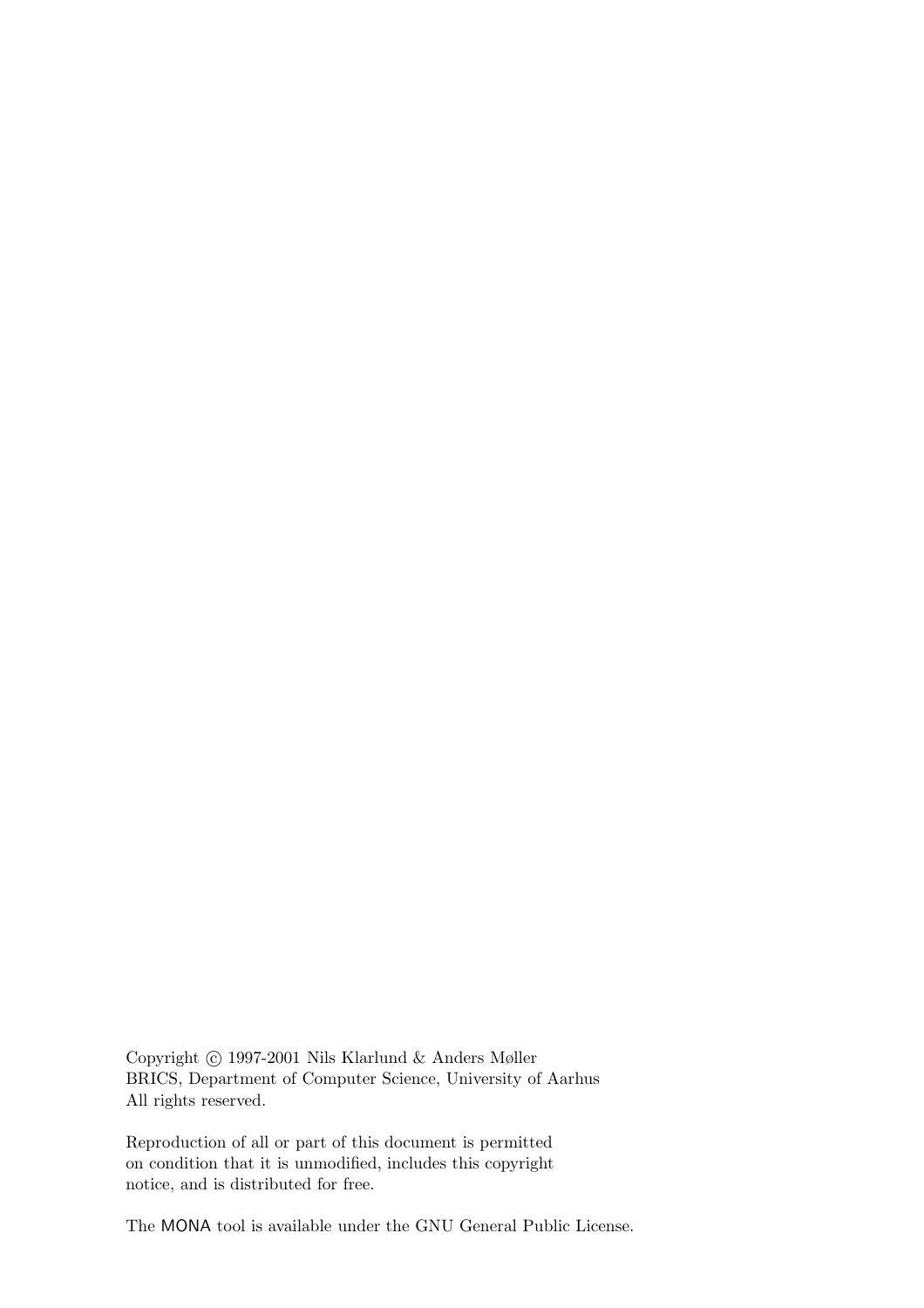Copyright © 1997-2001 Nils Klarlund & Anders Møller
BRICS, Department of Computer Science, University of Aarhus
All rights reserved.

Reproduction of all or part of this document is permitted
on condition that it is unmodified, includes this copyright
notice, and is distributed for free.

The MONA tool is available under the GNU General Public License.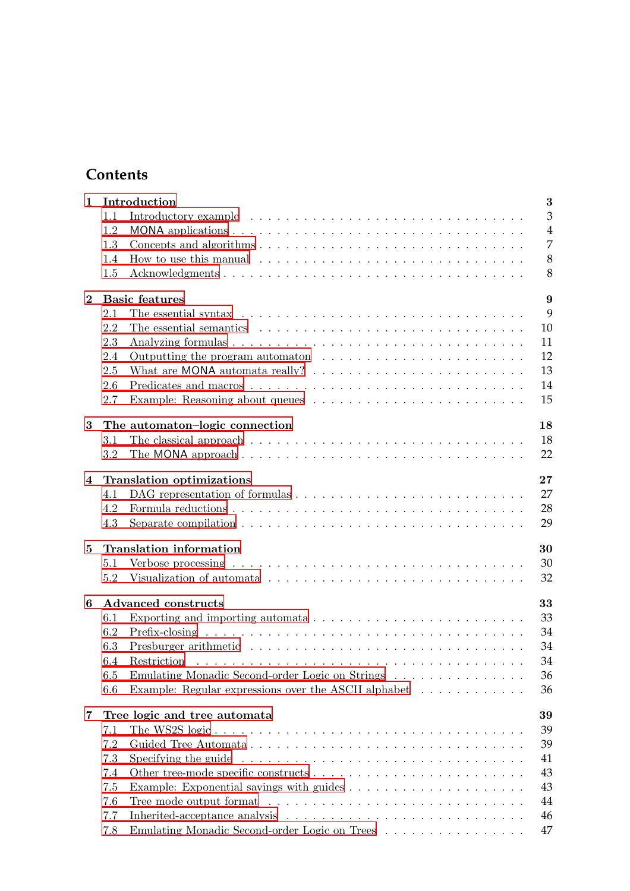# Contents

**1 Introduction** **3**
- 1.1 Introductory example . . . 3
- 1.2 MONA applications . . . 4
- 1.3 Concepts and algorithms . . . 7
- 1.4 How to use this manual . . . 8
- 1.5 Acknowledgments . . . 8

**2 Basic features** **9**
- 2.1 The essential syntax . . . 9
- 2.2 The essential semantics . . . 10
- 2.3 Analyzing formulas . . . 11
- 2.4 Outputting the program automaton . . . 12
- 2.5 What are MONA automata really? . . . 13
- 2.6 Predicates and macros . . . 14
- 2.7 Example: Reasoning about queues . . . 15

**3 The automaton–logic connection** **18**
- 3.1 The classical approach . . . 18
- 3.2 The MONA approach . . . 22

**4 Translation optimizations** **27**
- 4.1 DAG representation of formulas . . . 27
- 4.2 Formula reductions . . . 28
- 4.3 Separate compilation . . . 29

**5 Translation information** **30**
- 5.1 Verbose processing . . . 30
- 5.2 Visualization of automata . . . 32

**6 Advanced constructs** **33**
- 6.1 Exporting and importing automata . . . 33
- 6.2 Prefix-closing . . . 34
- 6.3 Presburger arithmetic . . . 34
- 6.4 Restriction . . . 34
- 6.5 Emulating Monadic Second-order Logic on Strings . . . 36
- 6.6 Example: Regular expressions over the ASCII alphabet . . . 36

**7 Tree logic and tree automata** **39**
- 7.1 The WS2S logic . . . 39
- 7.2 Guided Tree Automata . . . 39
- 7.3 Specifying the guide . . . 41
- 7.4 Other tree-mode specific constructs . . . 43
- 7.5 Example: Exponential savings with guides . . . 43
- 7.6 Tree mode output format . . . 44
- 7.7 Inherited-acceptance analysis . . . 46
- 7.8 Emulating Monadic Second-order Logic on Trees . . . 47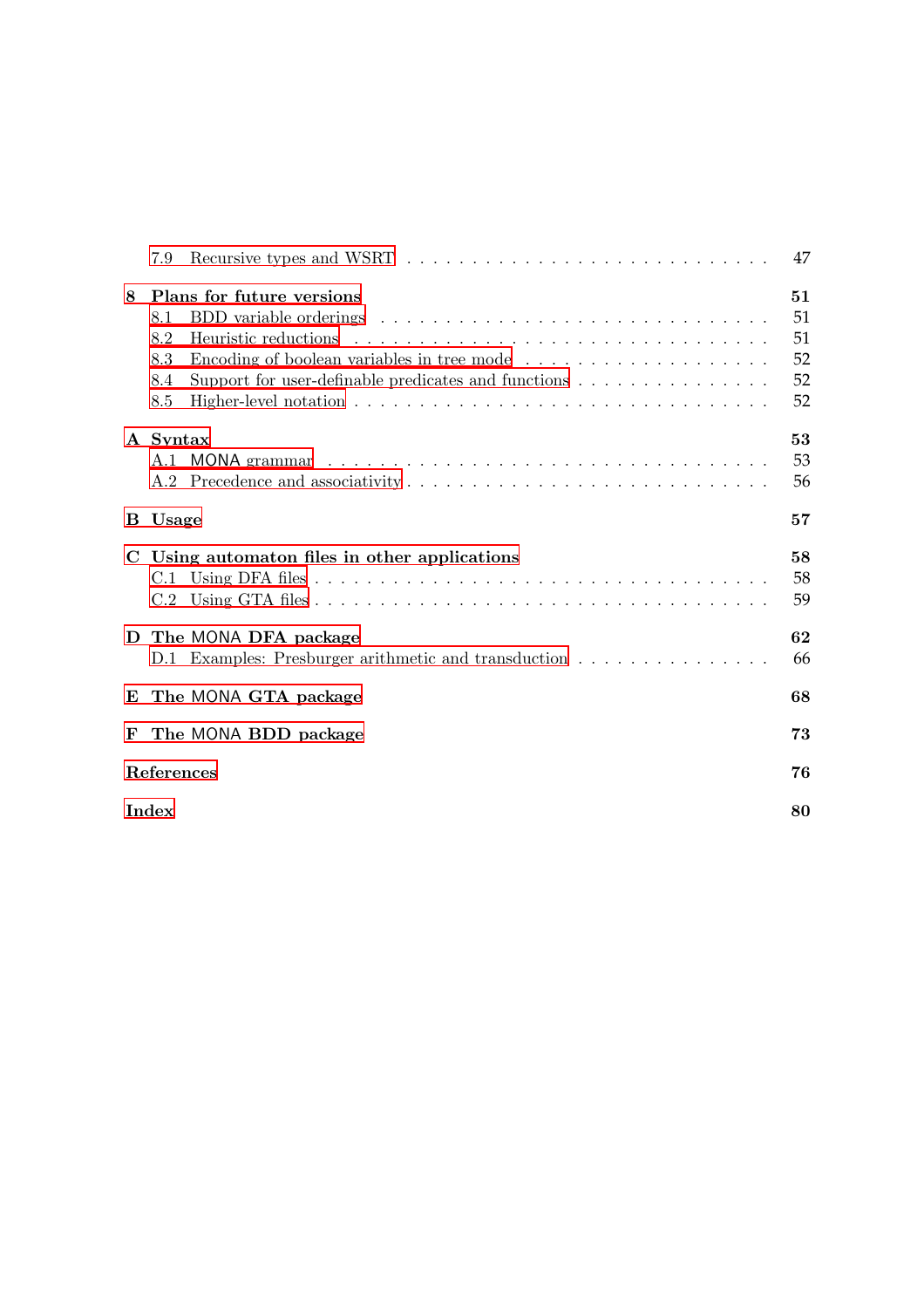7.9 Recursive types and WSRT . . . . . . . . . . . . . . . . . . . . . . . . . . . 47

**8 Plans for future versions** **51**

8.1 BDD variable orderings . . . . . . . . . . . . . . . . . . . . . . . . . . . . 51

8.2 Heuristic reductions . . . . . . . . . . . . . . . . . . . . . . . . . . . . . 51

8.3 Encoding of boolean variables in tree mode . . . . . . . . . . . . . . . . . . 52

8.4 Support for user-definable predicates and functions . . . . . . . . . . . . . . 52

8.5 Higher-level notation . . . . . . . . . . . . . . . . . . . . . . . . . . . . . 52

**A Syntax** **53**

A.1 MONA grammar . . . . . . . . . . . . . . . . . . . . . . . . . . . . . . . . 53

A.2 Precedence and associativity . . . . . . . . . . . . . . . . . . . . . . . . . 56

**B Usage** **57**

**C Using automaton files in other applications** **58**

C.1 Using DFA files . . . . . . . . . . . . . . . . . . . . . . . . . . . . . . . . 58

C.2 Using GTA files . . . . . . . . . . . . . . . . . . . . . . . . . . . . . . . . 59

**D The MONA DFA package** **62**

D.1 Examples: Presburger arithmetic and transduction . . . . . . . . . . . . . . . 66

**E The MONA GTA package** **68**

**F The MONA BDD package** **73**

**References** **76**

**Index** **80**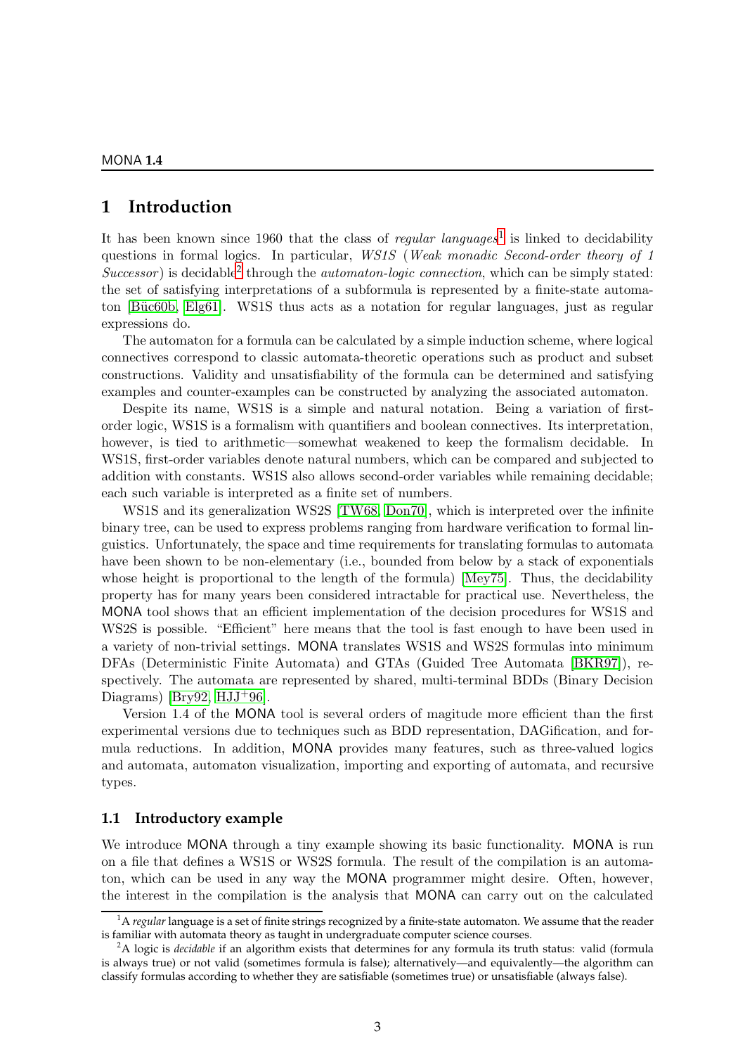# 1 Introduction

It has been known since 1960 that the class of *regular languages*[1] is linked to decidability questions in formal logics. In particular, *WS1S* (*Weak monadic Second-order theory of 1 Successor*) is decidable[2] through the *automaton-logic connection*, which can be simply stated: the set of satisfying interpretations of a subformula is represented by a finite-state automaton [Büc60b, Elg61]. WS1S thus acts as a notation for regular languages, just as regular expressions do.

The automaton for a formula can be calculated by a simple induction scheme, where logical connectives correspond to classic automata-theoretic operations such as product and subset constructions. Validity and unsatisfiability of the formula can be determined and satisfying examples and counter-examples can be constructed by analyzing the associated automaton.

Despite its name, WS1S is a simple and natural notation. Being a variation of first-order logic, WS1S is a formalism with quantifiers and boolean connectives. Its interpretation, however, is tied to arithmetic—somewhat weakened to keep the formalism decidable. In WS1S, first-order variables denote natural numbers, which can be compared and subjected to addition with constants. WS1S also allows second-order variables while remaining decidable; each such variable is interpreted as a finite set of numbers.

WS1S and its generalization WS2S [TW68, Don70], which is interpreted over the infinite binary tree, can be used to express problems ranging from hardware verification to formal linguistics. Unfortunately, the space and time requirements for translating formulas to automata have been shown to be non-elementary (i.e., bounded from below by a stack of exponentials whose height is proportional to the length of the formula) [Mey75]. Thus, the decidability property has for many years been considered intractable for practical use. Nevertheless, the MONA tool shows that an efficient implementation of the decision procedures for WS1S and WS2S is possible. "Efficient" here means that the tool is fast enough to have been used in a variety of non-trivial settings. MONA translates WS1S and WS2S formulas into minimum DFAs (Deterministic Finite Automata) and GTAs (Guided Tree Automata [BKR97]), respectively. The automata are represented by shared, multi-terminal BDDs (Binary Decision Diagrams) [Bry92, HJJ+96].

Version 1.4 of the MONA tool is several orders of magitude more efficient than the first experimental versions due to techniques such as BDD representation, DAGification, and formula reductions. In addition, MONA provides many features, such as three-valued logics and automata, automaton visualization, importing and exporting of automata, and recursive types.

## 1.1 Introductory example

We introduce MONA through a tiny example showing its basic functionality. MONA is run on a file that defines a WS1S or WS2S formula. The result of the compilation is an automaton, which can be used in any way the MONA programmer might desire. Often, however, the interest in the compilation is the analysis that MONA can carry out on the calculated

[1] A *regular* language is a set of finite strings recognized by a finite-state automaton. We assume that the reader is familiar with automata theory as taught in undergraduate computer science courses.

[2] A logic is *decidable* if an algorithm exists that determines for any formula its truth status: valid (formula is always true) or not valid (sometimes formula is false); alternatively—and equivalently—the algorithm can classify formulas according to whether they are satisfiable (sometimes true) or unsatisfiable (always false).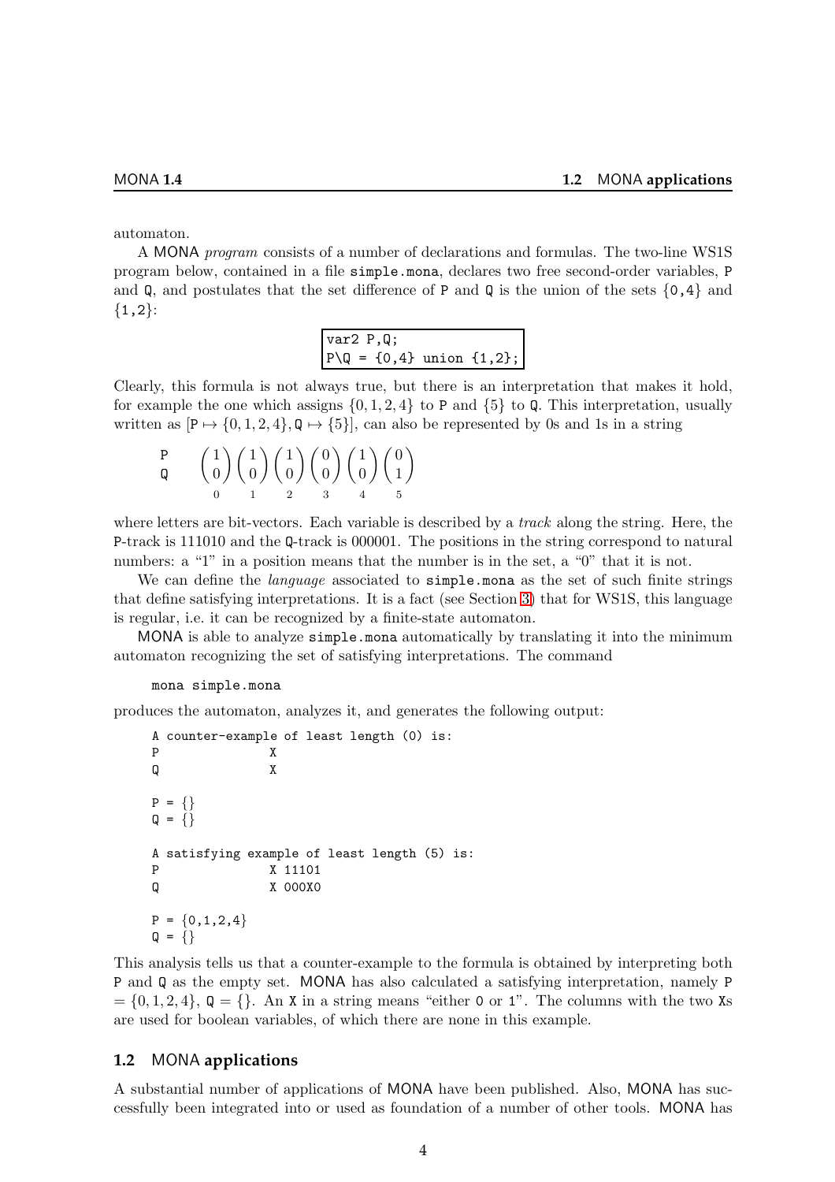automaton.

A MONA *program* consists of a number of declarations and formulas. The two-line WS1S program below, contained in a file `simple.mona`, declares two free second-order variables, `P` and `Q`, and postulates that the set difference of `P` and `Q` is the union of the sets `{0,4}` and `{1,2}`:

```
var2 P,Q;
P\Q = {0,4} union {1,2};
```

Clearly, this formula is not always true, but there is an interpretation that makes it hold, for example the one which assigns $\{0, 1, 2, 4\}$ to `P` and $\{5\}$ to `Q`. This interpretation, usually written as $[\mathtt{P} \mapsto \{0, 1, 2, 4\}, \mathtt{Q} \mapsto \{5\}]$, can also be represented by 0s and 1s in a string

$$
\begin{array}{l}
\mathtt{P} \\
\mathtt{Q}
\end{array}
\quad
\underset{0}{\begin{pmatrix}1\\0\end{pmatrix}}
\underset{1}{\begin{pmatrix}1\\0\end{pmatrix}}
\underset{2}{\begin{pmatrix}1\\0\end{pmatrix}}
\underset{3}{\begin{pmatrix}0\\0\end{pmatrix}}
\underset{4}{\begin{pmatrix}1\\0\end{pmatrix}}
\underset{5}{\begin{pmatrix}0\\1\end{pmatrix}}
$$

where letters are bit-vectors. Each variable is described by a *track* along the string. Here, the `P`-track is 111010 and the `Q`-track is 000001. The positions in the string correspond to natural numbers: a "1" in a position means that the number is in the set, a "0" that it is not.

We can define the *language* associated to `simple.mona` as the set of such finite strings that define satisfying interpretations. It is a fact (see Section 3) that for WS1S, this language is regular, i.e. it can be recognized by a finite-state automaton.

MONA is able to analyze `simple.mona` automatically by translating it into the minimum automaton recognizing the set of satisfying interpretations. The command

```
mona simple.mona
```

produces the automaton, analyzes it, and generates the following output:

```
A counter-example of least length (0) is:
P               X
Q               X

P = {}
Q = {}

A satisfying example of least length (5) is:
P               X 11101
Q               X 000X0

P = {0,1,2,4}
Q = {}
```

This analysis tells us that a counter-example to the formula is obtained by interpreting both `P` and `Q` as the empty set. MONA has also calculated a satisfying interpretation, namely `P` $= \{0, 1, 2, 4\}$, `Q` $= \{\}$. An `X` in a string means "either `0` or `1`". The columns with the two `X`s are used for boolean variables, of which there are none in this example.

## 1.2 MONA applications

A substantial number of applications of MONA have been published. Also, MONA has successfully been integrated into or used as foundation of a number of other tools. MONA has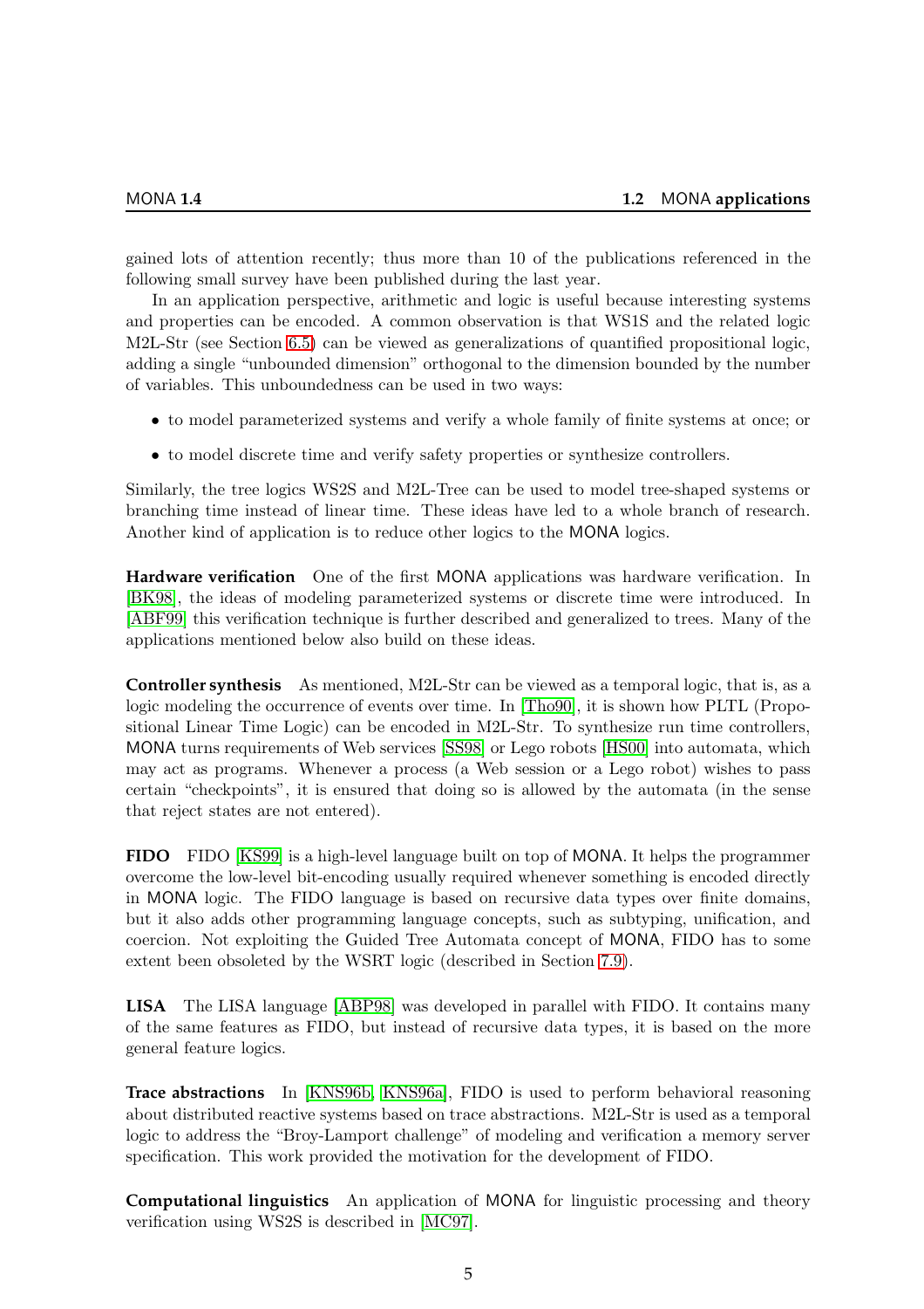gained lots of attention recently; thus more than 10 of the publications referenced in the following small survey have been published during the last year.

In an application perspective, arithmetic and logic is useful because interesting systems and properties can be encoded. A common observation is that WS1S and the related logic M2L-Str (see Section 6.5) can be viewed as generalizations of quantified propositional logic, adding a single "unbounded dimension" orthogonal to the dimension bounded by the number of variables. This unboundedness can be used in two ways:

- to model parameterized systems and verify a whole family of finite systems at once; or
- to model discrete time and verify safety properties or synthesize controllers.

Similarly, the tree logics WS2S and M2L-Tree can be used to model tree-shaped systems or branching time instead of linear time. These ideas have led to a whole branch of research. Another kind of application is to reduce other logics to the MONA logics.

**Hardware verification** One of the first MONA applications was hardware verification. In [BK98], the ideas of modeling parameterized systems or discrete time were introduced. In [ABF99] this verification technique is further described and generalized to trees. Many of the applications mentioned below also build on these ideas.

**Controller synthesis** As mentioned, M2L-Str can be viewed as a temporal logic, that is, as a logic modeling the occurrence of events over time. In [Tho90], it is shown how PLTL (Propositional Linear Time Logic) can be encoded in M2L-Str. To synthesize run time controllers, MONA turns requirements of Web services [SS98] or Lego robots [HS00] into automata, which may act as programs. Whenever a process (a Web session or a Lego robot) wishes to pass certain "checkpoints", it is ensured that doing so is allowed by the automata (in the sense that reject states are not entered).

**FIDO** FIDO [KS99] is a high-level language built on top of MONA. It helps the programmer overcome the low-level bit-encoding usually required whenever something is encoded directly in MONA logic. The FIDO language is based on recursive data types over finite domains, but it also adds other programming language concepts, such as subtyping, unification, and coercion. Not exploiting the Guided Tree Automata concept of MONA, FIDO has to some extent been obsoleted by the WSRT logic (described in Section 7.9).

**LISA** The LISA language [ABP98] was developed in parallel with FIDO. It contains many of the same features as FIDO, but instead of recursive data types, it is based on the more general feature logics.

**Trace abstractions** In [KNS96b, KNS96a], FIDO is used to perform behavioral reasoning about distributed reactive systems based on trace abstractions. M2L-Str is used as a temporal logic to address the "Broy-Lamport challenge" of modeling and verification a memory server specification. This work provided the motivation for the development of FIDO.

**Computational linguistics** An application of MONA for linguistic processing and theory verification using WS2S is described in [MC97].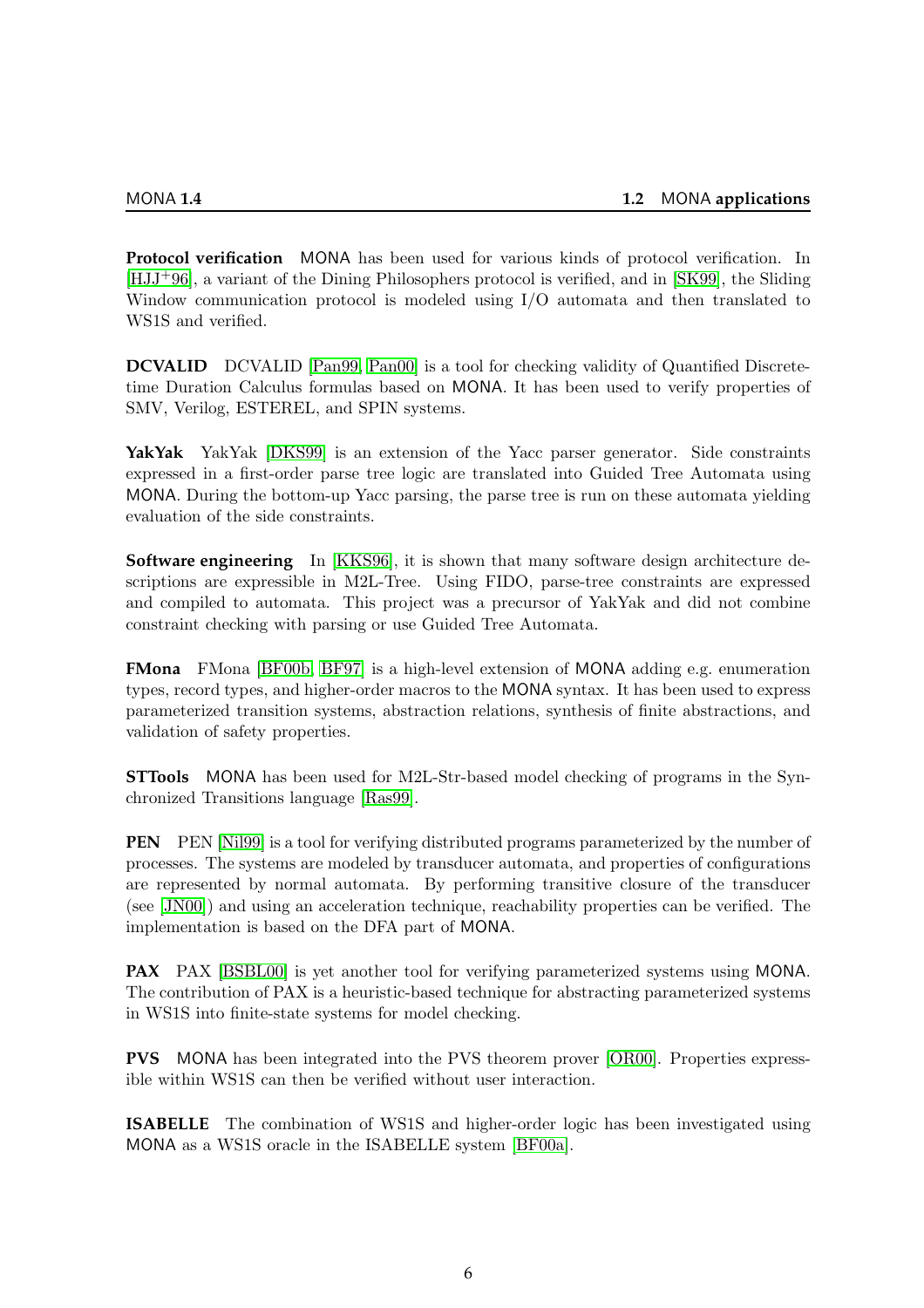**Protocol verification** MONA has been used for various kinds of protocol verification. In [HJJ+96], a variant of the Dining Philosophers protocol is verified, and in [SK99], the Sliding Window communication protocol is modeled using I/O automata and then translated to WS1S and verified.

**DCVALID** DCVALID [Pan99, Pan00] is a tool for checking validity of Quantified Discrete-time Duration Calculus formulas based on MONA. It has been used to verify properties of SMV, Verilog, ESTEREL, and SPIN systems.

**YakYak** YakYak [DKS99] is an extension of the Yacc parser generator. Side constraints expressed in a first-order parse tree logic are translated into Guided Tree Automata using MONA. During the bottom-up Yacc parsing, the parse tree is run on these automata yielding evaluation of the side constraints.

**Software engineering** In [KKS96], it is shown that many software design architecture descriptions are expressible in M2L-Tree. Using FIDO, parse-tree constraints are expressed and compiled to automata. This project was a precursor of YakYak and did not combine constraint checking with parsing or use Guided Tree Automata.

**FMona** FMona [BF00b, BF97] is a high-level extension of MONA adding e.g. enumeration types, record types, and higher-order macros to the MONA syntax. It has been used to express parameterized transition systems, abstraction relations, synthesis of finite abstractions, and validation of safety properties.

**STTools** MONA has been used for M2L-Str-based model checking of programs in the Synchronized Transitions language [Ras99].

**PEN** PEN [Nil99] is a tool for verifying distributed programs parameterized by the number of processes. The systems are modeled by transducer automata, and properties of configurations are represented by normal automata. By performing transitive closure of the transducer (see [JN00]) and using an acceleration technique, reachability properties can be verified. The implementation is based on the DFA part of MONA.

**PAX** PAX [BSBL00] is yet another tool for verifying parameterized systems using MONA. The contribution of PAX is a heuristic-based technique for abstracting parameterized systems in WS1S into finite-state systems for model checking.

**PVS** MONA has been integrated into the PVS theorem prover [OR00]. Properties expressible within WS1S can then be verified without user interaction.

**ISABELLE** The combination of WS1S and higher-order logic has been investigated using MONA as a WS1S oracle in the ISABELLE system [BF00a].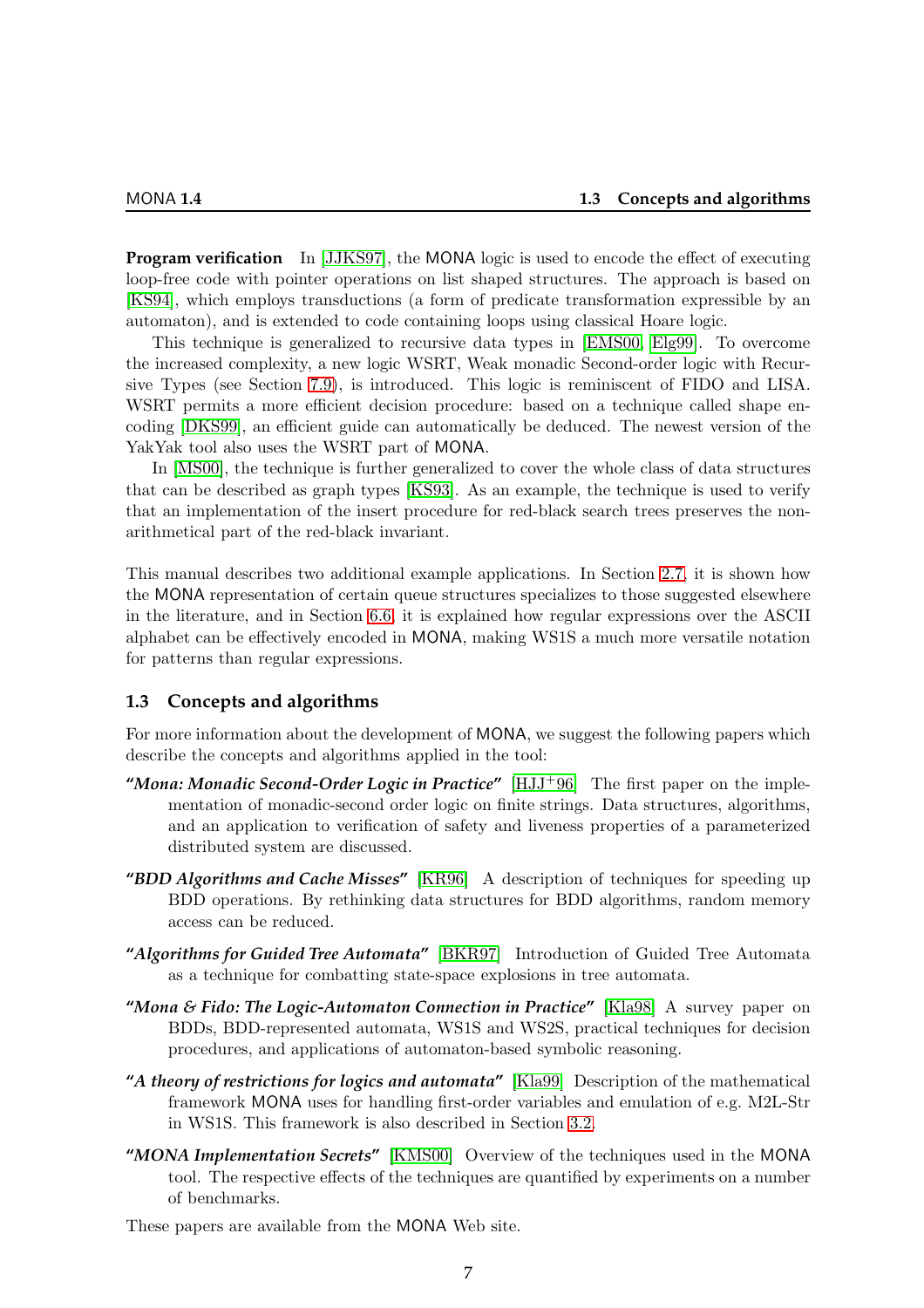**Program verification** In [JJKS97], the MONA logic is used to encode the effect of executing loop-free code with pointer operations on list shaped structures. The approach is based on [KS94], which employs transductions (a form of predicate transformation expressible by an automaton), and is extended to code containing loops using classical Hoare logic.

This technique is generalized to recursive data types in [EMS00, Elg99]. To overcome the increased complexity, a new logic WSRT, Weak monadic Second-order logic with Recursive Types (see Section 7.9), is introduced. This logic is reminiscent of FIDO and LISA. WSRT permits a more efficient decision procedure: based on a technique called shape encoding [DKS99], an efficient guide can automatically be deduced. The newest version of the YakYak tool also uses the WSRT part of MONA.

In [MS00], the technique is further generalized to cover the whole class of data structures that can be described as graph types [KS93]. As an example, the technique is used to verify that an implementation of the insert procedure for red-black search trees preserves the non-arithmetical part of the red-black invariant.

This manual describes two additional example applications. In Section 2.7, it is shown how the MONA representation of certain queue structures specializes to those suggested elsewhere in the literature, and in Section 6.6, it is explained how regular expressions over the ASCII alphabet can be effectively encoded in MONA, making WS1S a much more versatile notation for patterns than regular expressions.

### 1.3 Concepts and algorithms

For more information about the development of MONA, we suggest the following papers which describe the concepts and algorithms applied in the tool:

***"Mona: Monadic Second-Order Logic in Practice"*** [HJJ+96] The first paper on the implementation of monadic-second order logic on finite strings. Data structures, algorithms, and an application to verification of safety and liveness properties of a parameterized distributed system are discussed.

***"BDD Algorithms and Cache Misses"*** [KR96] A description of techniques for speeding up BDD operations. By rethinking data structures for BDD algorithms, random memory access can be reduced.

***"Algorithms for Guided Tree Automata"*** [BKR97] Introduction of Guided Tree Automata as a technique for combatting state-space explosions in tree automata.

***"Mona & Fido: The Logic-Automaton Connection in Practice"*** [Kla98] A survey paper on BDDs, BDD-represented automata, WS1S and WS2S, practical techniques for decision procedures, and applications of automaton-based symbolic reasoning.

***"A theory of restrictions for logics and automata"*** [Kla99] Description of the mathematical framework MONA uses for handling first-order variables and emulation of e.g. M2L-Str in WS1S. This framework is also described in Section 3.2.

***"MONA Implementation Secrets"*** [KMS00] Overview of the techniques used in the MONA tool. The respective effects of the techniques are quantified by experiments on a number of benchmarks.

These papers are available from the MONA Web site.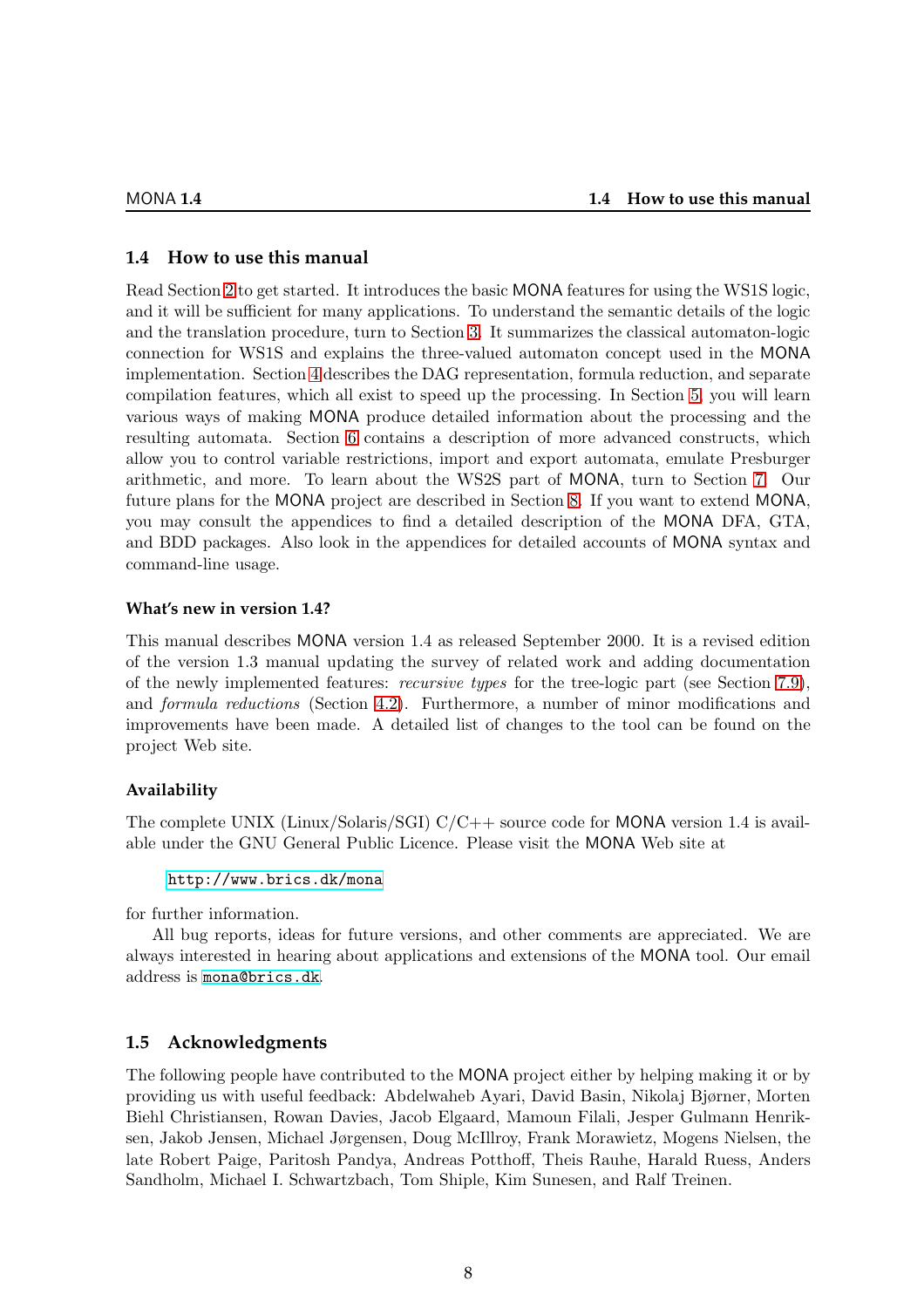## 1.4 How to use this manual

Read Section 2 to get started. It introduces the basic MONA features for using the WS1S logic, and it will be sufficient for many applications. To understand the semantic details of the logic and the translation procedure, turn to Section 3. It summarizes the classical automaton-logic connection for WS1S and explains the three-valued automaton concept used in the MONA implementation. Section 4 describes the DAG representation, formula reduction, and separate compilation features, which all exist to speed up the processing. In Section 5, you will learn various ways of making MONA produce detailed information about the processing and the resulting automata. Section 6 contains a description of more advanced constructs, which allow you to control variable restrictions, import and export automata, emulate Presburger arithmetic, and more. To learn about the WS2S part of MONA, turn to Section 7. Our future plans for the MONA project are described in Section 8. If you want to extend MONA, you may consult the appendices to find a detailed description of the MONA DFA, GTA, and BDD packages. Also look in the appendices for detailed accounts of MONA syntax and command-line usage.

#### What's new in version 1.4?

This manual describes MONA version 1.4 as released September 2000. It is a revised edition of the version 1.3 manual updating the survey of related work and adding documentation of the newly implemented features: *recursive types* for the tree-logic part (see Section 7.9), and *formula reductions* (Section 4.2). Furthermore, a number of minor modifications and improvements have been made. A detailed list of changes to the tool can be found on the project Web site.

#### Availability

The complete UNIX (Linux/Solaris/SGI) C/C++ source code for MONA version 1.4 is available under the GNU General Public Licence. Please visit the MONA Web site at

`http://www.brics.dk/mona`

for further information.

All bug reports, ideas for future versions, and other comments are appreciated. We are always interested in hearing about applications and extensions of the MONA tool. Our email address is `mona@brics.dk`.

## 1.5 Acknowledgments

The following people have contributed to the MONA project either by helping making it or by providing us with useful feedback: Abdelwaheb Ayari, David Basin, Nikolaj Bjørner, Morten Biehl Christiansen, Rowan Davies, Jacob Elgaard, Mamoun Filali, Jesper Gulmann Henriksen, Jakob Jensen, Michael Jørgensen, Doug McIllroy, Frank Morawietz, Mogens Nielsen, the late Robert Paige, Paritosh Pandya, Andreas Potthoff, Theis Rauhe, Harald Ruess, Anders Sandholm, Michael I. Schwartzbach, Tom Shiple, Kim Sunesen, and Ralf Treinen.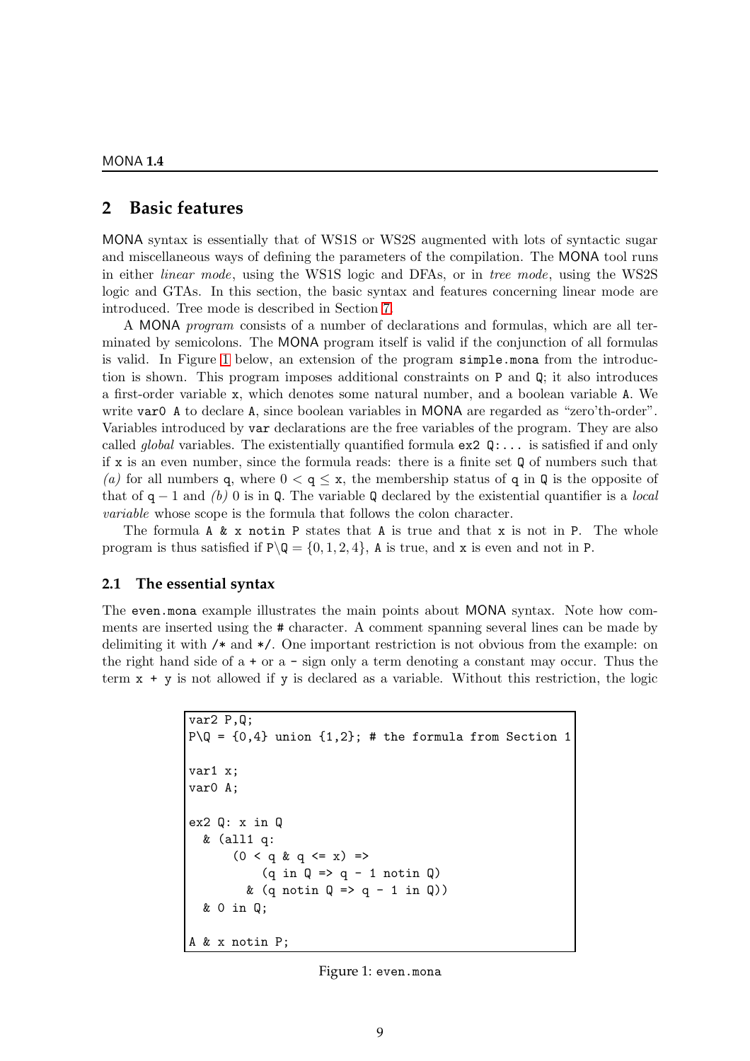## 2 Basic features

MONA syntax is essentially that of WS1S or WS2S augmented with lots of syntactic sugar and miscellaneous ways of defining the parameters of the compilation. The MONA tool runs in either *linear mode*, using the WS1S logic and DFAs, or in *tree mode*, using the WS2S logic and GTAs. In this section, the basic syntax and features concerning linear mode are introduced. Tree mode is described in Section 7.

A MONA *program* consists of a number of declarations and formulas, which are all terminated by semicolons. The MONA program itself is valid if the conjunction of all formulas is valid. In Figure 1 below, an extension of the program `simple.mona` from the introduction is shown. This program imposes additional constraints on `P` and `Q`; it also introduces a first-order variable `x`, which denotes some natural number, and a boolean variable `A`. We write `var0 A` to declare `A`, since boolean variables in MONA are regarded as "zero'th-order". Variables introduced by `var` declarations are the free variables of the program. They are also called *global* variables. The existentially quantified formula `ex2 Q:...` is satisfied if and only if `x` is an even number, since the formula reads: there is a finite set `Q` of numbers such that *(a)* for all numbers `q`, where $0 < \mathtt{q} \leq \mathtt{x}$, the membership status of `q` in `Q` is the opposite of that of $\mathtt{q} - 1$ and *(b)* 0 is in `Q`. The variable `Q` declared by the existential quantifier is a *local variable* whose scope is the formula that follows the colon character.

The formula `A & x notin P` states that `A` is true and that `x` is not in `P`. The whole program is thus satisfied if $\mathtt{P}\backslash\mathtt{Q} = \{0, 1, 2, 4\}$, `A` is true, and `x` is even and not in `P`.

### 2.1 The essential syntax

The `even.mona` example illustrates the main points about MONA syntax. Note how comments are inserted using the `#` character. A comment spanning several lines can be made by delimiting it with `/*` and `*/`. One important restriction is not obvious from the example: on the right hand side of a `+` or a `-` sign only a term denoting a constant may occur. Thus the term `x + y` is not allowed if `y` is declared as a variable. Without this restriction, the logic

```
var2 P,Q;
P\Q = {0,4} union {1,2}; # the formula from Section 1

var1 x;
var0 A;

ex2 Q: x in Q
  & (all1 q:
      (0 < q & q <= x) =>
          (q in Q => q - 1 notin Q)
        & (q notin Q => q - 1 in Q))
  & 0 in Q;

A & x notin P;
```

Figure 1: `even.mona`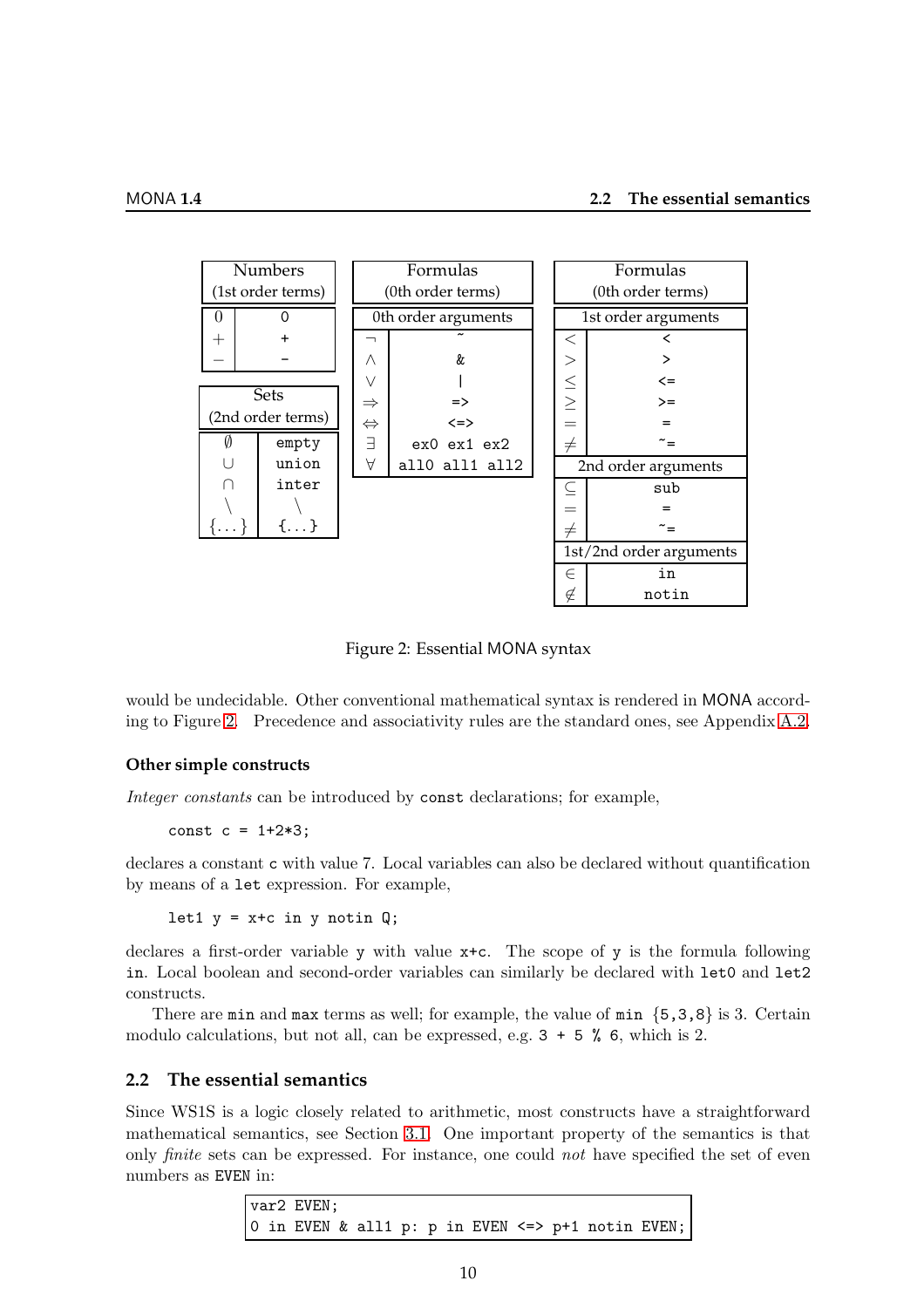| Numbers (1st order terms) | |
|---|---|
| $0$ | `0` |
| $+$ | `+` |
| $-$ | `-` |

| Sets (2nd order terms) | |
|---|---|
| $\emptyset$ | `empty` |
| $\cup$ | `union` |
| $\cap$ | `inter` |
| $\setminus$ | `\` |
| $\{\ldots\}$ | `{...}` |

| Formulas (0th order terms) | |
|---|---|
| 0th order arguments | |
| $\neg$ | `~` |
| $\wedge$ | `&` |
| $\vee$ | `\|` |
| $\Rightarrow$ | `=>` |
| $\Leftrightarrow$ | `<=>` |
| $\exists$ | `ex0 ex1 ex2` |
| $\forall$ | `all0 all1 all2` |

| Formulas (0th order terms) | |
|---|---|
| 1st order arguments | |
| $<$ | `<` |
| $>$ | `>` |
| $\leq$ | `<=` |
| $\geq$ | `>=` |
| $=$ | `=` |
| $\neq$ | `~=` |
| 2nd order arguments | |
| $\subseteq$ | `sub` |
| $=$ | `=` |
| $\neq$ | `~=` |
| 1st/2nd order arguments | |
| $\in$ | `in` |
| $\notin$ | `notin` |

Figure 2: Essential MONA syntax

would be undecidable. Other conventional mathematical syntax is rendered in MONA according to Figure 2. Precedence and associativity rules are the standard ones, see Appendix A.2.

### Other simple constructs

*Integer constants* can be introduced by `const` declarations; for example,

```
const c = 1+2*3;
```

declares a constant `c` with value 7. Local variables can also be declared without quantification by means of a `let` expression. For example,

```
let1 y = x+c in y notin Q;
```

declares a first-order variable `y` with value `x+c`. The scope of `y` is the formula following `in`. Local boolean and second-order variables can similarly be declared with `let0` and `let2` constructs.

There are `min` and `max` terms as well; for example, the value of `min {5,3,8}` is 3. Certain modulo calculations, but not all, can be expressed, e.g. `3 + 5 % 6`, which is 2.

## 2.2 The essential semantics

Since WS1S is a logic closely related to arithmetic, most constructs have a straightforward mathematical semantics, see Section 3.1. One important property of the semantics is that only *finite* sets can be expressed. For instance, one could *not* have specified the set of even numbers as `EVEN` in:

```
var2 EVEN;
0 in EVEN & all1 p: p in EVEN <=> p+1 notin EVEN;
```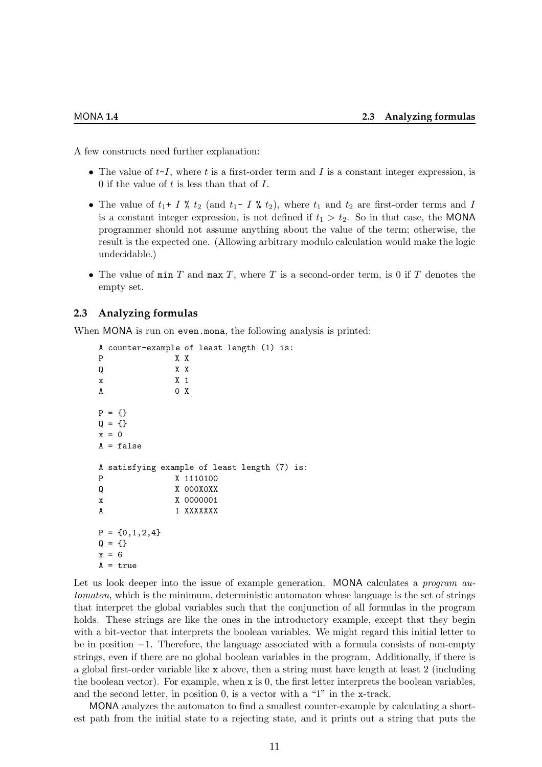A few constructs need further explanation:

- The value of $t$`-`$I$, where $t$ is a first-order term and $I$ is a constant integer expression, is 0 if the value of $t$ is less than that of $I$.
- The value of $t_1$`+` $I$ `%` $t_2$ (and $t_1$`-` $I$ `%` $t_2$), where $t_1$ and $t_2$ are first-order terms and $I$ is a constant integer expression, is not defined if $t_1 > t_2$. So in that case, the MONA programmer should not assume anything about the value of the term; otherwise, the result is the expected one. (Allowing arbitrary modulo calculation would make the logic undecidable.)
- The value of `min` $T$ and `max` $T$, where $T$ is a second-order term, is 0 if $T$ denotes the empty set.

## 2.3 Analyzing formulas

When MONA is run on `even.mona`, the following analysis is printed:

```
A counter-example of least length (1) is:
P               X X
Q               X X
x               X 1
A               0 X

P = {}
Q = {}
x = 0
A = false

A satisfying example of least length (7) is:
P               X 1110100
Q               X 000X0XX
x               X 0000001
A               1 XXXXXXX

P = {0,1,2,4}
Q = {}
x = 6
A = true
```

Let us look deeper into the issue of example generation. MONA calculates a *program automaton*, which is the minimum, deterministic automaton whose language is the set of strings that interpret the global variables such that the conjunction of all formulas in the program holds. These strings are like the ones in the introductory example, except that they begin with a bit-vector that interprets the boolean variables. We might regard this initial letter to be in position $-1$. Therefore, the language associated with a formula consists of non-empty strings, even if there are no global boolean variables in the program. Additionally, if there is a global first-order variable like `x` above, then a string must have length at least 2 (including the boolean vector). For example, when `x` is 0, the first letter interprets the boolean variables, and the second letter, in position 0, is a vector with a "1" in the `x`-track.

MONA analyzes the automaton to find a smallest counter-example by calculating a shortest path from the initial state to a rejecting state, and it prints out a string that puts the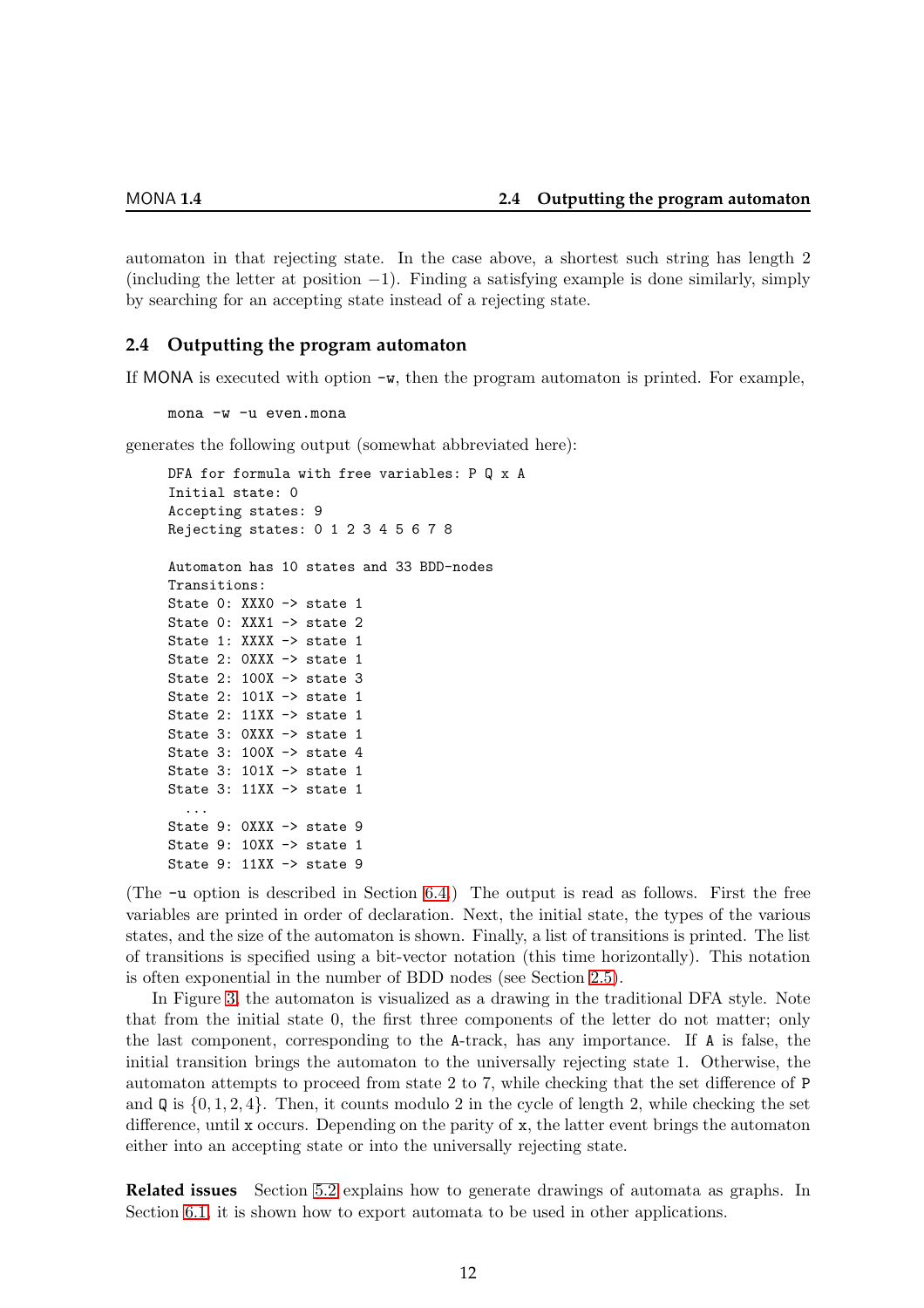automaton in that rejecting state. In the case above, a shortest such string has length 2 (including the letter at position $-1$). Finding a satisfying example is done similarly, simply by searching for an accepting state instead of a rejecting state.

## 2.4 Outputting the program automaton

If MONA is executed with option `-w`, then the program automaton is printed. For example,

```
mona -w -u even.mona
```

generates the following output (somewhat abbreviated here):

```
DFA for formula with free variables: P Q x A
Initial state: 0
Accepting states: 9
Rejecting states: 0 1 2 3 4 5 6 7 8

Automaton has 10 states and 33 BDD-nodes
Transitions:
State 0: XXX0 -> state 1
State 0: XXX1 -> state 2
State 1: XXXX -> state 1
State 2: 0XXX -> state 1
State 2: 100X -> state 3
State 2: 101X -> state 1
State 2: 11XX -> state 1
State 3: 0XXX -> state 1
State 3: 100X -> state 4
State 3: 101X -> state 1
State 3: 11XX -> state 1
  ...
State 9: 0XXX -> state 9
State 9: 10XX -> state 1
State 9: 11XX -> state 9
```

(The `-u` option is described in Section 6.4.) The output is read as follows. First the free variables are printed in order of declaration. Next, the initial state, the types of the various states, and the size of the automaton is shown. Finally, a list of transitions is printed. The list of transitions is specified using a bit-vector notation (this time horizontally). This notation is often exponential in the number of BDD nodes (see Section 2.5).

In Figure 3, the automaton is visualized as a drawing in the traditional DFA style. Note that from the initial state 0, the first three components of the letter do not matter; only the last component, corresponding to the `A`-track, has any importance. If `A` is false, the initial transition brings the automaton to the universally rejecting state 1. Otherwise, the automaton attempts to proceed from state 2 to 7, while checking that the set difference of `P` and `Q` is $\{0, 1, 2, 4\}$. Then, it counts modulo 2 in the cycle of length 2, while checking the set difference, until `x` occurs. Depending on the parity of `x`, the latter event brings the automaton either into an accepting state or into the universally rejecting state.

**Related issues** Section 5.2 explains how to generate drawings of automata as graphs. In Section 6.1, it is shown how to export automata to be used in other applications.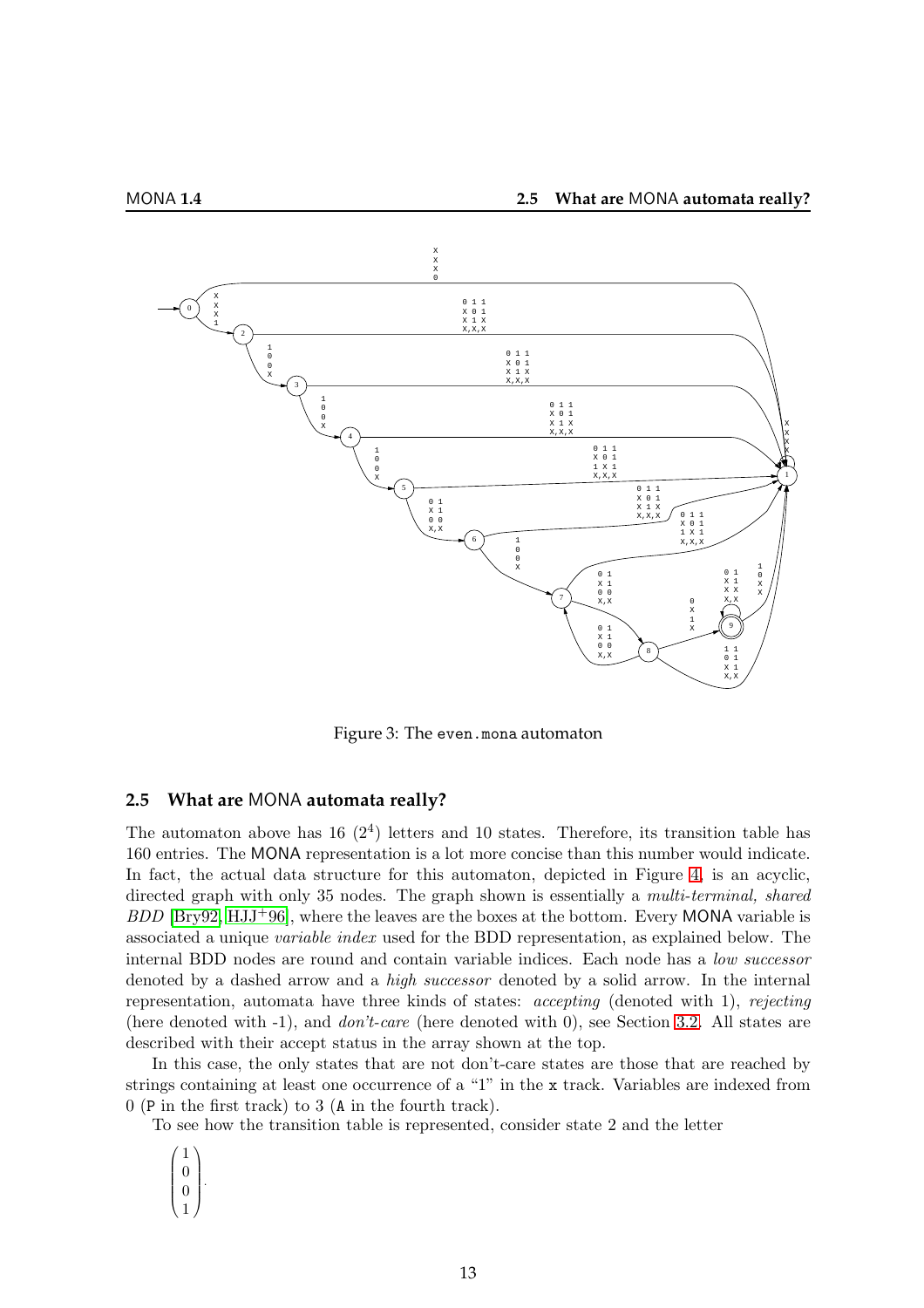Figure 3: The even.mona automaton

## 2.5 What are MONA automata really?

The automaton above has 16 ($2^4$) letters and 10 states. Therefore, its transition table has 160 entries. The MONA representation is a lot more concise than this number would indicate. In fact, the actual data structure for this automaton, depicted in Figure 4, is an acyclic, directed graph with only 35 nodes. The graph shown is essentially a *multi-terminal, shared BDD* [Bry92, HJJ+96], where the leaves are the boxes at the bottom. Every MONA variable is associated a unique *variable index* used for the BDD representation, as explained below. The internal BDD nodes are round and contain variable indices. Each node has a *low successor* denoted by a dashed arrow and a *high successor* denoted by a solid arrow. In the internal representation, automata have three kinds of states: *accepting* (denoted with 1), *rejecting* (here denoted with -1), and *don't-care* (here denoted with 0), see Section 3.2. All states are described with their accept status in the array shown at the top.

In this case, the only states that are not don't-care states are those that are reached by strings containing at least one occurrence of a "1" in the x track. Variables are indexed from 0 (P in the first track) to 3 (A in the fourth track).

To see how the transition table is represented, consider state 2 and the letter

$$\begin{pmatrix} 1 \\ 0 \\ 0 \\ 1 \end{pmatrix}.$$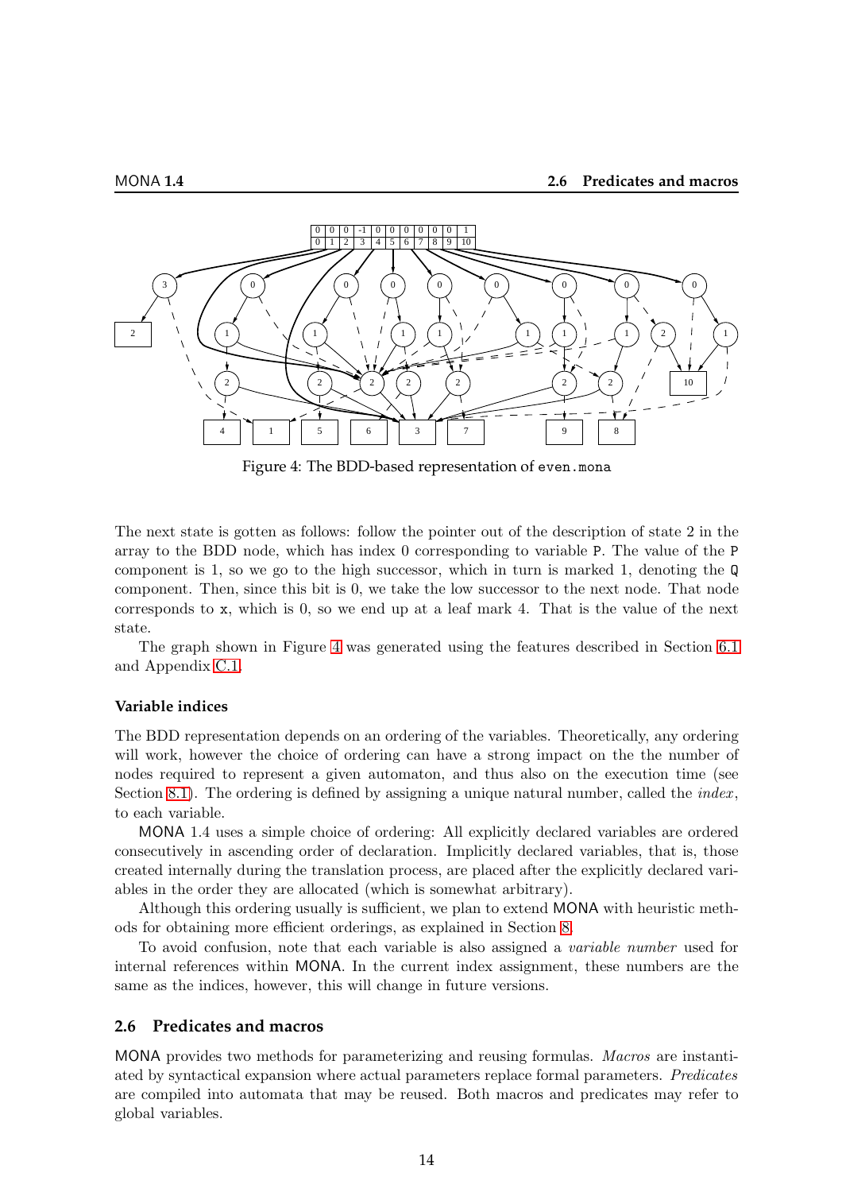Figure 4: The BDD-based representation of `even.mona`

The next state is gotten as follows: follow the pointer out of the description of state 2 in the array to the BDD node, which has index 0 corresponding to variable `P`. The value of the `P` component is 1, so we go to the high successor, which in turn is marked 1, denoting the `Q` component. Then, since this bit is 0, we take the low successor to the next node. That node corresponds to `x`, which is 0, so we end up at a leaf mark 4. That is the value of the next state.

The graph shown in Figure 4 was generated using the features described in Section 6.1 and Appendix C.1.

### Variable indices

The BDD representation depends on an ordering of the variables. Theoretically, any ordering will work, however the choice of ordering can have a strong impact on the the number of nodes required to represent a given automaton, and thus also on the execution time (see Section 8.1). The ordering is defined by assigning a unique natural number, called the *index*, to each variable.

MONA 1.4 uses a simple choice of ordering: All explicitly declared variables are ordered consecutively in ascending order of declaration. Implicitly declared variables, that is, those created internally during the translation process, are placed after the explicitly declared variables in the order they are allocated (which is somewhat arbitrary).

Although this ordering usually is sufficient, we plan to extend MONA with heuristic methods for obtaining more efficient orderings, as explained in Section 8.

To avoid confusion, note that each variable is also assigned a *variable number* used for internal references within MONA. In the current index assignment, these numbers are the same as the indices, however, this will change in future versions.

## 2.6 Predicates and macros

MONA provides two methods for parameterizing and reusing formulas. *Macros* are instantiated by syntactical expansion where actual parameters replace formal parameters. *Predicates* are compiled into automata that may be reused. Both macros and predicates may refer to global variables.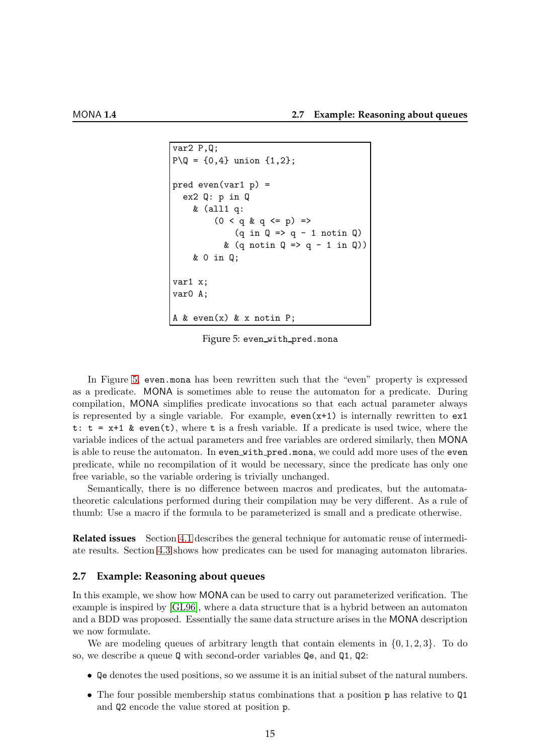```
var2 P,Q;
P\Q = {0,4} union {1,2};

pred even(var1 p) =
  ex2 Q: p in Q
    & (all1 q:
         (0 < q & q <= p) =>
             (q in Q => q - 1 notin Q)
           & (q notin Q => q - 1 in Q))
    & 0 in Q;

var1 x;
var0 A;

A & even(x) & x notin P;
```

Figure 5: even_with_pred.mona

In Figure 5, `even.mona` has been rewritten such that the "even" property is expressed as a predicate. MONA is sometimes able to reuse the automaton for a predicate. During compilation, MONA simplifies predicate invocations so that each actual parameter always is represented by a single variable. For example, `even(x+1)` is internally rewritten to `ex1 t: t = x+1 & even(t)`, where `t` is a fresh variable. If a predicate is used twice, where the variable indices of the actual parameters and free variables are ordered similarly, then MONA is able to reuse the automaton. In even_with_pred.mona, we could add more uses of the `even` predicate, while no recompilation of it would be necessary, since the predicate has only one free variable, so the variable ordering is trivially unchanged.

Semantically, there is no difference between macros and predicates, but the automata-theoretic calculations performed during their compilation may be very different. As a rule of thumb: Use a macro if the formula to be parameterized is small and a predicate otherwise.

**Related issues** Section 4.1 describes the general technique for automatic reuse of intermediate results. Section 4.3 shows how predicates can be used for managing automaton libraries.

### 2.7 Example: Reasoning about queues

In this example, we show how MONA can be used to carry out parameterized verification. The example is inspired by [GL96], where a data structure that is a hybrid between an automaton and a BDD was proposed. Essentially the same data structure arises in the MONA description we now formulate.

We are modeling queues of arbitrary length that contain elements in $\{0, 1, 2, 3\}$. To do so, we describe a queue `Q` with second-order variables `Qe`, and `Q1`, `Q2`:

- `Qe` denotes the used positions, so we assume it is an initial subset of the natural numbers.
- The four possible membership status combinations that a position `p` has relative to `Q1` and `Q2` encode the value stored at position `p`.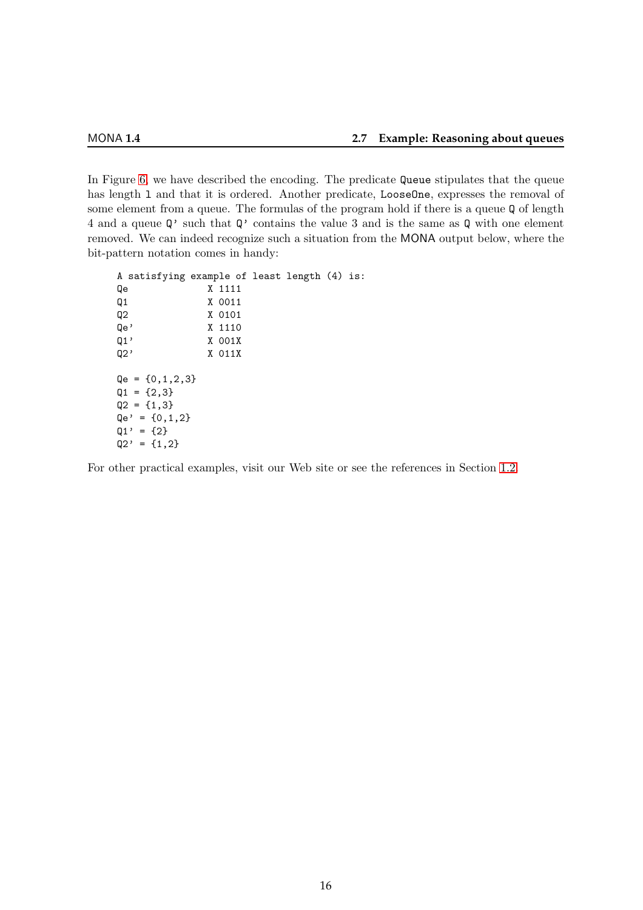In Figure 6, we have described the encoding. The predicate `Queue` stipulates that the queue has length `l` and that it is ordered. Another predicate, `LooseOne`, expresses the removal of some element from a queue. The formulas of the program hold if there is a queue `Q` of length 4 and a queue `Q'` such that `Q'` contains the value 3 and is the same as `Q` with one element removed. We can indeed recognize such a situation from the MONA output below, where the bit-pattern notation comes in handy:

```
A satisfying example of least length (4) is:
Qe              X 1111
Q1              X 0011
Q2              X 0101
Qe'             X 1110
Q1'             X 001X
Q2'             X 011X

Qe = {0,1,2,3}
Q1 = {2,3}
Q2 = {1,3}
Qe' = {0,1,2}
Q1' = {2}
Q2' = {1,2}
```

For other practical examples, visit our Web site or see the references in Section 1.2.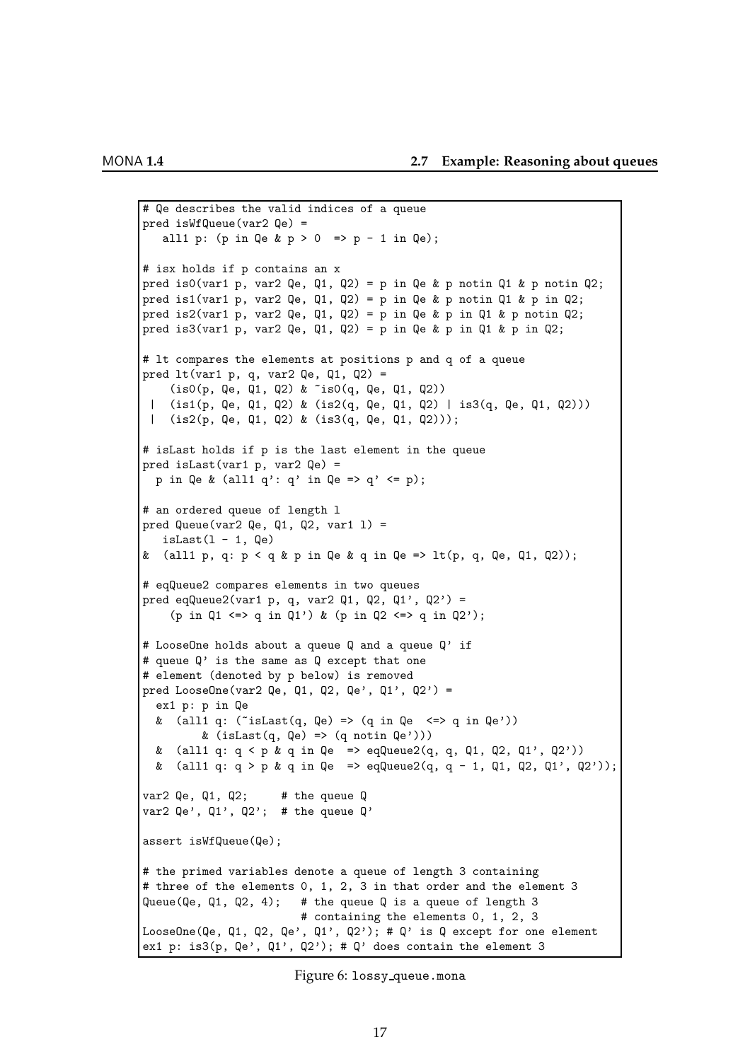```
# Qe describes the valid indices of a queue
pred isWfQueue(var2 Qe) =
   all1 p: (p in Qe & p > 0  => p - 1 in Qe);

# isx holds if p contains an x
pred is0(var1 p, var2 Qe, Q1, Q2) = p in Qe & p notin Q1 & p notin Q2;
pred is1(var1 p, var2 Qe, Q1, Q2) = p in Qe & p notin Q1 & p in Q2;
pred is2(var1 p, var2 Qe, Q1, Q2) = p in Qe & p in Q1 & p notin Q2;
pred is3(var1 p, var2 Qe, Q1, Q2) = p in Qe & p in Q1 & p in Q2;

# lt compares the elements at positions p and q of a queue
pred lt(var1 p, q, var2 Qe, Q1, Q2) =
    (is0(p, Qe, Q1, Q2) & ~is0(q, Qe, Q1, Q2))
 |  (is1(p, Qe, Q1, Q2) & (is2(q, Qe, Q1, Q2) | is3(q, Qe, Q1, Q2)))
 |  (is2(p, Qe, Q1, Q2) & (is3(q, Qe, Q1, Q2)));

# isLast holds if p is the last element in the queue
pred isLast(var1 p, var2 Qe) =
  p in Qe & (all1 q': q' in Qe => q' <= p);

# an ordered queue of length l
pred Queue(var2 Qe, Q1, Q2, var1 l) =
   isLast(l - 1, Qe)
&  (all1 p, q: p < q & p in Qe & q in Qe => lt(p, q, Qe, Q1, Q2));

# eqQueue2 compares elements in two queues
pred eqQueue2(var1 p, q, var2 Q1, Q2, Q1', Q2') =
    (p in Q1 <=> q in Q1') & (p in Q2 <=> q in Q2');

# LooseOne holds about a queue Q and a queue Q' if
# queue Q' is the same as Q except that one
# element (denoted by p below) is removed
pred LooseOne(var2 Qe, Q1, Q2, Qe', Q1', Q2') =
  ex1 p: p in Qe
  &  (all1 q: (~isLast(q, Qe) => (q in Qe  <=> q in Qe'))
         & (isLast(q, Qe) => (q notin Qe')))
  &  (all1 q: q < p & q in Qe  => eqQueue2(q, q, Q1, Q2, Q1', Q2'))
  &  (all1 q: q > p & q in Qe  => eqQueue2(q, q - 1, Q1, Q2, Q1', Q2'));

var2 Qe, Q1, Q2;     # the queue Q
var2 Qe', Q1', Q2';  # the queue Q'

assert isWfQueue(Qe);

# the primed variables denote a queue of length 3 containing
# three of the elements 0, 1, 2, 3 in that order and the element 3
Queue(Qe, Q1, Q2, 4);   # the queue Q is a queue of length 3
                        # containing the elements 0, 1, 2, 3
LooseOne(Qe, Q1, Q2, Qe', Q1', Q2'); # Q' is Q except for one element
ex1 p: is3(p, Qe', Q1', Q2'); # Q' does contain the element 3
```

Figure 6: lossy_queue.mona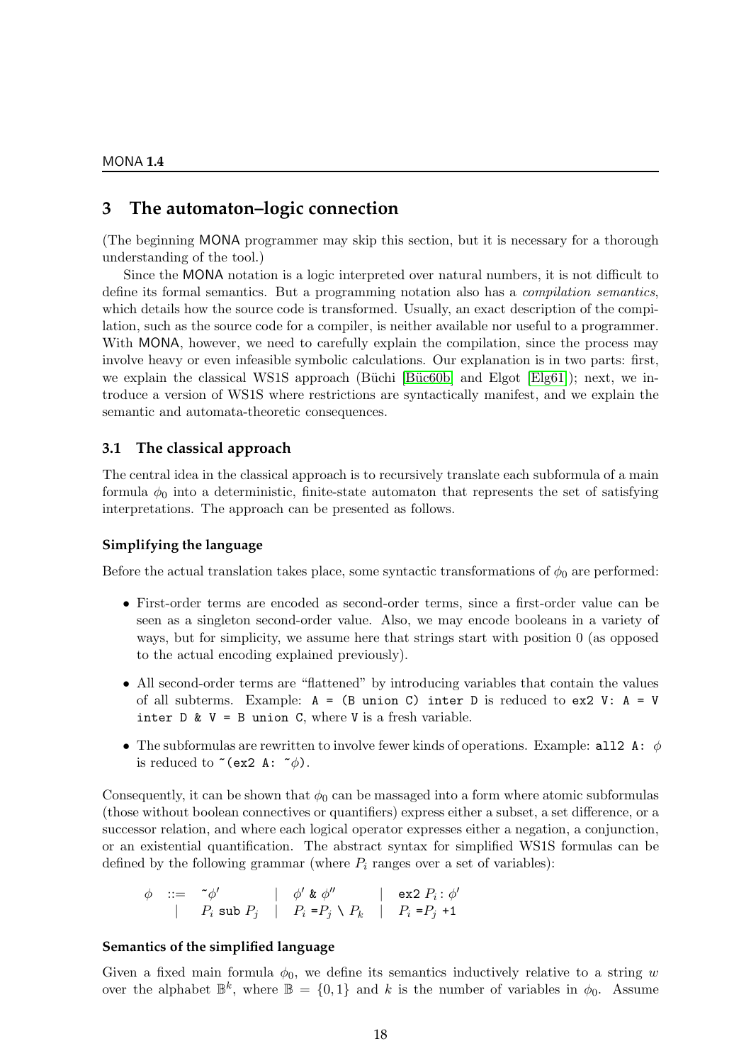# 3 The automaton–logic connection

(The beginning MONA programmer may skip this section, but it is necessary for a thorough understanding of the tool.)

Since the MONA notation is a logic interpreted over natural numbers, it is not difficult to define its formal semantics. But a programming notation also has a *compilation semantics*, which details how the source code is transformed. Usually, an exact description of the compilation, such as the source code for a compiler, is neither available nor useful to a programmer. With MONA, however, we need to carefully explain the compilation, since the process may involve heavy or even infeasible symbolic calculations. Our explanation is in two parts: first, we explain the classical WS1S approach (Büchi [Büc60b] and Elgot [Elg61]); next, we introduce a version of WS1S where restrictions are syntactically manifest, and we explain the semantic and automata-theoretic consequences.

## 3.1 The classical approach

The central idea in the classical approach is to recursively translate each subformula of a main formula $\phi_0$ into a deterministic, finite-state automaton that represents the set of satisfying interpretations. The approach can be presented as follows.

### Simplifying the language

Before the actual translation takes place, some syntactic transformations of $\phi_0$ are performed:

- First-order terms are encoded as second-order terms, since a first-order value can be seen as a singleton second-order value. Also, we may encode booleans in a variety of ways, but for simplicity, we assume here that strings start with position 0 (as opposed to the actual encoding explained previously).
- All second-order terms are "flattened" by introducing variables that contain the values of all subterms. Example: `A = (B union C) inter D` is reduced to `ex2 V: A = V inter D & V = B union C`, where `V` is a fresh variable.
- The subformulas are rewritten to involve fewer kinds of operations. Example: `all2 A:` $\phi$ is reduced to `~(ex2 A: ~`$\phi$`)`.

Consequently, it can be shown that $\phi_0$ can be massaged into a form where atomic subformulas (those without boolean connectives or quantifiers) express either a subset, a set difference, or a successor relation, and where each logical operator expresses either a negation, a conjunction, or an existential quantification. The abstract syntax for simplified WS1S formulas can be defined by the following grammar (where $P_i$ ranges over a set of variables):

$$\begin{array}{llllll} \phi & ::= & \texttt{~}\phi' & \mid\ \phi'\ \texttt{\&}\ \phi'' & \mid & \texttt{ex2}\ P_i : \phi' \\ & \mid & P_i\ \texttt{sub}\ P_j & \mid\ P_i \texttt{=} P_j \setminus P_k & \mid & P_i \texttt{=} P_j\ \texttt{+1} \end{array}$$

### Semantics of the simplified language

Given a fixed main formula $\phi_0$, we define its semantics inductively relative to a string $w$ over the alphabet $\mathbb{B}^k$, where $\mathbb{B} = \{0,1\}$ and $k$ is the number of variables in $\phi_0$. Assume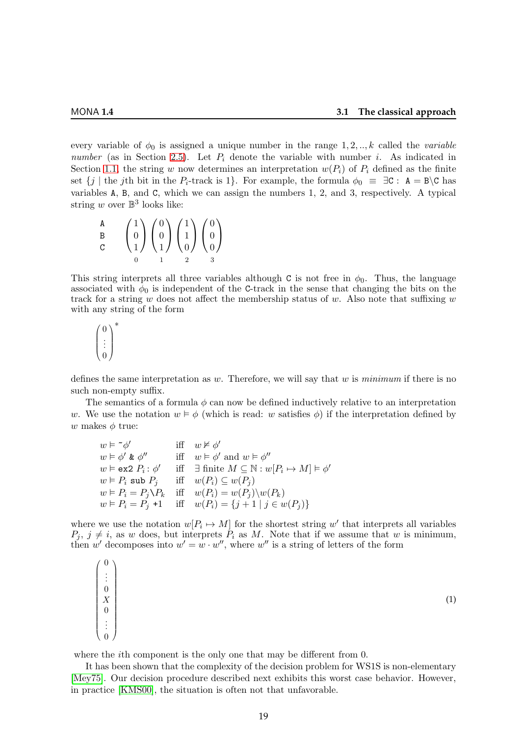every variable of $\phi_0$ is assigned a unique number in the range $1, 2, .., k$ called the *variable number* (as in Section 2.5). Let $P_i$ denote the variable with number $i$. As indicated in Section 1.1, the string $w$ now determines an interpretation $w(P_i)$ of $P_i$ defined as the finite set $\{j \mid \text{the } j\text{th bit in the } P_i\text{-track is } 1\}$. For example, the formula $\phi_0 \equiv \exists \texttt{C} : \texttt{A} = \texttt{B} \backslash \texttt{C}$ has variables `A`, `B`, and `C`, which we can assign the numbers 1, 2, and 3, respectively. A typical string $w$ over $\mathbb{B}^3$ looks like:

$$
\begin{array}{cccccc}
\texttt{A} & & & & \\
\texttt{B} & \begin{pmatrix} 1 \\ 0 \\ 1 \end{pmatrix} & \begin{pmatrix} 0 \\ 0 \\ 1 \end{pmatrix} & \begin{pmatrix} 1 \\ 1 \\ 0 \end{pmatrix} & \begin{pmatrix} 0 \\ 0 \\ 0 \end{pmatrix} \\
\texttt{C} & & & & \\
 & {\scriptstyle 0} & {\scriptstyle 1} & {\scriptstyle 2} & {\scriptstyle 3}
\end{array}
$$

This string interprets all three variables although `C` is not free in $\phi_0$. Thus, the language associated with $\phi_0$ is independent of the `C`-track in the sense that changing the bits on the track for a string $w$ does not affect the membership status of $w$. Also note that suffixing $w$ with any string of the form

$$
\begin{pmatrix} 0 \\ \vdots \\ 0 \end{pmatrix}^*
$$

defines the same interpretation as $w$. Therefore, we will say that $w$ is *minimum* if there is no such non-empty suffix.

The semantics of a formula $\phi$ can now be defined inductively relative to an interpretation $w$. We use the notation $w \vDash \phi$ (which is read: $w$ satisfies $\phi$) if the interpretation defined by $w$ makes $\phi$ true:

$$
\begin{array}{lll}
w \vDash \texttt{~}\phi' & \text{iff} & w \nvDash \phi' \\
w \vDash \phi' \texttt{ \& } \phi'' & \text{iff} & w \vDash \phi' \text{ and } w \vDash \phi'' \\
w \vDash \texttt{ex2 } P_i : \phi' & \text{iff} & \exists \text{ finite } M \subseteq \mathbb{N} : w[P_i \mapsto M] \vDash \phi' \\
w \vDash P_i \texttt{ sub } P_j & \text{iff} & w(P_i) \subseteq w(P_j) \\
w \vDash P_i = P_j \backslash P_k & \text{iff} & w(P_i) = w(P_j) \backslash w(P_k) \\
w \vDash P_i = P_j \texttt{ +1} & \text{iff} & w(P_i) = \{j + 1 \mid j \in w(P_j)\}
\end{array}
$$

where we use the notation $w[P_i \mapsto M]$ for the shortest string $w'$ that interprets all variables $P_j$, $j \neq i$, as $w$ does, but interprets $P_i$ as $M$. Note that if we assume that $w$ is minimum, then $w'$ decomposes into $w' = w \cdot w''$, where $w''$ is a string of letters of the form

$$
\begin{pmatrix} 0 \\ \vdots \\ 0 \\ X \\ 0 \\ \vdots \\ 0 \end{pmatrix} \qquad (1)
$$

where the $i$th component is the only one that may be different from 0.

It has been shown that the complexity of the decision problem for WS1S is non-elementary [Mey75]. Our decision procedure described next exhibits this worst case behavior. However, in practice [KMS00], the situation is often not that unfavorable.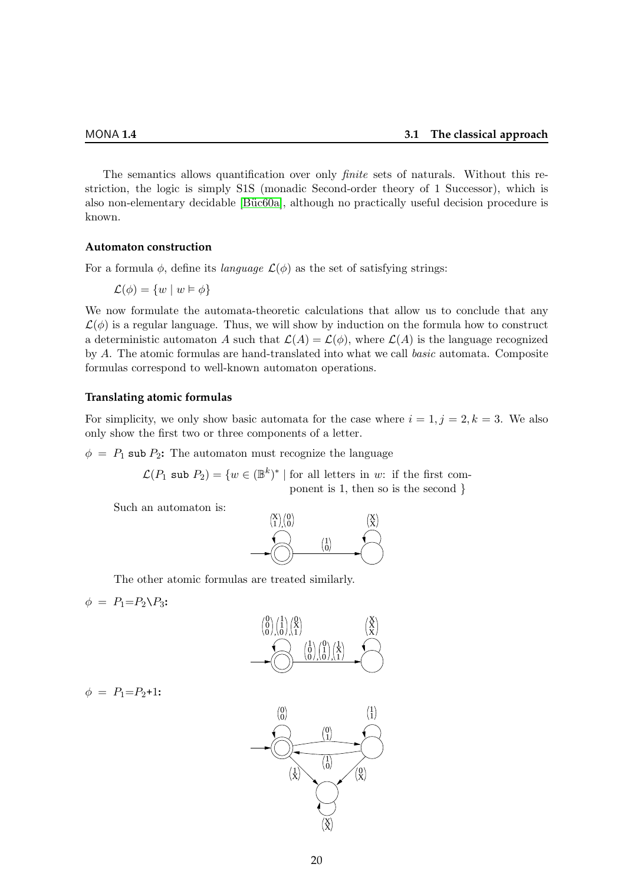The semantics allows quantification over only *finite* sets of naturals. Without this restriction, the logic is simply S1S (monadic Second-order theory of 1 Successor), which is also non-elementary decidable [Büc60a], although no practically useful decision procedure is known.

### Automaton construction

For a formula $\phi$, define its *language* $\mathcal{L}(\phi)$ as the set of satisfying strings:

$$\mathcal{L}(\phi) = \{w \mid w \vDash \phi\}$$

We now formulate the automata-theoretic calculations that allow us to conclude that any $\mathcal{L}(\phi)$ is a regular language. Thus, we will show by induction on the formula how to construct a deterministic automaton $A$ such that $\mathcal{L}(A) = \mathcal{L}(\phi)$, where $\mathcal{L}(A)$ is the language recognized by $A$. The atomic formulas are hand-translated into what we call *basic* automata. Composite formulas correspond to well-known automaton operations.

### Translating atomic formulas

For simplicity, we only show basic automata for the case where $i = 1, j = 2, k = 3$. We also only show the first two or three components of a letter.

$\phi = P_1$ `sub` $P_2$**:** The automaton must recognize the language

$$\mathcal{L}(P_1 \texttt{ sub } P_2) = \{w \in (\mathbb{B}^k)^* \mid \text{for all letters in } w\text{: if the first component is 1, then so is the second }\}$$

Such an automaton is:

The other atomic formulas are treated similarly.

$\phi = P_1 = P_2 \backslash P_3$**:**

$\phi = P_1 = P_2 + 1$**:**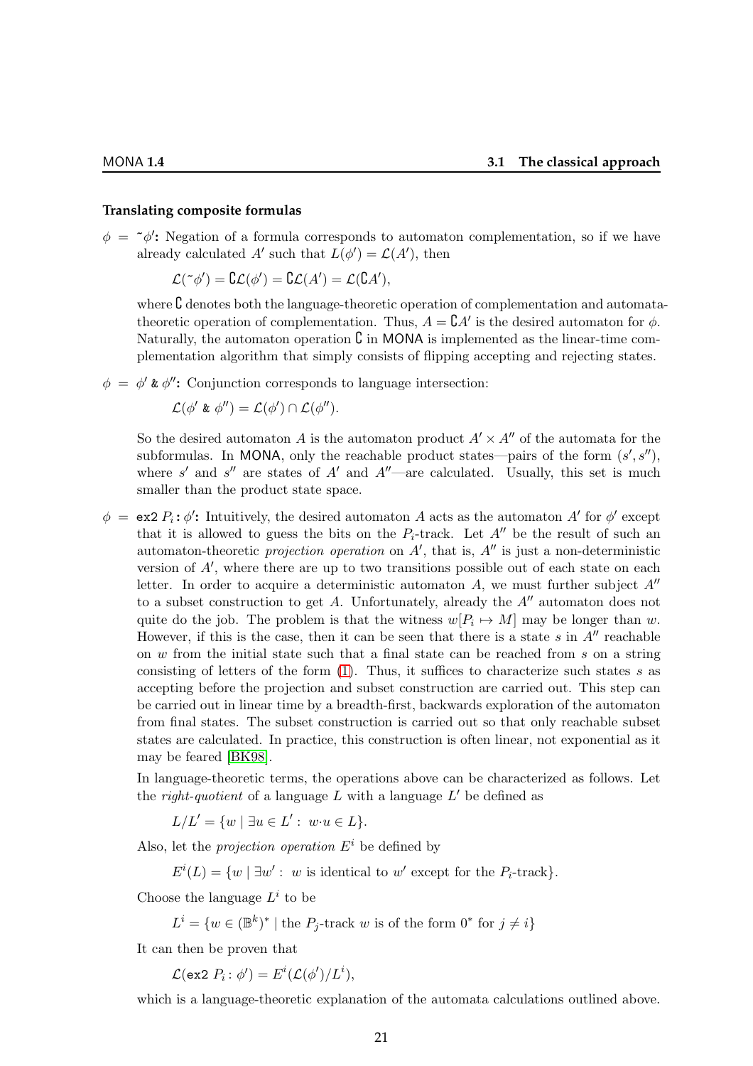#### Translating composite formulas

$\phi = \text{~}\phi'$**:** Negation of a formula corresponds to automaton complementation, so if we have already calculated $A'$ such that $L(\phi') = \mathcal{L}(A')$, then

$$\mathcal{L}(\text{~}\phi') = \complement\mathcal{L}(\phi') = \complement\mathcal{L}(A') = \mathcal{L}(\complement A'),$$

where $\complement$ denotes both the language-theoretic operation of complementation and automata-theoretic operation of complementation. Thus, $A = \complement A'$ is the desired automaton for $\phi$. Naturally, the automaton operation $\complement$ in MONA is implemented as the linear-time complementation algorithm that simply consists of flipping accepting and rejecting states.

$\phi = \phi' \;\&\; \phi''$**:** Conjunction corresponds to language intersection:

$$\mathcal{L}(\phi' \;\&\; \phi'') = \mathcal{L}(\phi') \cap \mathcal{L}(\phi'').$$

So the desired automaton $A$ is the automaton product $A' \times A''$ of the automata for the subformulas. In MONA, only the reachable product states—pairs of the form $(s', s'')$, where $s'$ and $s''$ are states of $A'$ and $A''$—are calculated. Usually, this set is much smaller than the product state space.

$\phi = \texttt{ex2}\; P_i : \phi'$**:** Intuitively, the desired automaton $A$ acts as the automaton $A'$ for $\phi'$ except that it is allowed to guess the bits on the $P_i$-track. Let $A''$ be the result of such an automaton-theoretic *projection operation* on $A'$, that is, $A''$ is just a non-deterministic version of $A'$, where there are up to two transitions possible out of each state on each letter. In order to acquire a deterministic automaton $A$, we must further subject $A''$ to a subset construction to get $A$. Unfortunately, already the $A''$ automaton does not quite do the job. The problem is that the witness $w[P_i \mapsto M]$ may be longer than $w$. However, if this is the case, then it can be seen that there is a state $s$ in $A''$ reachable on $w$ from the initial state such that a final state can be reached from $s$ on a string consisting of letters of the form (1). Thus, it suffices to characterize such states $s$ as accepting before the projection and subset construction are carried out. This step can be carried out in linear time by a breadth-first, backwards exploration of the automaton from final states. The subset construction is carried out so that only reachable subset states are calculated. In practice, this construction is often linear, not exponential as it may be feared [BK98].

In language-theoretic terms, the operations above can be characterized as follows. Let the *right-quotient* of a language $L$ with a language $L'$ be defined as

$$L/L' = \{w \mid \exists u \in L' : \; w{\cdot}u \in L\}.$$

Also, let the *projection operation* $E^i$ be defined by

$$E^i(L) = \{w \mid \exists w' : \; w \text{ is identical to } w' \text{ except for the } P_i\text{-track}\}.$$

Choose the language $L^i$ to be

$$L^i = \{w \in (\mathbb{B}^k)^* \mid \text{the } P_j\text{-track } w \text{ is of the form } 0^* \text{ for } j \neq i\}$$

It can then be proven that

$$\mathcal{L}(\texttt{ex2}\; P_i : \phi') = E^i(\mathcal{L}(\phi')/L^i),$$

which is a language-theoretic explanation of the automata calculations outlined above.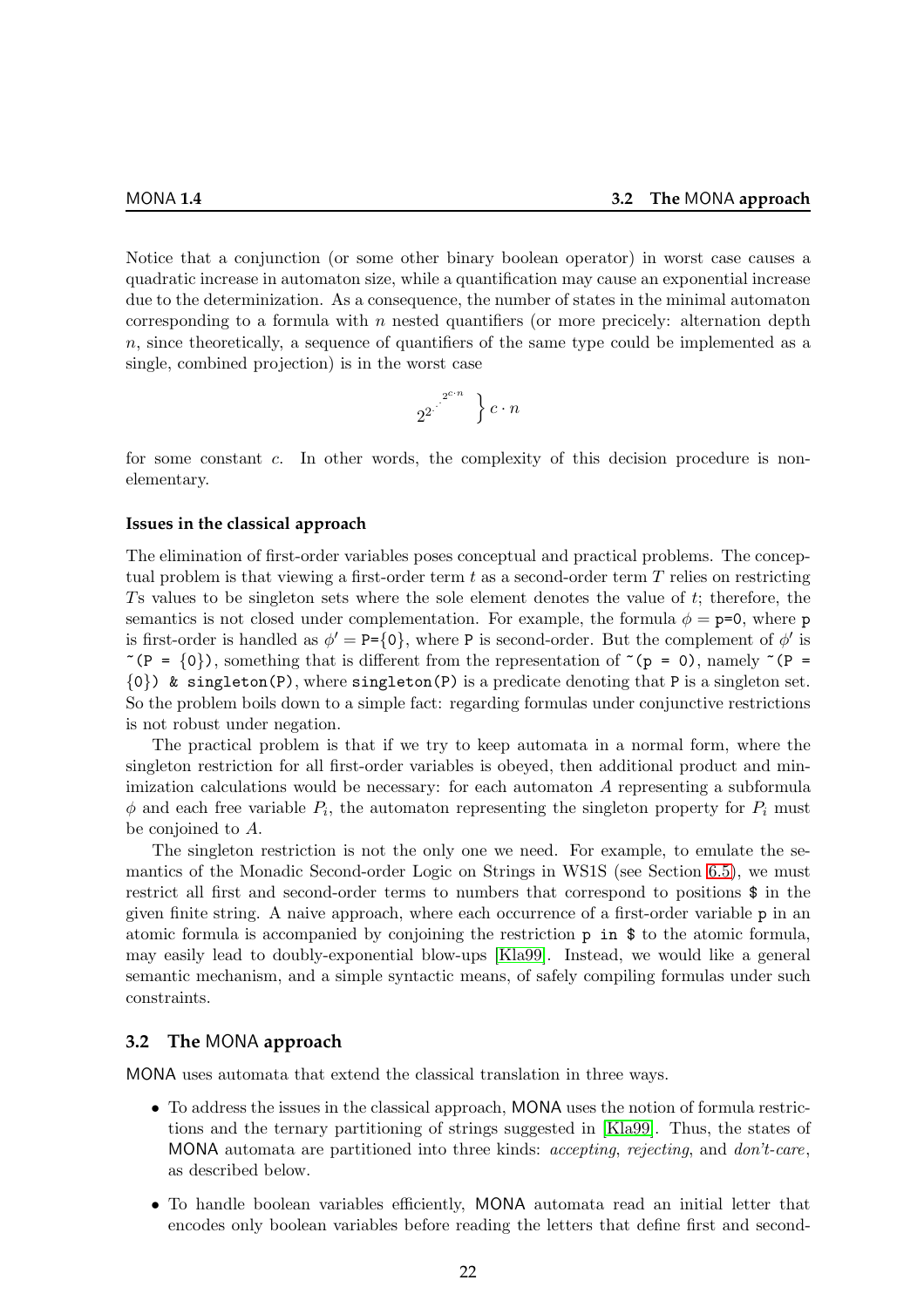Notice that a conjunction (or some other binary boolean operator) in worst case causes a quadratic increase in automaton size, while a quantification may cause an exponential increase due to the determinization. As a consequence, the number of states in the minimal automaton corresponding to a formula with $n$ nested quantifiers (or more precicely: alternation depth $n$, since theoretically, a sequence of quantifiers of the same type could be implemented as a single, combined projection) is in the worst case

$$2^{2^{\cdot^{\cdot^{2^{c \cdot n}}}}} \Big\} c \cdot n$$

for some constant $c$. In other words, the complexity of this decision procedure is non-elementary.

#### Issues in the classical approach

The elimination of first-order variables poses conceptual and practical problems. The conceptual problem is that viewing a first-order term $t$ as a second-order term $T$ relies on restricting $T$s values to be singleton sets where the sole element denotes the value of $t$; therefore, the semantics is not closed under complementation. For example, the formula $\phi =$ `p=0`, where `p` is first-order is handled as $\phi' =$ `P={0}`, where `P` is second-order. But the complement of $\phi'$ is `~(P = {0})`, something that is different from the representation of `~(p = 0)`, namely `~(P = {0}) & singleton(P)`, where `singleton(P)` is a predicate denoting that `P` is a singleton set. So the problem boils down to a simple fact: regarding formulas under conjunctive restrictions is not robust under negation.

The practical problem is that if we try to keep automata in a normal form, where the singleton restriction for all first-order variables is obeyed, then additional product and minimization calculations would be necessary: for each automaton $A$ representing a subformula $\phi$ and each free variable $P_i$, the automaton representing the singleton property for $P_i$ must be conjoined to $A$.

The singleton restriction is not the only one we need. For example, to emulate the semantics of the Monadic Second-order Logic on Strings in WS1S (see Section 6.5), we must restrict all first and second-order terms to numbers that correspond to positions `$` in the given finite string. A naive approach, where each occurrence of a first-order variable `p` in an atomic formula is accompanied by conjoining the restriction `p in $` to the atomic formula, may easily lead to doubly-exponential blow-ups [Kla99]. Instead, we would like a general semantic mechanism, and a simple syntactic means, of safely compiling formulas under such constraints.

### 3.2 The MONA approach

MONA uses automata that extend the classical translation in three ways.

- To address the issues in the classical approach, MONA uses the notion of formula restrictions and the ternary partitioning of strings suggested in [Kla99]. Thus, the states of MONA automata are partitioned into three kinds: *accepting*, *rejecting*, and *don't-care*, as described below.
- To handle boolean variables efficiently, MONA automata read an initial letter that encodes only boolean variables before reading the letters that define first and second-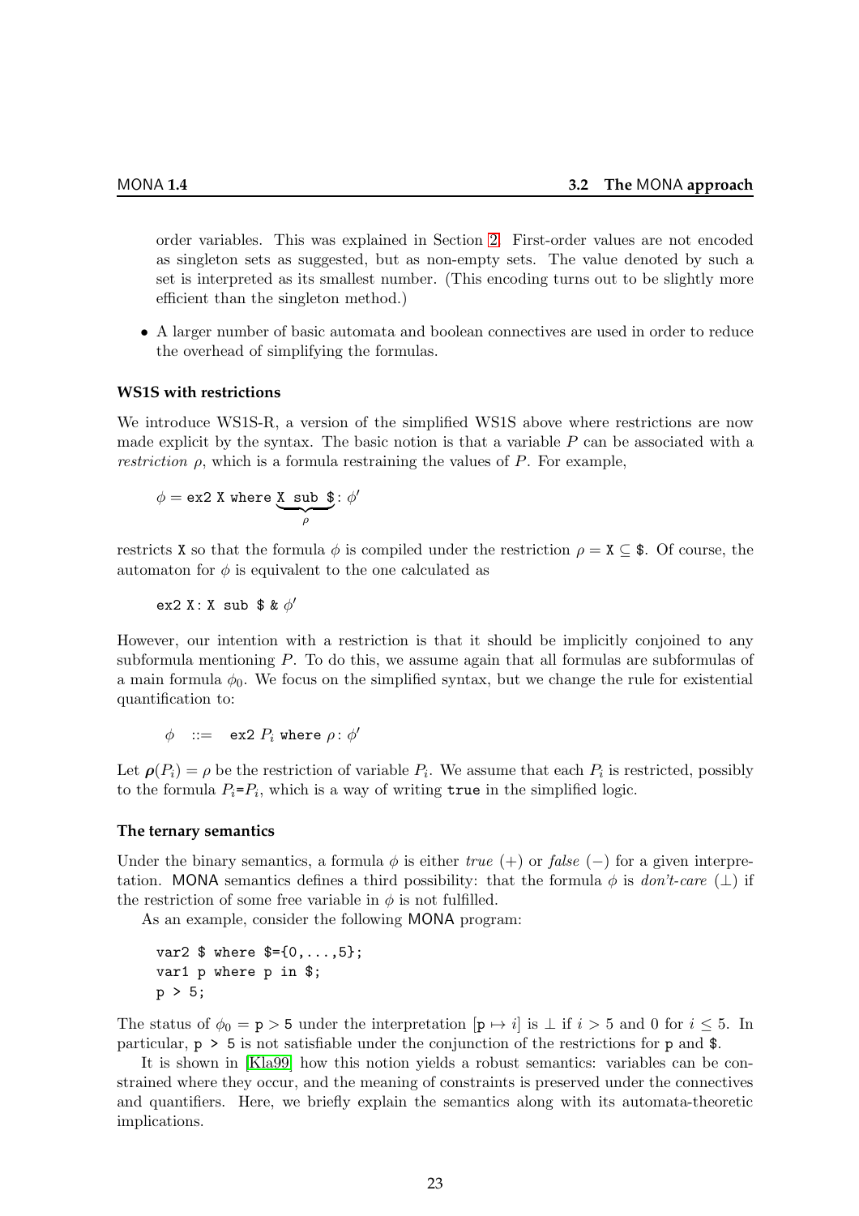order variables. This was explained in Section 2. First-order values are not encoded as singleton sets as suggested, but as non-empty sets. The value denoted by such a set is interpreted as its smallest number. (This encoding turns out to be slightly more efficient than the singleton method.)

- A larger number of basic automata and boolean connectives are used in order to reduce the overhead of simplifying the formulas.

### WS1S with restrictions

We introduce WS1S-R, a version of the simplified WS1S above where restrictions are now made explicit by the syntax. The basic notion is that a variable $P$ can be associated with a *restriction* $\rho$, which is a formula restraining the values of $P$. For example,

$$\phi = \texttt{ex2 X where } \underbrace{\texttt{X sub \$}}_{\rho}\texttt{:}\ \phi'$$

restricts `X` so that the formula $\phi$ is compiled under the restriction $\rho = \texttt{X} \subseteq \texttt{\$}$. Of course, the automaton for $\phi$ is equivalent to the one calculated as

$$\texttt{ex2 X: X sub \$ \& } \phi'$$

However, our intention with a restriction is that it should be implicitly conjoined to any subformula mentioning $P$. To do this, we assume again that all formulas are subformulas of a main formula $\phi_0$. We focus on the simplified syntax, but we change the rule for existential quantification to:

$$\phi \quad ::= \quad \texttt{ex2 } P_i \texttt{ where } \rho\texttt{:}\ \phi'$$

Let $\boldsymbol{\rho}(P_i) = \rho$ be the restriction of variable $P_i$. We assume that each $P_i$ is restricted, possibly to the formula $P_i$=$P_i$, which is a way of writing `true` in the simplified logic.

### The ternary semantics

Under the binary semantics, a formula $\phi$ is either *true* $(+)$ or *false* $(-)$ for a given interpretation. MONA semantics defines a third possibility: that the formula $\phi$ is *don't-care* $(\perp)$ if the restriction of some free variable in $\phi$ is not fulfilled.

As an example, consider the following MONA program:

```
var2 $ where $={0,...,5};
var1 p where p in $;
p > 5;
```

The status of $\phi_0 = \texttt{p} > 5$ under the interpretation $[\texttt{p} \mapsto i]$ is $\perp$ if $i > 5$ and 0 for $i \leq 5$. In particular, `p > 5` is not satisfiable under the conjunction of the restrictions for `p` and `$`.

It is shown in [Kla99] how this notion yields a robust semantics: variables can be constrained where they occur, and the meaning of constraints is preserved under the connectives and quantifiers. Here, we briefly explain the semantics along with its automata-theoretic implications.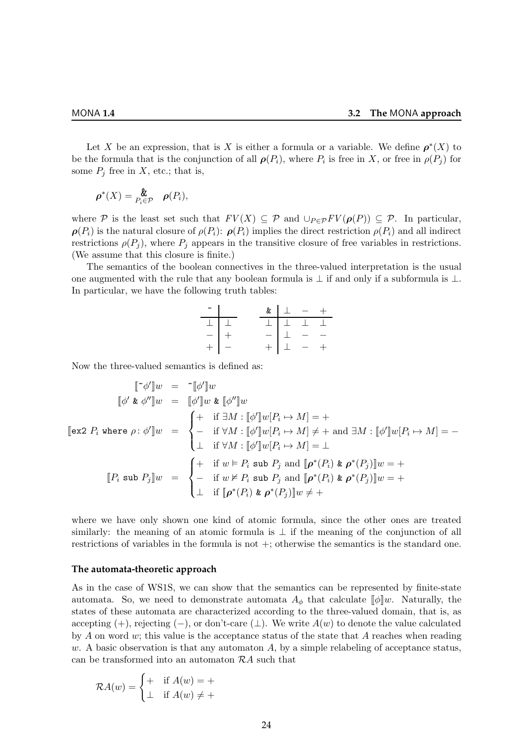Let $X$ be an expression, that is $X$ is either a formula or a variable. We define $\boldsymbol{\rho}^*(X)$ to be the formula that is the conjunction of all $\boldsymbol{\rho}(P_i)$, where $P_i$ is free in $X$, or free in $\rho(P_j)$ for some $P_j$ free in $X$, etc.; that is,

$$\boldsymbol{\rho}^*(X) = \mathop{\&}_{P_i \in \mathcal{P}} \boldsymbol{\rho}(P_i),$$

where $\mathcal{P}$ is the least set such that $FV(X) \subseteq \mathcal{P}$ and $\cup_{P \in \mathcal{P}} FV(\boldsymbol{\rho}(P)) \subseteq \mathcal{P}$. In particular, $\boldsymbol{\rho}(P_i)$ is the natural closure of $\rho(P_i)$: $\boldsymbol{\rho}(P_i)$ implies the direct restriction $\rho(P_i)$ and all indirect restrictions $\rho(P_j)$, where $P_j$ appears in the transitive closure of free variables in restrictions. (We assume that this closure is finite.)

The semantics of the boolean connectives in the three-valued interpretation is the usual one augmented with the rule that any boolean formula is $\bot$ if and only if a subformula is $\bot$. In particular, we have the following truth tables:

| `~` | |
|---|---|
| $\bot$ | $\bot$ |
| $-$ | $+$ |
| $+$ | $-$ |

| `&` | $\bot$ | $-$ | $+$ |
|---|---|---|---|
| $\bot$ | $\bot$ | $\bot$ | $\bot$ |
| $-$ | $\bot$ | $-$ | $-$ |
| $+$ | $\bot$ | $-$ | $+$ |

Now the three-valued semantics is defined as:

$$
\begin{aligned}
[\![\texttt{~}\phi']\!]w &= \texttt{~}[\![\phi']\!]w \\
[\![\phi' \texttt{ \& } \phi'']\!]w &= [\![\phi']\!]w \texttt{ \& } [\![\phi'']\!]w \\
[\![\texttt{ex2 } P_i \texttt{ where } \rho \texttt{:}\ \phi']\!]w &= \begin{cases} + & \text{if } \exists M : [\![\phi']\!]w[P_i \mapsto M] = + \\ - & \text{if } \forall M : [\![\phi']\!]w[P_i \mapsto M] \neq + \text{ and } \exists M : [\![\phi']\!]w[P_i \mapsto M] = - \\ \bot & \text{if } \forall M : [\![\phi']\!]w[P_i \mapsto M] = \bot \end{cases} \\
[\![P_i \texttt{ sub } P_j]\!]w &= \begin{cases} + & \text{if } w \vDash P_i \texttt{ sub } P_j \text{ and } [\![\boldsymbol{\rho}^*(P_i) \texttt{ \& } \boldsymbol{\rho}^*(P_j)]\!]w = + \\ - & \text{if } w \nvDash P_i \texttt{ sub } P_j \text{ and } [\![\boldsymbol{\rho}^*(P_i) \texttt{ \& } \boldsymbol{\rho}^*(P_j)]\!]w = + \\ \bot & \text{if } [\![\boldsymbol{\rho}^*(P_i) \texttt{ \& } \boldsymbol{\rho}^*(P_j)]\!]w \neq + \end{cases}
\end{aligned}
$$

where we have only shown one kind of atomic formula, since the other ones are treated similarly: the meaning of an atomic formula is $\bot$ if the meaning of the conjunction of all restrictions of variables in the formula is not $+$; otherwise the semantics is the standard one.

### The automata-theoretic approach

As in the case of WS1S, we can show that the semantics can be represented by finite-state automata. So, we need to demonstrate automata $A_\phi$ that calculate $[\![\phi]\!]w$. Naturally, the states of these automata are characterized according to the three-valued domain, that is, as accepting ($+$), rejecting ($-$), or don't-care ($\bot$). We write $A(w)$ to denote the value calculated by $A$ on word $w$; this value is the acceptance status of the state that $A$ reaches when reading $w$. A basic observation is that any automaton $A$, by a simple relabeling of acceptance status, can be transformed into an automaton $\mathcal{R}A$ such that

$$\mathcal{R}A(w) = \begin{cases} + & \text{if } A(w) = + \\ \bot & \text{if } A(w) \neq + \end{cases}$$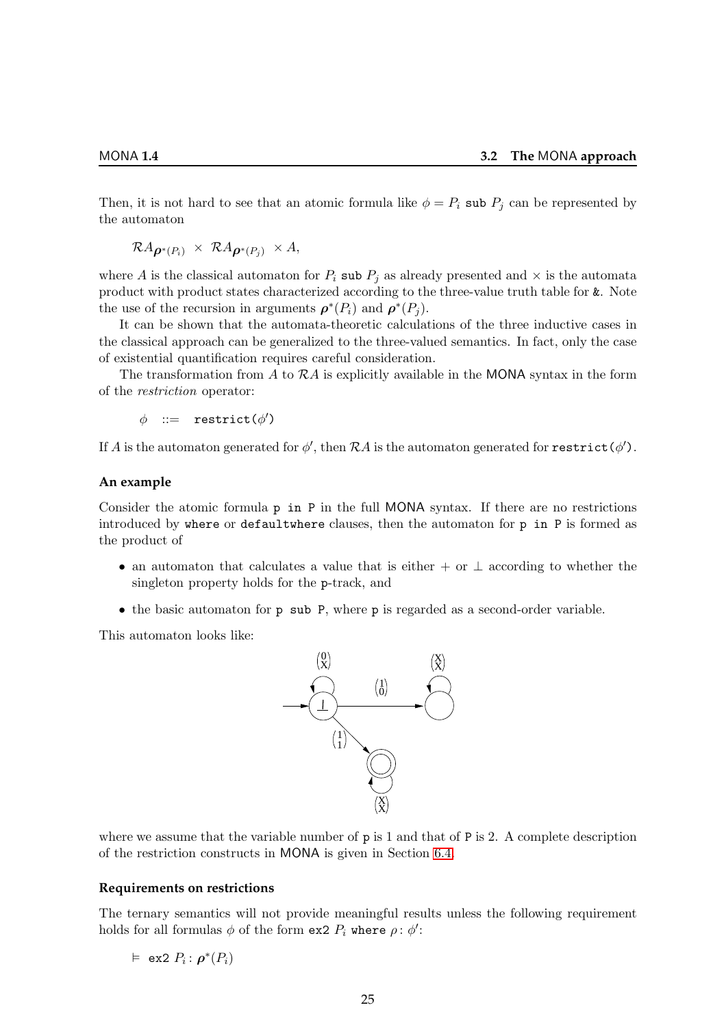Then, it is not hard to see that an atomic formula like $\phi = P_i$ `sub` $P_j$ can be represented by the automaton

$$\mathcal{R}A_{\boldsymbol{\rho}^*(P_i)} \times \mathcal{R}A_{\boldsymbol{\rho}^*(P_j)} \times A,$$

where $A$ is the classical automaton for $P_i$ `sub` $P_j$ as already presented and $\times$ is the automata product with product states characterized according to the three-value truth table for `&`. Note the use of the recursion in arguments $\boldsymbol{\rho}^*(P_i)$ and $\boldsymbol{\rho}^*(P_j)$.

It can be shown that the automata-theoretic calculations of the three inductive cases in the classical approach can be generalized to the three-valued semantics. In fact, only the case of existential quantification requires careful consideration.

The transformation from $A$ to $\mathcal{R}A$ is explicitly available in the MONA syntax in the form of the *restriction* operator:

$\phi$ ::= `restrict(`$\phi'$`)`

If $A$ is the automaton generated for $\phi'$, then $\mathcal{R}A$ is the automaton generated for `restrict(`$\phi'$`)`.

#### An example

Consider the atomic formula `p in P` in the full MONA syntax. If there are no restrictions introduced by `where` or `defaultwhere` clauses, then the automaton for `p in P` is formed as the product of

- an automaton that calculates a value that is either $+$ or $\perp$ according to whether the singleton property holds for the `p`-track, and
- the basic automaton for `p sub P`, where `p` is regarded as a second-order variable.

This automaton looks like:

where we assume that the variable number of `p` is 1 and that of `P` is 2. A complete description of the restriction constructs in MONA is given in Section 6.4.

#### Requirements on restrictions

The ternary semantics will not provide meaningful results unless the following requirement holds for all formulas $\phi$ of the form `ex2` $P_i$ `where` $\rho$: $\phi'$:

$\models$ `ex2` $P_i$ : $\boldsymbol{\rho}^*(P_i)$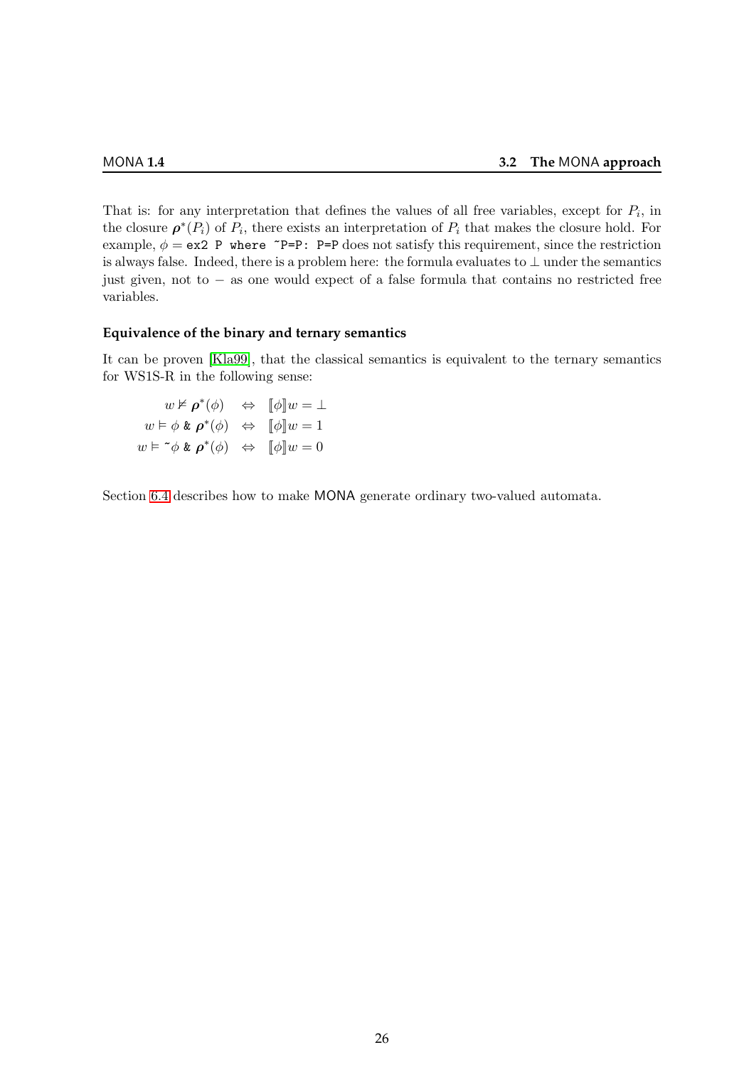That is: for any interpretation that defines the values of all free variables, except for $P_i$, in the closure $\boldsymbol{\rho}^*(P_i)$ of $P_i$, there exists an interpretation of $P_i$ that makes the closure hold. For example, $\phi =$ `ex2 P where ~P=P: P=P` does not satisfy this requirement, since the restriction is always false. Indeed, there is a problem here: the formula evaluates to $\perp$ under the semantics just given, not to $-$ as one would expect of a false formula that contains no restricted free variables.

#### Equivalence of the binary and ternary semantics

It can be proven [Kla99], that the classical semantics is equivalent to the ternary semantics for WS1S-R in the following sense:

$$
\begin{aligned}
w \nvDash \boldsymbol{\rho}^*(\phi) \quad &\Leftrightarrow \quad [\![\phi]\!]w = \perp \\
w \vDash \phi \;\texttt{\&}\; \boldsymbol{\rho}^*(\phi) \quad &\Leftrightarrow \quad [\![\phi]\!]w = 1 \\
w \vDash \texttt{\~{}}\phi \;\texttt{\&}\; \boldsymbol{\rho}^*(\phi) \quad &\Leftrightarrow \quad [\![\phi]\!]w = 0
\end{aligned}
$$

Section 6.4 describes how to make MONA generate ordinary two-valued automata.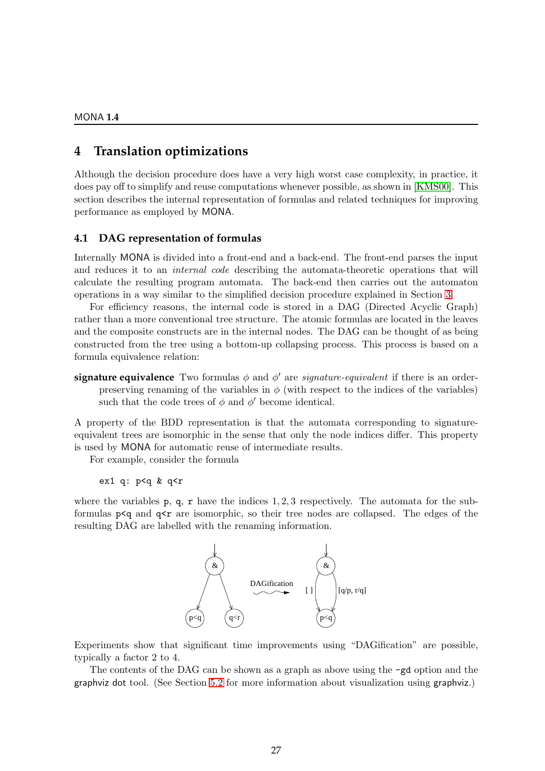# 4 Translation optimizations

Although the decision procedure does have a very high worst case complexity, in practice, it does pay off to simplify and reuse computations whenever possible, as shown in [KMS00]. This section describes the internal representation of formulas and related techniques for improving performance as employed by MONA.

## 4.1 DAG representation of formulas

Internally MONA is divided into a front-end and a back-end. The front-end parses the input and reduces it to an *internal code* describing the automata-theoretic operations that will calculate the resulting program automata. The back-end then carries out the automaton operations in a way similar to the simplified decision procedure explained in Section 3.

For efficiency reasons, the internal code is stored in a DAG (Directed Acyclic Graph) rather than a more conventional tree structure. The atomic formulas are located in the leaves and the composite constructs are in the internal nodes. The DAG can be thought of as being constructed from the tree using a bottom-up collapsing process. This process is based on a formula equivalence relation:

**signature equivalence** Two formulas $\phi$ and $\phi'$ are *signature-equivalent* if there is an order-preserving renaming of the variables in $\phi$ (with respect to the indices of the variables) such that the code trees of $\phi$ and $\phi'$ become identical.

A property of the BDD representation is that the automata corresponding to signature-equivalent trees are isomorphic in the sense that only the node indices differ. This property is used by MONA for automatic reuse of intermediate results.

For example, consider the formula

```
ex1 q: p<q & q<r
```

where the variables p, q, r have the indices $1, 2, 3$ respectively. The automata for the subformulas p<q and q<r are isomorphic, so their tree nodes are collapsed. The edges of the resulting DAG are labelled with the renaming information.

Experiments show that significant time improvements using "DAGification" are possible, typically a factor 2 to 4.

The contents of the DAG can be shown as a graph as above using the -gd option and the graphviz dot tool. (See Section 5.2 for more information about visualization using graphviz.)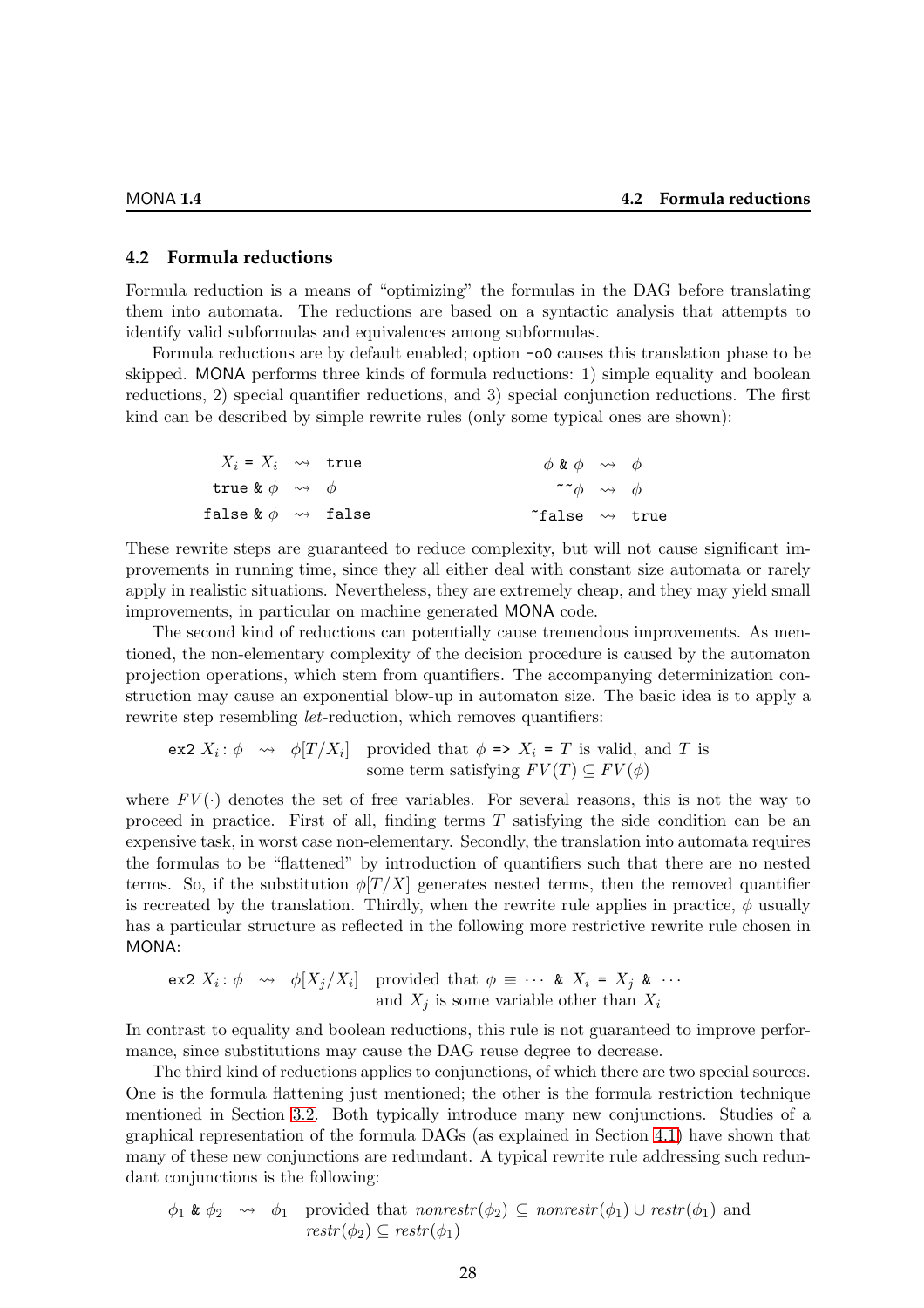## 4.2 Formula reductions

Formula reduction is a means of "optimizing" the formulas in the DAG before translating them into automata. The reductions are based on a syntactic analysis that attempts to identify valid subformulas and equivalences among subformulas.

Formula reductions are by default enabled; option `-o0` causes this translation phase to be skipped. MONA performs three kinds of formula reductions: 1) simple equality and boolean reductions, 2) special quantifier reductions, and 3) special conjunction reductions. The first kind can be described by simple rewrite rules (only some typical ones are shown):

$$
\begin{array}{lll@{\qquad\qquad}lll}
X_i \texttt{ = } X_i & \rightsquigarrow & \texttt{true} & \phi \texttt{ \& } \phi & \rightsquigarrow & \phi \\
\texttt{true \& } \phi & \rightsquigarrow & \phi & \texttt{\~{}\~{}}\phi & \rightsquigarrow & \phi \\
\texttt{false \& } \phi & \rightsquigarrow & \texttt{false} & \texttt{\~{}false} & \rightsquigarrow & \texttt{true}
\end{array}
$$

These rewrite steps are guaranteed to reduce complexity, but will not cause significant improvements in running time, since they all either deal with constant size automata or rarely apply in realistic situations. Nevertheless, they are extremely cheap, and they may yield small improvements, in particular on machine generated MONA code.

The second kind of reductions can potentially cause tremendous improvements. As mentioned, the non-elementary complexity of the decision procedure is caused by the automaton projection operations, which stem from quantifiers. The accompanying determinization construction may cause an exponential blow-up in automaton size. The basic idea is to apply a rewrite step resembling *let*-reduction, which removes quantifiers:

$$\texttt{ex2 } X_i : \phi \quad \rightsquigarrow \quad \phi[T/X_i] \quad \text{provided that } \phi \texttt{ => } X_i \texttt{ = } T \text{ is valid, and } T \text{ is some term satisfying } FV(T) \subseteq FV(\phi)$$

where $FV(\cdot)$ denotes the set of free variables. For several reasons, this is not the way to proceed in practice. First of all, finding terms $T$ satisfying the side condition can be an expensive task, in worst case non-elementary. Secondly, the translation into automata requires the formulas to be "flattened" by introduction of quantifiers such that there are no nested terms. So, if the substitution $\phi[T/X]$ generates nested terms, then the removed quantifier is recreated by the translation. Thirdly, when the rewrite rule applies in practice, $\phi$ usually has a particular structure as reflected in the following more restrictive rewrite rule chosen in MONA:

$$\texttt{ex2 } X_i : \phi \quad \rightsquigarrow \quad \phi[X_j/X_i] \quad \text{provided that } \phi \equiv \cdots \texttt{ \& } X_i \texttt{ = } X_j \texttt{ \& } \cdots \text{ and } X_j \text{ is some variable other than } X_i$$

In contrast to equality and boolean reductions, this rule is not guaranteed to improve performance, since substitutions may cause the DAG reuse degree to decrease.

The third kind of reductions applies to conjunctions, of which there are two special sources. One is the formula flattening just mentioned; the other is the formula restriction technique mentioned in Section 3.2. Both typically introduce many new conjunctions. Studies of a graphical representation of the formula DAGs (as explained in Section 4.1) have shown that many of these new conjunctions are redundant. A typical rewrite rule addressing such redundant conjunctions is the following:

$$\phi_1 \texttt{ \& } \phi_2 \quad \rightsquigarrow \quad \phi_1 \quad \text{provided that } \mathit{nonrestr}(\phi_2) \subseteq \mathit{nonrestr}(\phi_1) \cup \mathit{restr}(\phi_1) \text{ and } \mathit{restr}(\phi_2) \subseteq \mathit{restr}(\phi_1)$$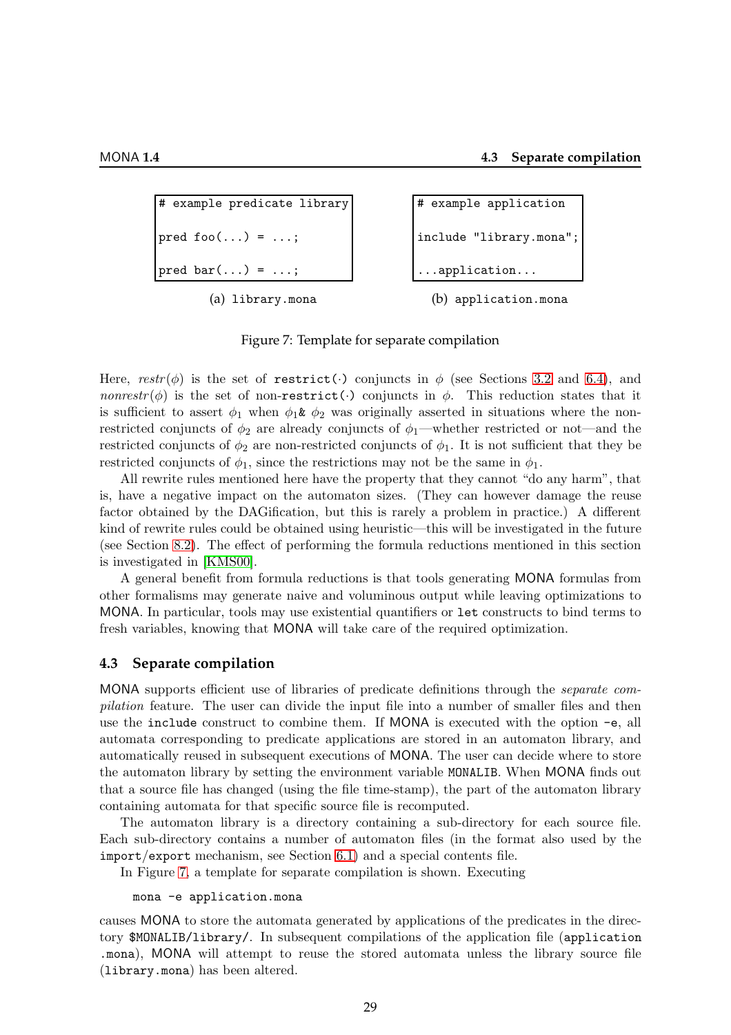```
# example predicate library

pred foo(...) = ...;

pred bar(...) = ...;
```

(a) `library.mona`

```
# example application

include "library.mona";

...application...
```

(b) `application.mona`

Figure 7: Template for separate compilation

Here, *restr*($\phi$) is the set of `restrict(·)` conjuncts in $\phi$ (see Sections 3.2 and 6.4), and *nonrestr*($\phi$) is the set of non-`restrict(·)` conjuncts in $\phi$. This reduction states that it is sufficient to assert $\phi_1$ when $\phi_1$`&` $\phi_2$ was originally asserted in situations where the non-restricted conjuncts of $\phi_2$ are already conjuncts of $\phi_1$—whether restricted or not—and the restricted conjuncts of $\phi_2$ are non-restricted conjuncts of $\phi_1$. It is not sufficient that they be restricted conjuncts of $\phi_1$, since the restrictions may not be the same in $\phi_1$.

All rewrite rules mentioned here have the property that they cannot "do any harm", that is, have a negative impact on the automaton sizes. (They can however damage the reuse factor obtained by the DAGification, but this is rarely a problem in practice.) A different kind of rewrite rules could be obtained using heuristic—this will be investigated in the future (see Section 8.2). The effect of performing the formula reductions mentioned in this section is investigated in [KMS00].

A general benefit from formula reductions is that tools generating MONA formulas from other formalisms may generate naive and voluminous output while leaving optimizations to MONA. In particular, tools may use existential quantifiers or `let` constructs to bind terms to fresh variables, knowing that MONA will take care of the required optimization.

### 4.3 Separate compilation

MONA supports efficient use of libraries of predicate definitions through the *separate compilation* feature. The user can divide the input file into a number of smaller files and then use the `include` construct to combine them. If MONA is executed with the option `-e`, all automata corresponding to predicate applications are stored in an automaton library, and automatically reused in subsequent executions of MONA. The user can decide where to store the automaton library by setting the environment variable `MONALIB`. When MONA finds out that a source file has changed (using the file time-stamp), the part of the automaton library containing automata for that specific source file is recomputed.

The automaton library is a directory containing a sub-directory for each source file. Each sub-directory contains a number of automaton files (in the format also used by the `import`/`export` mechanism, see Section 6.1) and a special contents file.

In Figure 7, a template for separate compilation is shown. Executing

```
mona -e application.mona
```

causes MONA to store the automata generated by applications of the predicates in the directory `$MONALIB/library/`. In subsequent compilations of the application file (`application.mona`), MONA will attempt to reuse the stored automata unless the library source file (`library.mona`) has been altered.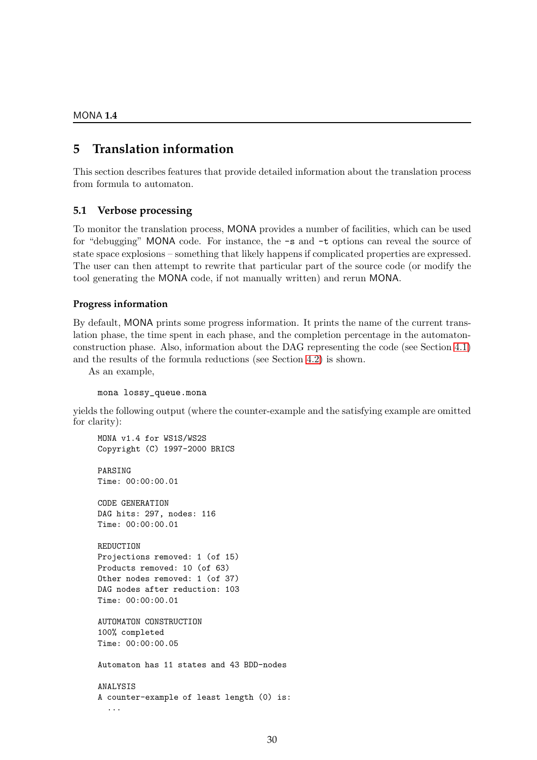# 5 Translation information

This section describes features that provide detailed information about the translation process from formula to automaton.

## 5.1 Verbose processing

To monitor the translation process, MONA provides a number of facilities, which can be used for "debugging" MONA code. For instance, the `-s` and `-t` options can reveal the source of state space explosions – something that likely happens if complicated properties are expressed. The user can then attempt to rewrite that particular part of the source code (or modify the tool generating the MONA code, if not manually written) and rerun MONA.

### Progress information

By default, MONA prints some progress information. It prints the name of the current translation phase, the time spent in each phase, and the completion percentage in the automaton-construction phase. Also, information about the DAG representing the code (see Section 4.1) and the results of the formula reductions (see Section 4.2) is shown.

As an example,

```
mona lossy_queue.mona
```

yields the following output (where the counter-example and the satisfying example are omitted for clarity):

```
MONA v1.4 for WS1S/WS2S
Copyright (C) 1997-2000 BRICS

PARSING
Time: 00:00:00.01

CODE GENERATION
DAG hits: 297, nodes: 116
Time: 00:00:00.01

REDUCTION
Projections removed: 1 (of 15)
Products removed: 10 (of 63)
Other nodes removed: 1 (of 37)
DAG nodes after reduction: 103
Time: 00:00:00.01

AUTOMATON CONSTRUCTION
100% completed
Time: 00:00:00.05

Automaton has 11 states and 43 BDD-nodes

ANALYSIS
A counter-example of least length (0) is:
  ...
```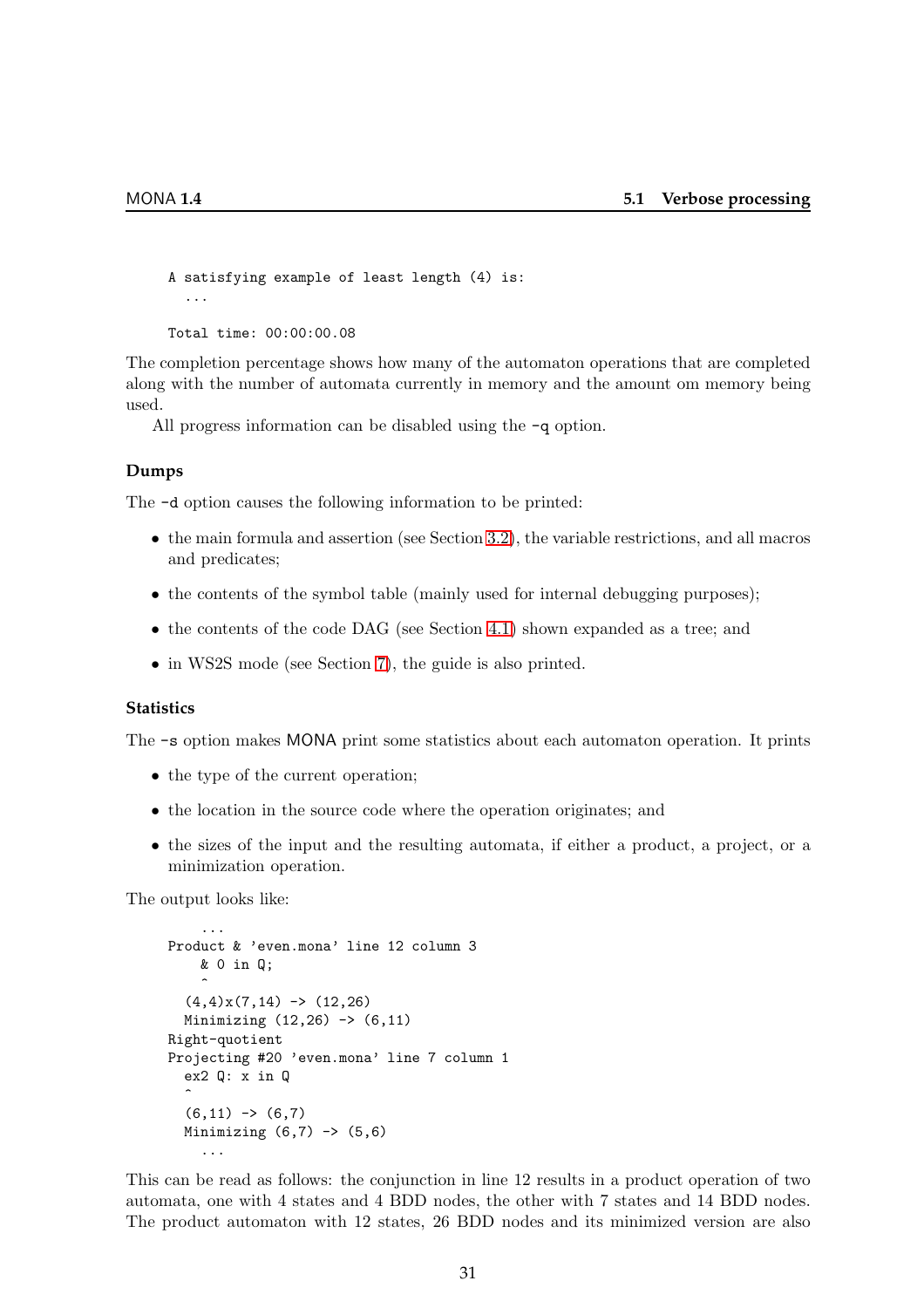```
A satisfying example of least length (4) is:
  ...

Total time: 00:00:00.08
```

The completion percentage shows how many of the automaton operations that are completed along with the number of automata currently in memory and the amount om memory being used.

All progress information can be disabled using the `-q` option.

### Dumps

The `-d` option causes the following information to be printed:

- the main formula and assertion (see Section 3.2), the variable restrictions, and all macros and predicates;
- the contents of the symbol table (mainly used for internal debugging purposes);
- the contents of the code DAG (see Section 4.1) shown expanded as a tree; and
- in WS2S mode (see Section 7), the guide is also printed.

### Statistics

The `-s` option makes MONA print some statistics about each automaton operation. It prints

- the type of the current operation;
- the location in the source code where the operation originates; and
- the sizes of the input and the resulting automata, if either a product, a project, or a minimization operation.

The output looks like:

```
    ...
Product & 'even.mona' line 12 column 3
    & 0 in Q;
    ^
  (4,4)x(7,14) -> (12,26)
  Minimizing (12,26) -> (6,11)
Right-quotient
Projecting #20 'even.mona' line 7 column 1
  ex2 Q: x in Q
  ^
  (6,11) -> (6,7)
  Minimizing (6,7) -> (5,6)
    ...
```

This can be read as follows: the conjunction in line 12 results in a product operation of two automata, one with 4 states and 4 BDD nodes, the other with 7 states and 14 BDD nodes. The product automaton with 12 states, 26 BDD nodes and its minimized version are also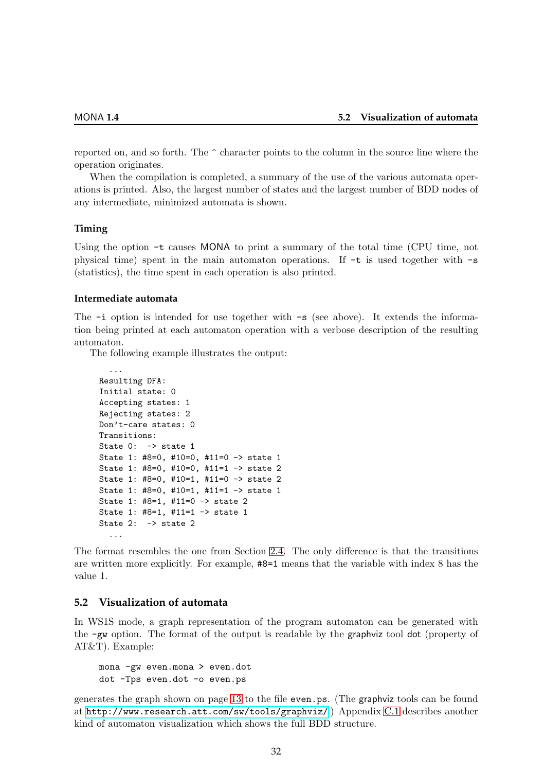reported on, and so forth. The ^ character points to the column in the source line where the operation originates.

When the compilation is completed, a summary of the use of the various automata operations is printed. Also, the largest number of states and the largest number of BDD nodes of any intermediate, minimized automata is shown.

#### Timing

Using the option `-t` causes MONA to print a summary of the total time (CPU time, not physical time) spent in the main automaton operations. If `-t` is used together with `-s` (statistics), the time spent in each operation is also printed.

#### Intermediate automata

The `-i` option is intended for use together with `-s` (see above). It extends the information being printed at each automaton operation with a verbose description of the resulting automaton.

The following example illustrates the output:

```
  ...
Resulting DFA:
Initial state: 0
Accepting states: 1
Rejecting states: 2
Don't-care states: 0
Transitions:
State 0:  -> state 1
State 1: #8=0, #10=0, #11=0 -> state 1
State 1: #8=0, #10=0, #11=1 -> state 2
State 1: #8=0, #10=1, #11=0 -> state 2
State 1: #8=0, #10=1, #11=1 -> state 1
State 1: #8=1, #11=0 -> state 2
State 1: #8=1, #11=1 -> state 1
State 2:  -> state 2
  ...
```

The format resembles the one from Section 2.4. The only difference is that the transitions are written more explicitly. For example, `#8=1` means that the variable with index 8 has the value 1.

### 5.2 Visualization of automata

In WS1S mode, a graph representation of the program automaton can be generated with the `-gw` option. The format of the output is readable by the graphviz tool dot (property of AT&T). Example:

```
mona -gw even.mona > even.dot
dot -Tps even.dot -o even.ps
```

generates the graph shown on page 13 to the file `even.ps`. (The graphviz tools can be found at `http://www.research.att.com/sw/tools/graphviz/`.) Appendix C.1 describes another kind of automaton visualization which shows the full BDD structure.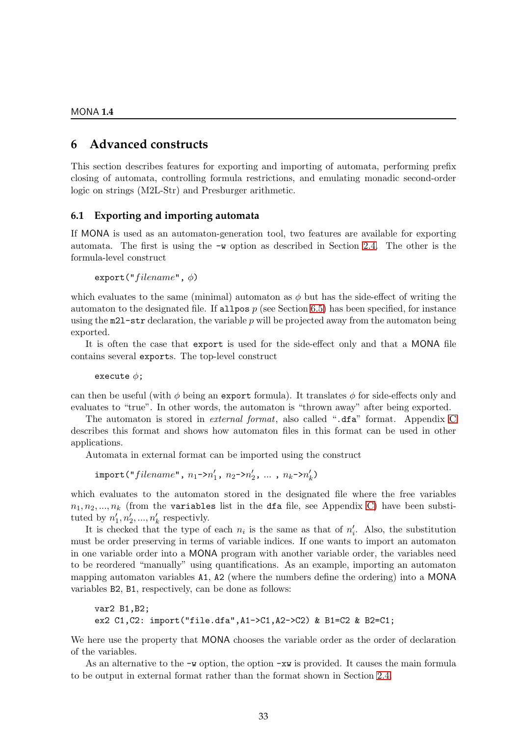## 6 Advanced constructs

This section describes features for exporting and importing of automata, performing prefix closing of automata, controlling formula restrictions, and emulating monadic second-order logic on strings (M2L-Str) and Presburger arithmetic.

### 6.1 Exporting and importing automata

If MONA is used as an automaton-generation tool, two features are available for exporting automata. The first is using the `-w` option as described in Section 2.4. The other is the formula-level construct

`export("`*filename*`",` $\phi$`)`

which evaluates to the same (minimal) automaton as $\phi$ but has the side-effect of writing the automaton to the designated file. If `allpos` $p$ (see Section 6.5) has been specified, for instance using the `m2l-str` declaration, the variable $p$ will be projected away from the automaton being exported.

It is often the case that `export` is used for the side-effect only and that a MONA file contains several `export`s. The top-level construct

`execute` $\phi$`;`

can then be useful (with $\phi$ being an `export` formula). It translates $\phi$ for side-effects only and evaluates to "true". In other words, the automaton is "thrown away" after being exported.

The automaton is stored in *external format*, also called "`.dfa`" format. Appendix C describes this format and shows how automaton files in this format can be used in other applications.

Automata in external format can be imported using the construct

`import("`*filename*`",` $n_1$`->`$n'_1$`,` $n_2$`->`$n'_2$`, ... ,` $n_k$`->`$n'_k$`)`

which evaluates to the automaton stored in the designated file where the free variables $n_1, n_2, ..., n_k$ (from the `variables` list in the `dfa` file, see Appendix C) have been substituted by $n'_1, n'_2, ..., n'_k$ respectivly.

It is checked that the type of each $n_i$ is the same as that of $n'_i$. Also, the substitution must be order preserving in terms of variable indices. If one wants to import an automaton in one variable order into a MONA program with another variable order, the variables need to be reordered "manually" using quantifications. As an example, importing an automaton mapping automaton variables `A1`, `A2` (where the numbers define the ordering) into a MONA variables `B2`, `B1`, respectively, can be done as follows:

```
var2 B1,B2;
ex2 C1,C2: import("file.dfa",A1->C1,A2->C2) & B1=C2 & B2=C1;
```

We here use the property that MONA chooses the variable order as the order of declaration of the variables.

As an alternative to the `-w` option, the option `-xw` is provided. It causes the main formula to be output in external format rather than the format shown in Section 2.4.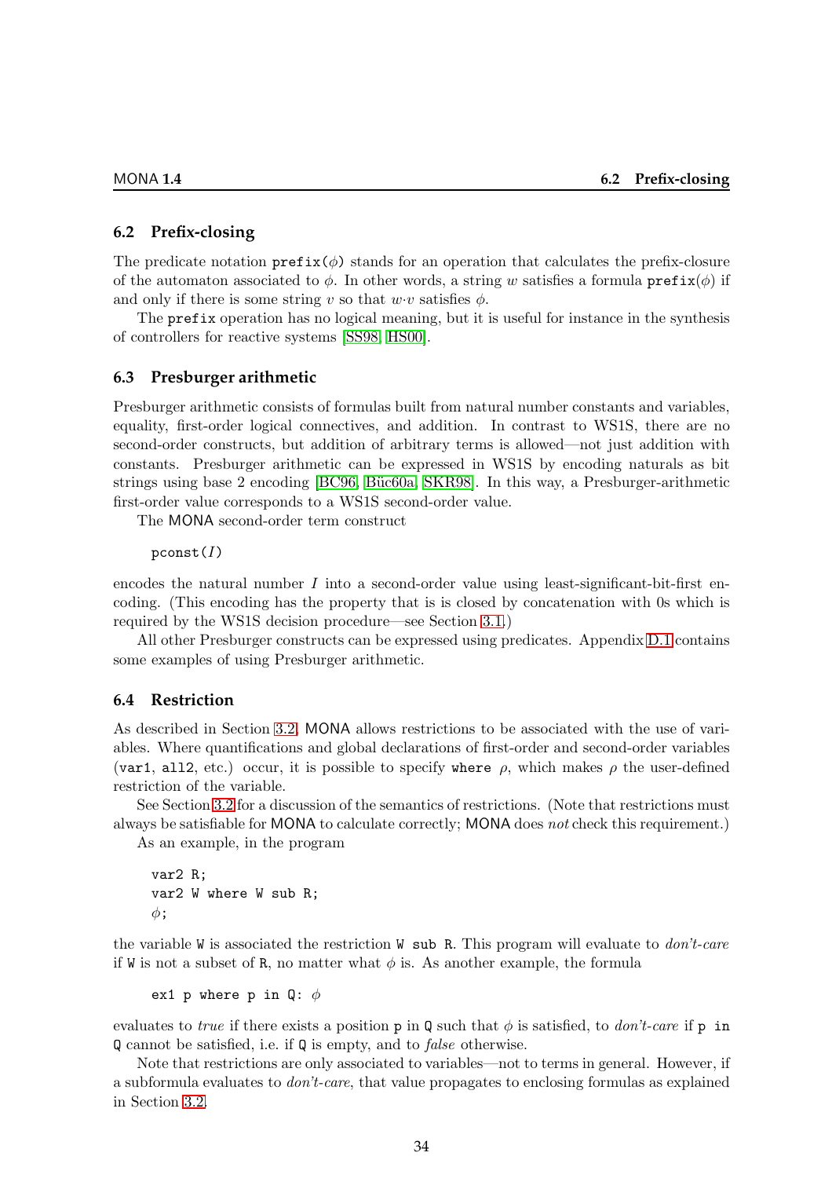## 6.2 Prefix-closing

The predicate notation `prefix(`$\phi$`)` stands for an operation that calculates the prefix-closure of the automaton associated to $\phi$. In other words, a string $w$ satisfies a formula `prefix(`$\phi$`)` if and only if there is some string $v$ so that $w{\cdot}v$ satisfies $\phi$.

The `prefix` operation has no logical meaning, but it is useful for instance in the synthesis of controllers for reactive systems [SS98, HS00].

## 6.3 Presburger arithmetic

Presburger arithmetic consists of formulas built from natural number constants and variables, equality, first-order logical connectives, and addition. In contrast to WS1S, there are no second-order constructs, but addition of arbitrary terms is allowed—not just addition with constants. Presburger arithmetic can be expressed in WS1S by encoding naturals as bit strings using base 2 encoding [BC96, Büc60a, SKR98]. In this way, a Presburger-arithmetic first-order value corresponds to a WS1S second-order value.

The MONA second-order term construct

```
pconst(I)
```

encodes the natural number $I$ into a second-order value using least-significant-bit-first encoding. (This encoding has the property that is is closed by concatenation with 0s which is required by the WS1S decision procedure—see Section 3.1.)

All other Presburger constructs can be expressed using predicates. Appendix D.1 contains some examples of using Presburger arithmetic.

## 6.4 Restriction

As described in Section 3.2, MONA allows restrictions to be associated with the use of variables. Where quantifications and global declarations of first-order and second-order variables (`var1`, `all2`, etc.) occur, it is possible to specify `where` $\rho$, which makes $\rho$ the user-defined restriction of the variable.

See Section 3.2 for a discussion of the semantics of restrictions. (Note that restrictions must always be satisfiable for MONA to calculate correctly; MONA does *not* check this requirement.)

As an example, in the program

```
var2 R;
var2 W where W sub R;
φ;
```

the variable `W` is associated the restriction `W sub R`. This program will evaluate to *don't-care* if `W` is not a subset of `R`, no matter what $\phi$ is. As another example, the formula

```
ex1 p where p in Q: φ
```

evaluates to *true* if there exists a position `p` in `Q` such that $\phi$ is satisfied, to *don't-care* if `p in Q` cannot be satisfied, i.e. if `Q` is empty, and to *false* otherwise.

Note that restrictions are only associated to variables—not to terms in general. However, if a subformula evaluates to *don't-care*, that value propagates to enclosing formulas as explained in Section 3.2.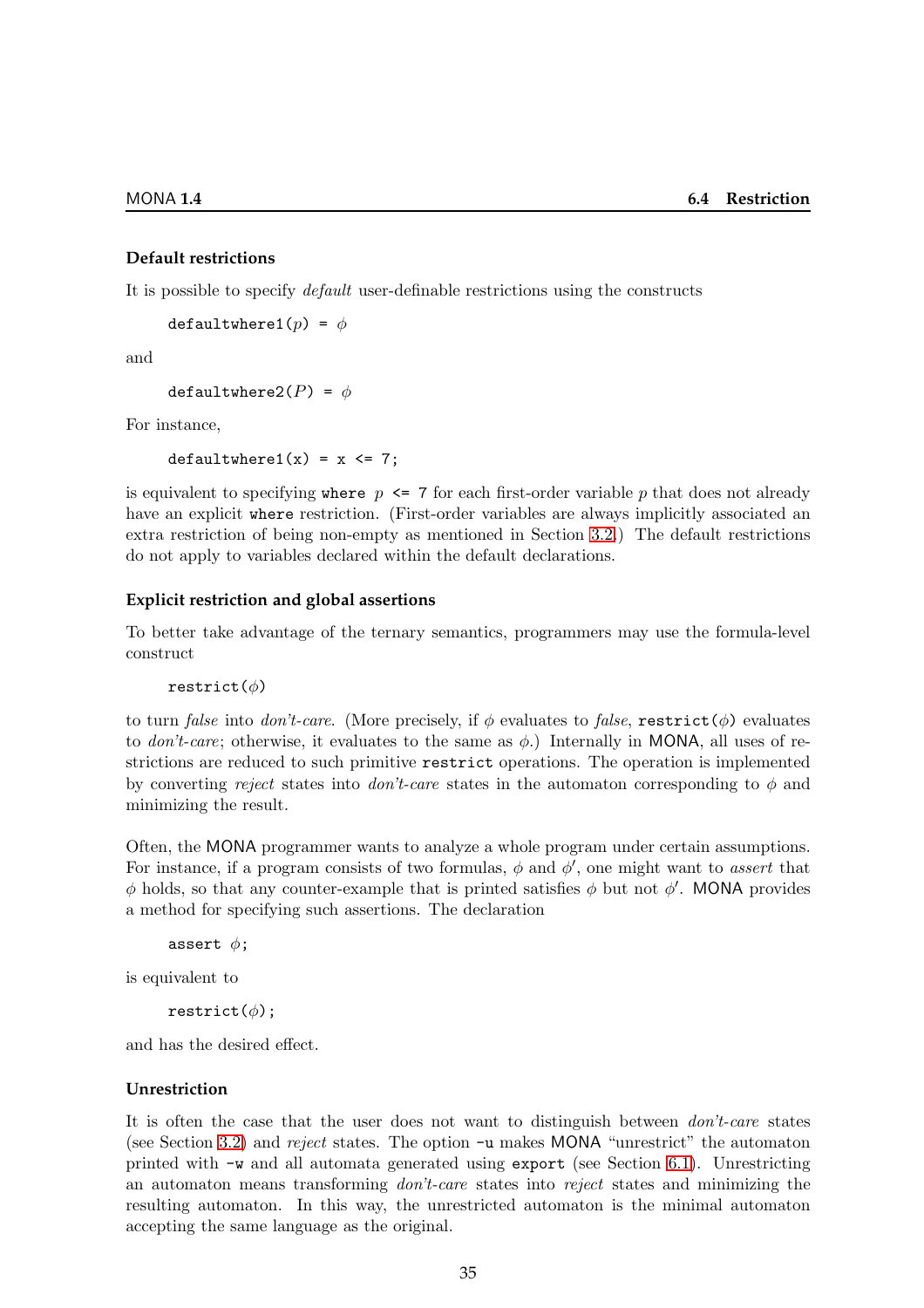### Default restrictions

It is possible to specify *default* user-definable restrictions using the constructs

```
defaultwhere1(p) = φ
```

and

```
defaultwhere2(P) = φ
```

For instance,

```
defaultwhere1(x) = x <= 7;
```

is equivalent to specifying `where` $p$ `<= 7` for each first-order variable $p$ that does not already have an explicit `where` restriction. (First-order variables are always implicitly associated an extra restriction of being non-empty as mentioned in Section 3.2.) The default restrictions do not apply to variables declared within the default declarations.

### Explicit restriction and global assertions

To better take advantage of the ternary semantics, programmers may use the formula-level construct

```
restrict(φ)
```

to turn *false* into *don't-care*. (More precisely, if $\phi$ evaluates to *false*, `restrict(`$\phi$`)` evaluates to *don't-care*; otherwise, it evaluates to the same as $\phi$.) Internally in MONA, all uses of restrictions are reduced to such primitive `restrict` operations. The operation is implemented by converting *reject* states into *don't-care* states in the automaton corresponding to $\phi$ and minimizing the result.

Often, the MONA programmer wants to analyze a whole program under certain assumptions. For instance, if a program consists of two formulas, $\phi$ and $\phi'$, one might want to *assert* that $\phi$ holds, so that any counter-example that is printed satisfies $\phi$ but not $\phi'$. MONA provides a method for specifying such assertions. The declaration

```
assert φ;
```

is equivalent to

```
restrict(φ);
```

and has the desired effect.

### Unrestriction

It is often the case that the user does not want to distinguish between *don't-care* states (see Section 3.2) and *reject* states. The option `-u` makes MONA "unrestrict" the automaton printed with `-w` and all automata generated using `export` (see Section 6.1). Unrestricting an automaton means transforming *don't-care* states into *reject* states and minimizing the resulting automaton. In this way, the unrestricted automaton is the minimal automaton accepting the same language as the original.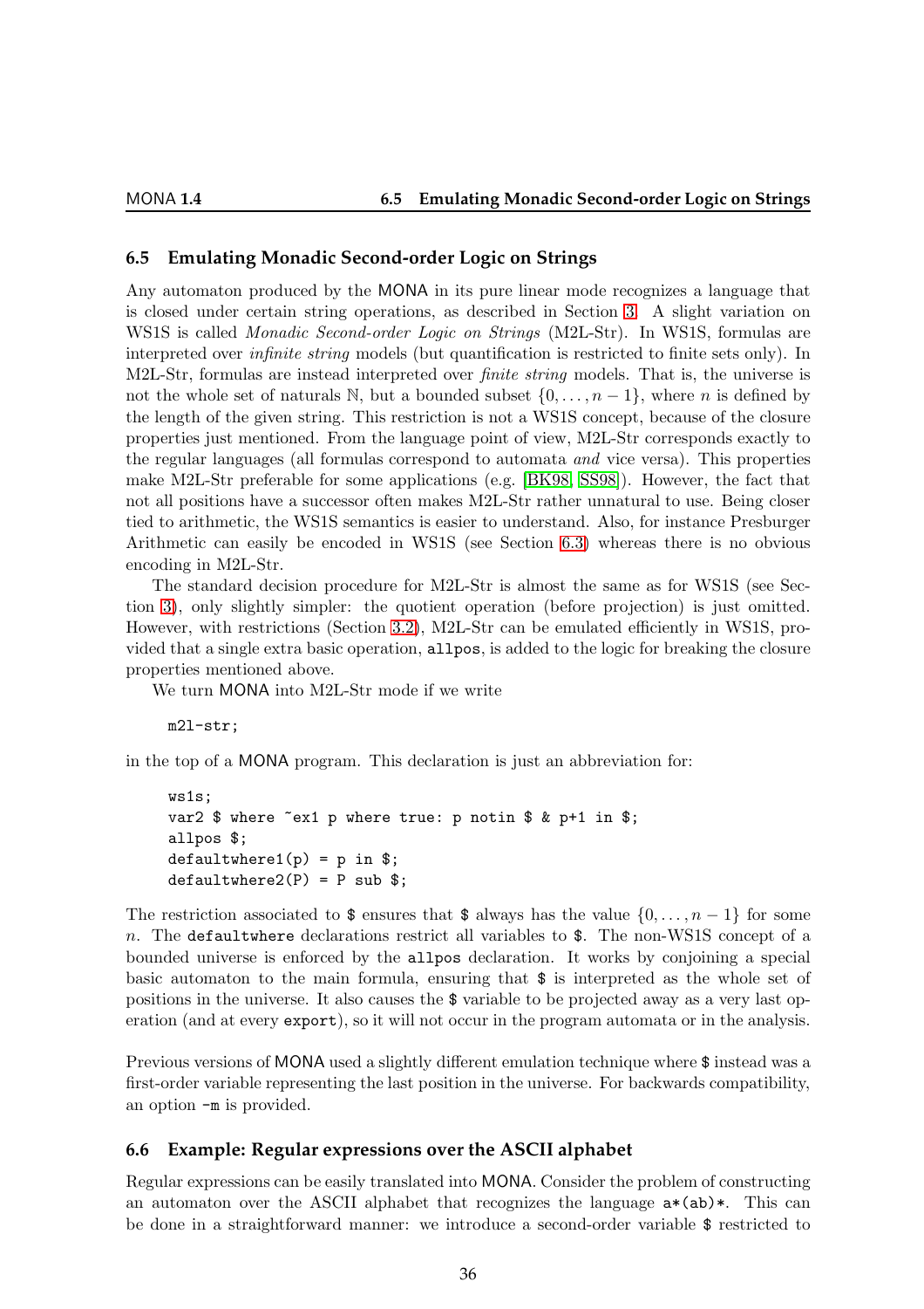## 6.5 Emulating Monadic Second-order Logic on Strings

Any automaton produced by the MONA in its pure linear mode recognizes a language that is closed under certain string operations, as described in Section 3. A slight variation on WS1S is called *Monadic Second-order Logic on Strings* (M2L-Str). In WS1S, formulas are interpreted over *infinite string* models (but quantification is restricted to finite sets only). In M2L-Str, formulas are instead interpreted over *finite string* models. That is, the universe is not the whole set of naturals $\mathbb{N}$, but a bounded subset $\{0, \ldots, n-1\}$, where $n$ is defined by the length of the given string. This restriction is not a WS1S concept, because of the closure properties just mentioned. From the language point of view, M2L-Str corresponds exactly to the regular languages (all formulas correspond to automata *and* vice versa). This properties make M2L-Str preferable for some applications (e.g. [BK98, SS98]). However, the fact that not all positions have a successor often makes M2L-Str rather unnatural to use. Being closer tied to arithmetic, the WS1S semantics is easier to understand. Also, for instance Presburger Arithmetic can easily be encoded in WS1S (see Section 6.3) whereas there is no obvious encoding in M2L-Str.

The standard decision procedure for M2L-Str is almost the same as for WS1S (see Section 3), only slightly simpler: the quotient operation (before projection) is just omitted. However, with restrictions (Section 3.2), M2L-Str can be emulated efficiently in WS1S, provided that a single extra basic operation, `allpos`, is added to the logic for breaking the closure properties mentioned above.

We turn MONA into M2L-Str mode if we write

```
m2l-str;
```

in the top of a MONA program. This declaration is just an abbreviation for:

```
ws1s;
var2 $ where ~ex1 p where true: p notin $ & p+1 in $;
allpos $;
defaultwhere1(p) = p in $;
defaultwhere2(P) = P sub $;
```

The restriction associated to `$` ensures that `$` always has the value $\{0, \ldots, n-1\}$ for some $n$. The `defaultwhere` declarations restrict all variables to `$`. The non-WS1S concept of a bounded universe is enforced by the `allpos` declaration. It works by conjoining a special basic automaton to the main formula, ensuring that `$` is interpreted as the whole set of positions in the universe. It also causes the `$` variable to be projected away as a very last operation (and at every `export`), so it will not occur in the program automata or in the analysis.

Previous versions of MONA used a slightly different emulation technique where `$` instead was a first-order variable representing the last position in the universe. For backwards compatibility, an option `-m` is provided.

## 6.6 Example: Regular expressions over the ASCII alphabet

Regular expressions can be easily translated into MONA. Consider the problem of constructing an automaton over the ASCII alphabet that recognizes the language `a*(ab)*`. This can be done in a straightforward manner: we introduce a second-order variable `$` restricted to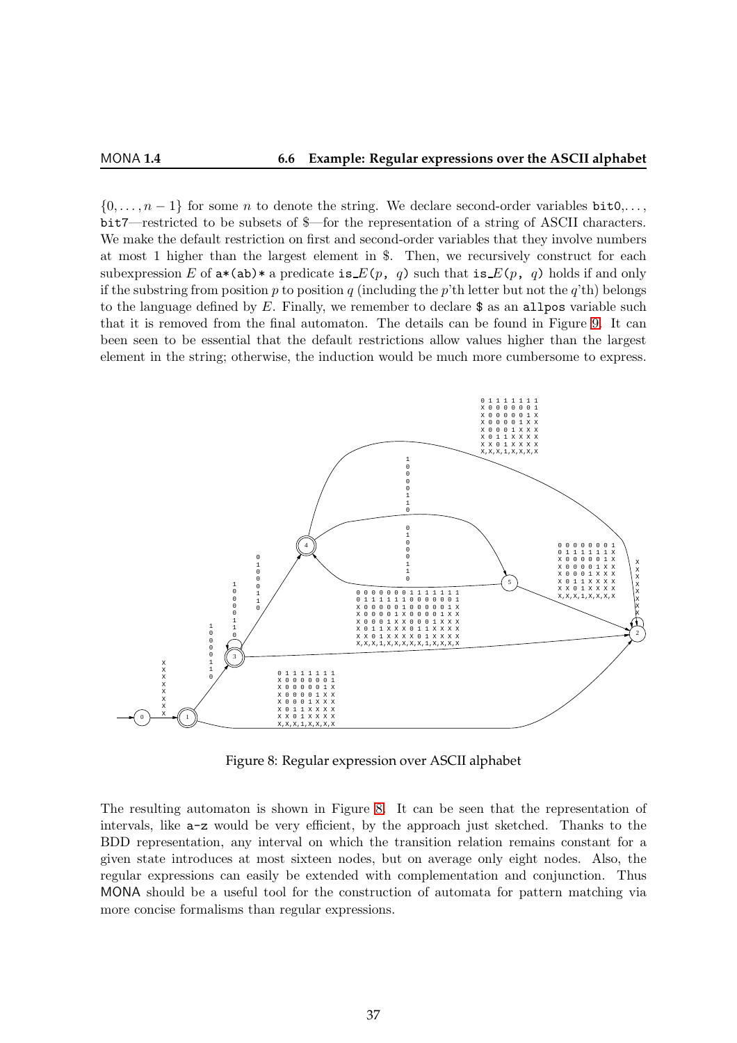$\{0, \ldots, n-1\}$ for some $n$ to denote the string. We declare second-order variables `bit0`,..., `bit7`—restricted to be subsets of $—for the representation of a string of ASCII characters. We make the default restriction on first and second-order variables that they involve numbers at most 1 higher than the largest element in $. Then, we recursively construct for each subexpression $E$ of `a*(ab)*` a predicate `is_`$E$`(`$p$`, `$q$`)` such that `is_`$E$`(`$p$`, `$q$`)` holds if and only if the substring from position $p$ to position $q$ (including the $p$'th letter but not the $q$'th) belongs to the language defined by $E$. Finally, we remember to declare `$` as an `allpos` variable such that it is removed from the final automaton. The details can be found in Figure 9. It can been seen to be essential that the default restrictions allow values higher than the largest element in the string; otherwise, the induction would be much more cumbersome to express.

Figure 8: Regular expression over ASCII alphabet

The resulting automaton is shown in Figure 8. It can be seen that the representation of intervals, like `a-z` would be very efficient, by the approach just sketched. Thanks to the BDD representation, any interval on which the transition relation remains constant for a given state introduces at most sixteen nodes, but on average only eight nodes. Also, the regular expressions can easily be extended with complementation and conjunction. Thus MONA should be a useful tool for the construction of automata for pattern matching via more concise formalisms than regular expressions.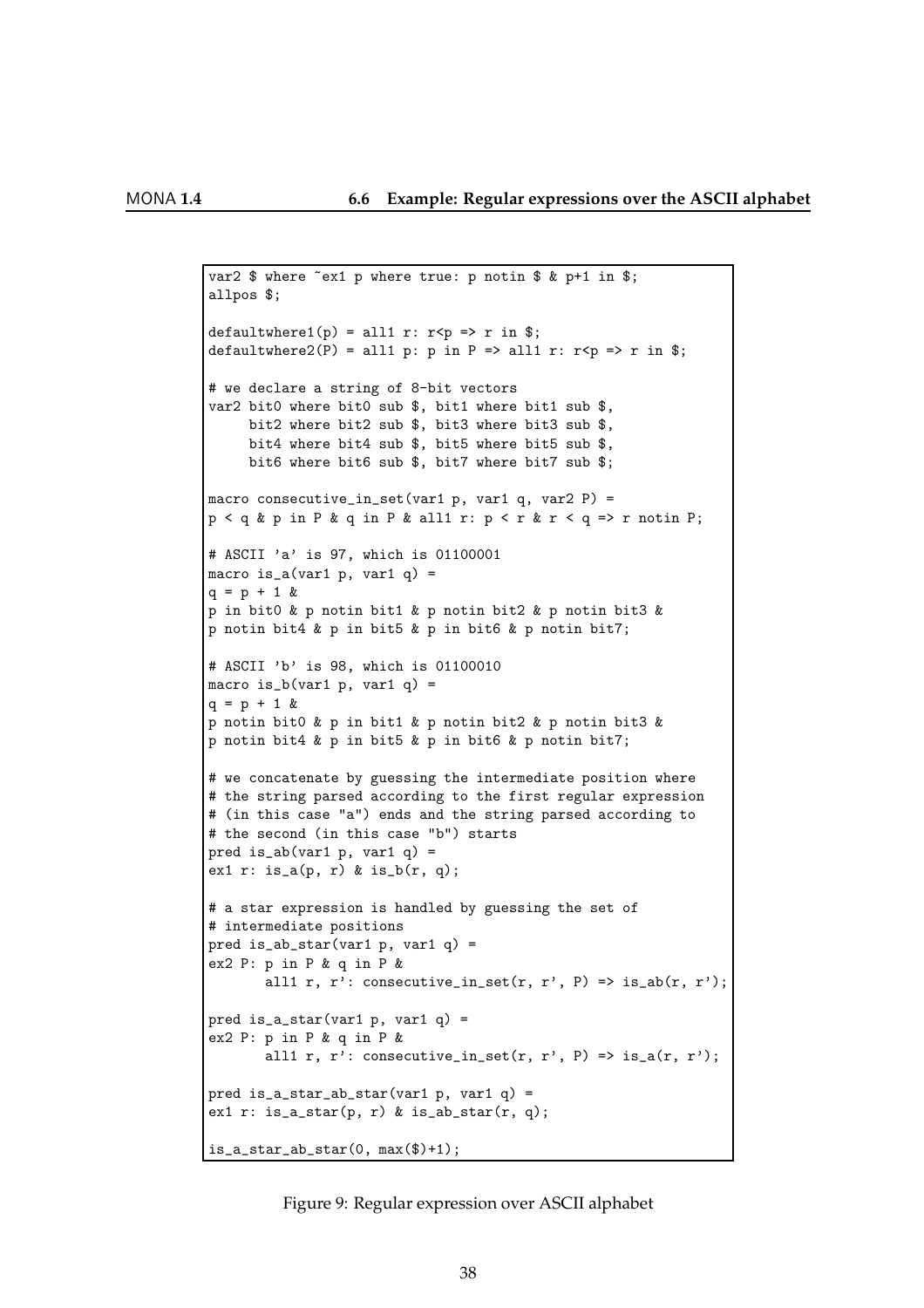```
var2 $ where ~ex1 p where true: p notin $ & p+1 in $;
allpos $;

defaultwhere1(p) = all1 r: r<p => r in $;
defaultwhere2(P) = all1 p: p in P => all1 r: r<p => r in $;

# we declare a string of 8-bit vectors
var2 bit0 where bit0 sub $, bit1 where bit1 sub $,
     bit2 where bit2 sub $, bit3 where bit3 sub $,
     bit4 where bit4 sub $, bit5 where bit5 sub $,
     bit6 where bit6 sub $, bit7 where bit7 sub $;

macro consecutive_in_set(var1 p, var1 q, var2 P) =
p < q & p in P & q in P & all1 r: p < r & r < q => r notin P;

# ASCII 'a' is 97, which is 01100001
macro is_a(var1 p, var1 q) =
q = p + 1 &
p in bit0 & p notin bit1 & p notin bit2 & p notin bit3 &
p notin bit4 & p in bit5 & p in bit6 & p notin bit7;

# ASCII 'b' is 98, which is 01100010
macro is_b(var1 p, var1 q) =
q = p + 1 &
p notin bit0 & p in bit1 & p notin bit2 & p notin bit3 &
p notin bit4 & p in bit5 & p in bit6 & p notin bit7;

# we concatenate by guessing the intermediate position where
# the string parsed according to the first regular expression
# (in this case "a") ends and the string parsed according to
# the second (in this case "b") starts
pred is_ab(var1 p, var1 q) =
ex1 r: is_a(p, r) & is_b(r, q);

# a star expression is handled by guessing the set of
# intermediate positions
pred is_ab_star(var1 p, var1 q) =
ex2 P: p in P & q in P &
       all1 r, r': consecutive_in_set(r, r', P) => is_ab(r, r');

pred is_a_star(var1 p, var1 q) =
ex2 P: p in P & q in P &
       all1 r, r': consecutive_in_set(r, r', P) => is_a(r, r');

pred is_a_star_ab_star(var1 p, var1 q) =
ex1 r: is_a_star(p, r) & is_ab_star(r, q);

is_a_star_ab_star(0, max($)+1);
```

Figure 9: Regular expression over ASCII alphabet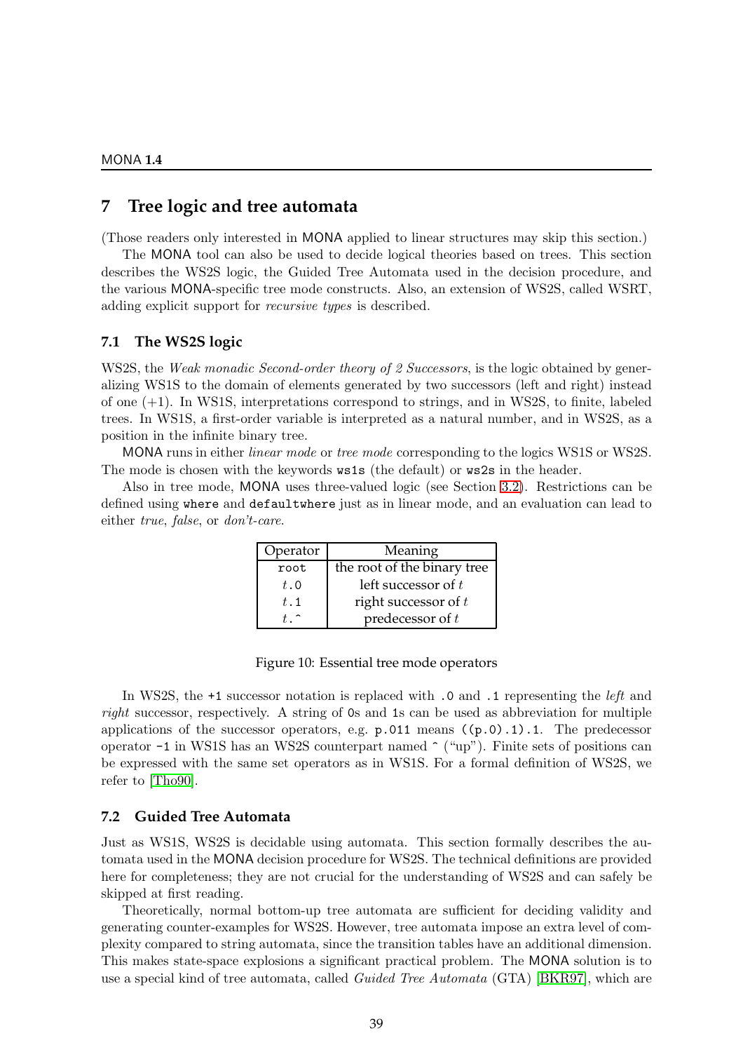# 7 Tree logic and tree automata

(Those readers only interested in MONA applied to linear structures may skip this section.)

The MONA tool can also be used to decide logical theories based on trees. This section describes the WS2S logic, the Guided Tree Automata used in the decision procedure, and the various MONA-specific tree mode constructs. Also, an extension of WS2S, called WSRT, adding explicit support for *recursive types* is described.

## 7.1 The WS2S logic

WS2S, the *Weak monadic Second-order theory of 2 Successors*, is the logic obtained by generalizing WS1S to the domain of elements generated by two successors (left and right) instead of one (+1). In WS1S, interpretations correspond to strings, and in WS2S, to finite, labeled trees. In WS1S, a first-order variable is interpreted as a natural number, and in WS2S, as a position in the infinite binary tree.

MONA runs in either *linear mode* or *tree mode* corresponding to the logics WS1S or WS2S. The mode is chosen with the keywords `ws1s` (the default) or `ws2s` in the header.

Also in tree mode, MONA uses three-valued logic (see Section 3.2). Restrictions can be defined using `where` and `defaultwhere` just as in linear mode, and an evaluation can lead to either *true*, *false*, or *don't-care*.

| Operator | Meaning |
|---|---|
| `root` | the root of the binary tree |
| $t$`.0` | left successor of $t$ |
| $t$`.1` | right successor of $t$ |
| $t$`.^` | predecessor of $t$ |

Figure 10: Essential tree mode operators

In WS2S, the `+1` successor notation is replaced with `.0` and `.1` representing the *left* and *right* successor, respectively. A string of `0`s and `1`s can be used as abbreviation for multiple applications of the successor operators, e.g. `p.011` means `((p.0).1).1`. The predecessor operator `-1` in WS1S has an WS2S counterpart named `^` ("up"). Finite sets of positions can be expressed with the same set operators as in WS1S. For a formal definition of WS2S, we refer to [Tho90].

## 7.2 Guided Tree Automata

Just as WS1S, WS2S is decidable using automata. This section formally describes the automata used in the MONA decision procedure for WS2S. The technical definitions are provided here for completeness; they are not crucial for the understanding of WS2S and can safely be skipped at first reading.

Theoretically, normal bottom-up tree automata are sufficient for deciding validity and generating counter-examples for WS2S. However, tree automata impose an extra level of complexity compared to string automata, since the transition tables have an additional dimension. This makes state-space explosions a significant practical problem. The MONA solution is to use a special kind of tree automata, called *Guided Tree Automata* (GTA) [BKR97], which are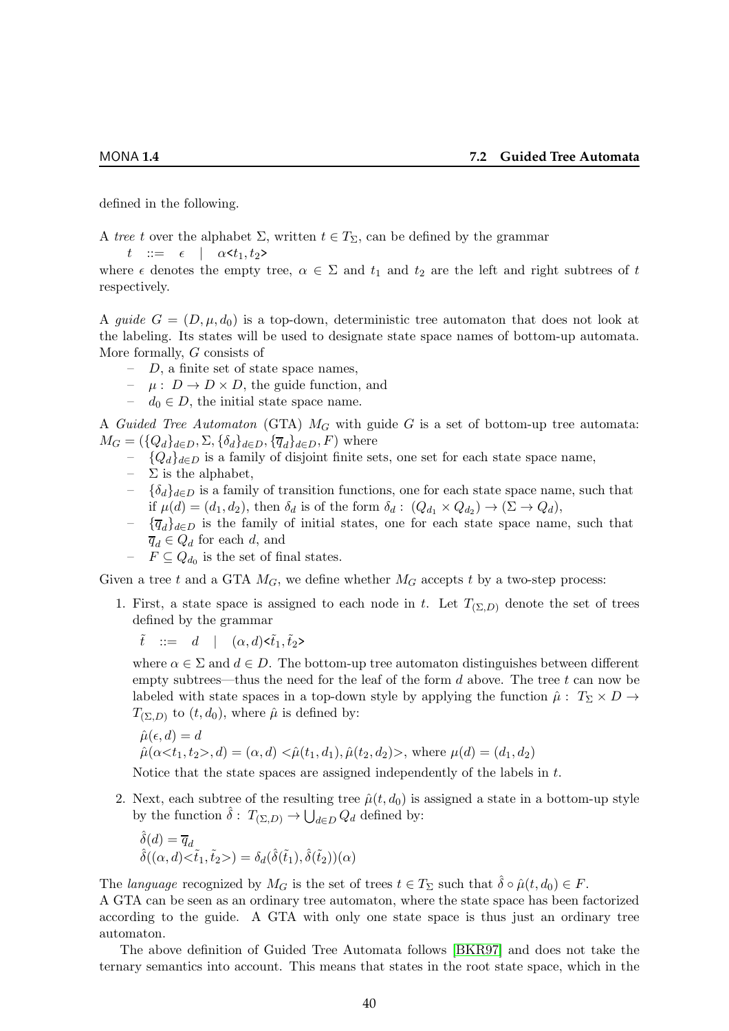defined in the following.

A *tree* $t$ over the alphabet $\Sigma$, written $t \in T_\Sigma$, can be defined by the grammar

$t \ ::= \ \epsilon \ | \ \alpha$<$t_1, t_2$>

where $\epsilon$ denotes the empty tree, $\alpha \in \Sigma$ and $t_1$ and $t_2$ are the left and right subtrees of $t$ respectively.

A *guide* $G = (D, \mu, d_0)$ is a top-down, deterministic tree automaton that does not look at the labeling. Its states will be used to designate state space names of bottom-up automata. More formally, $G$ consists of

- $D$, a finite set of state space names,
- $\mu : D \to D \times D$, the guide function, and
- $d_0 \in D$, the initial state space name.

A *Guided Tree Automaton* (GTA) $M_G$ with guide $G$ is a set of bottom-up tree automata: $M_G = (\{Q_d\}_{d\in D}, \Sigma, \{\delta_d\}_{d\in D}, \{\overline{q}_d\}_{d\in D}, F)$ where

- $\{Q_d\}_{d\in D}$ is a family of disjoint finite sets, one set for each state space name,
- $\Sigma$ is the alphabet,
- $\{\delta_d\}_{d\in D}$ is a family of transition functions, one for each state space name, such that if $\mu(d) = (d_1, d_2)$, then $\delta_d$ is of the form $\delta_d : (Q_{d_1} \times Q_{d_2}) \to (\Sigma \to Q_d)$,
- $\{\overline{q}_d\}_{d\in D}$ is the family of initial states, one for each state space name, such that $\overline{q}_d \in Q_d$ for each $d$, and
- $F \subseteq Q_{d_0}$ is the set of final states.

Given a tree $t$ and a GTA $M_G$, we define whether $M_G$ accepts $t$ by a two-step process:

1. First, a state space is assigned to each node in $t$. Let $T_{(\Sigma,D)}$ denote the set of trees defined by the grammar

   $\tilde{t} \ ::= \ d \ | \ (\alpha, d)$<$\tilde{t}_1, \tilde{t}_2$>

   where $\alpha \in \Sigma$ and $d \in D$. The bottom-up tree automaton distinguishes between different empty subtrees—thus the need for the leaf of the form $d$ above. The tree $t$ can now be labeled with state spaces in a top-down style by applying the function $\hat{\mu} : T_\Sigma \times D \to T_{(\Sigma,D)}$ to $(t, d_0)$, where $\hat{\mu}$ is defined by:

   $\hat{\mu}(\epsilon, d) = d$
   $\hat{\mu}(\alpha$<$t_1, t_2$>$, d) = (\alpha, d)$ <$\hat{\mu}(t_1, d_1), \hat{\mu}(t_2, d_2)$>, where $\mu(d) = (d_1, d_2)$

   Notice that the state spaces are assigned independently of the labels in $t$.

2. Next, each subtree of the resulting tree $\hat{\mu}(t, d_0)$ is assigned a state in a bottom-up style by the function $\hat{\delta} : T_{(\Sigma,D)} \to \bigcup_{d\in D} Q_d$ defined by:

   $\hat{\delta}(d) = \overline{q}_d$
   $\hat{\delta}((\alpha, d)$<$\tilde{t}_1, \tilde{t}_2$>$) = \delta_d(\hat{\delta}(\tilde{t}_1), \hat{\delta}(\tilde{t}_2))(\alpha)$

The *language* recognized by $M_G$ is the set of trees $t \in T_\Sigma$ such that $\hat{\delta} \circ \hat{\mu}(t, d_0) \in F$.
A GTA can be seen as an ordinary tree automaton, where the state space has been factorized according to the guide. A GTA with only one state space is thus just an ordinary tree automaton.

The above definition of Guided Tree Automata follows [BKR97] and does not take the ternary semantics into account. This means that states in the root state space, which in the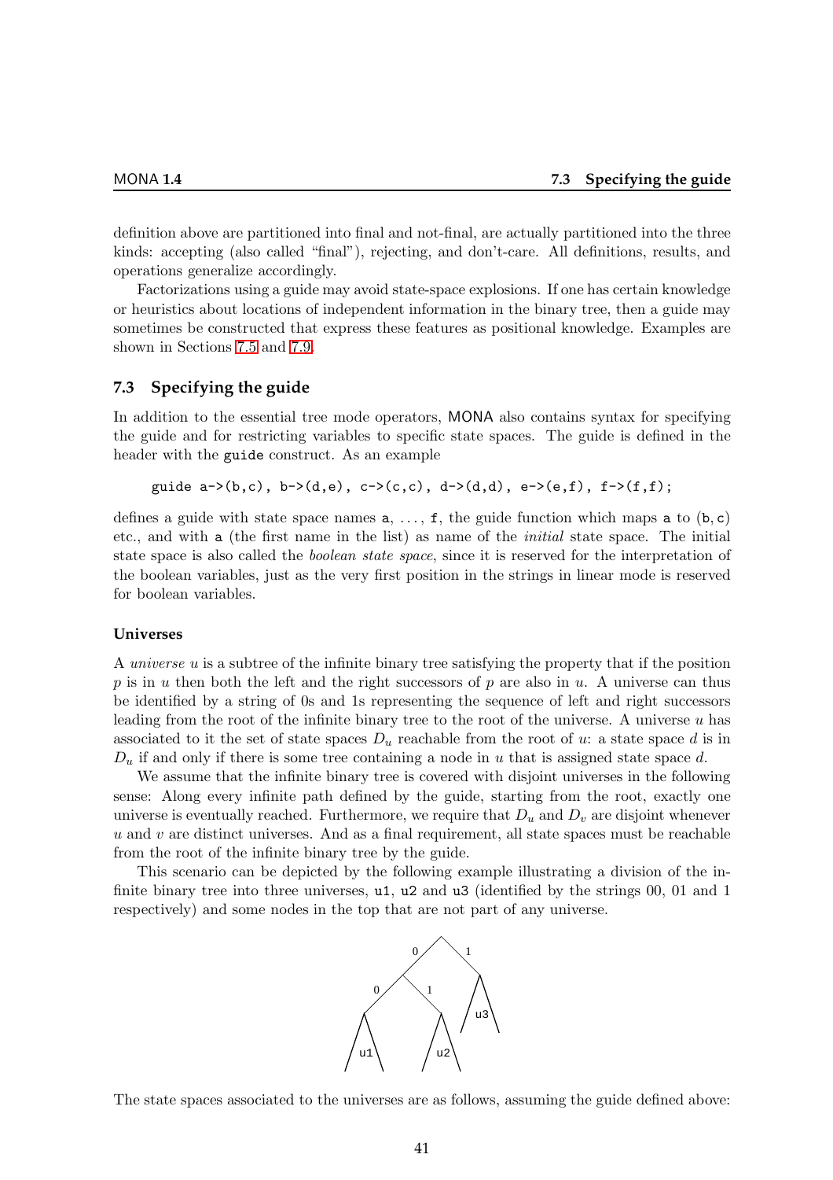definition above are partitioned into final and not-final, are actually partitioned into the three kinds: accepting (also called "final"), rejecting, and don't-care. All definitions, results, and operations generalize accordingly.

Factorizations using a guide may avoid state-space explosions. If one has certain knowledge or heuristics about locations of independent information in the binary tree, then a guide may sometimes be constructed that express these features as positional knowledge. Examples are shown in Sections 7.5 and 7.9.

## 7.3 Specifying the guide

In addition to the essential tree mode operators, MONA also contains syntax for specifying the guide and for restricting variables to specific state spaces. The guide is defined in the header with the `guide` construct. As an example

```
guide a->(b,c), b->(d,e), c->(c,c), d->(d,d), e->(e,f), f->(f,f);
```

defines a guide with state space names `a`, ..., `f`, the guide function which maps `a` to `(b,c)` etc., and with `a` (the first name in the list) as name of the *initial* state space. The initial state space is also called the *boolean state space*, since it is reserved for the interpretation of the boolean variables, just as the very first position in the strings in linear mode is reserved for boolean variables.

### Universes

A *universe* $u$ is a subtree of the infinite binary tree satisfying the property that if the position $p$ is in $u$ then both the left and the right successors of $p$ are also in $u$. A universe can thus be identified by a string of 0s and 1s representing the sequence of left and right successors leading from the root of the infinite binary tree to the root of the universe. A universe $u$ has associated to it the set of state spaces $D_u$ reachable from the root of $u$: a state space $d$ is in $D_u$ if and only if there is some tree containing a node in $u$ that is assigned state space $d$.

We assume that the infinite binary tree is covered with disjoint universes in the following sense: Along every infinite path defined by the guide, starting from the root, exactly one universe is eventually reached. Furthermore, we require that $D_u$ and $D_v$ are disjoint whenever $u$ and $v$ are distinct universes. And as a final requirement, all state spaces must be reachable from the root of the infinite binary tree by the guide.

This scenario can be depicted by the following example illustrating a division of the infinite binary tree into three universes, `u1`, `u2` and `u3` (identified by the strings 00, 01 and 1 respectively) and some nodes in the top that are not part of any universe.

The state spaces associated to the universes are as follows, assuming the guide defined above: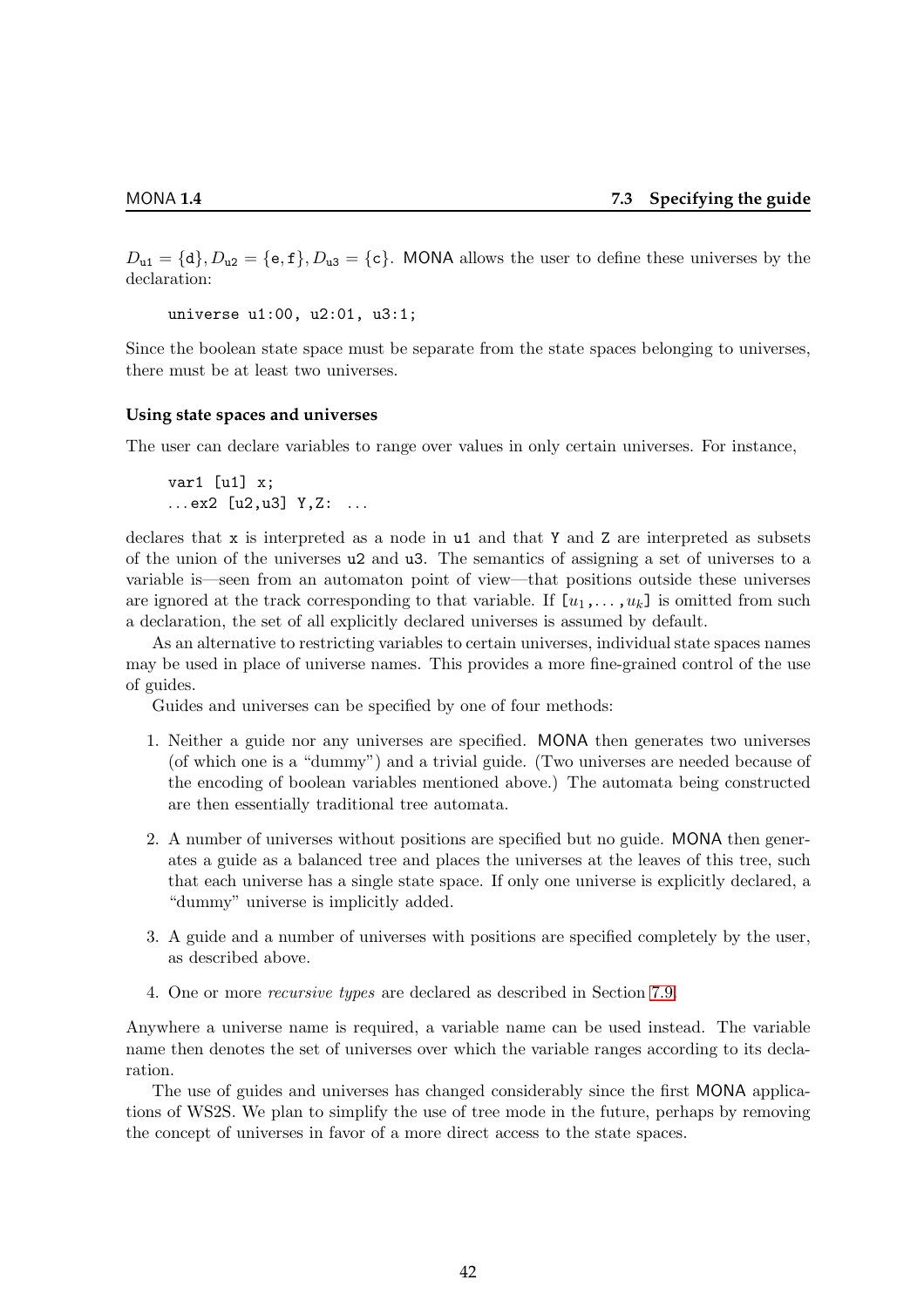$D_{\texttt{u1}} = \{\texttt{d}\}, D_{\texttt{u2}} = \{\texttt{e},\texttt{f}\}, D_{\texttt{u3}} = \{\texttt{c}\}$. MONA allows the user to define these universes by the declaration:

```
universe u1:00, u2:01, u3:1;
```

Since the boolean state space must be separate from the state spaces belonging to universes, there must be at least two universes.

### Using state spaces and universes

The user can declare variables to range over values in only certain universes. For instance,

```
var1 [u1] x;
...ex2 [u2,u3] Y,Z: ...
```

declares that x is interpreted as a node in u1 and that Y and Z are interpreted as subsets of the union of the universes u2 and u3. The semantics of assigning a set of universes to a variable is—seen from an automaton point of view—that positions outside these universes are ignored at the track corresponding to that variable. If $[u_1,\ldots,u_k]$ is omitted from such a declaration, the set of all explicitly declared universes is assumed by default.

As an alternative to restricting variables to certain universes, individual state spaces names may be used in place of universe names. This provides a more fine-grained control of the use of guides.

Guides and universes can be specified by one of four methods:

1. Neither a guide nor any universes are specified. MONA then generates two universes (of which one is a "dummy") and a trivial guide. (Two universes are needed because of the encoding of boolean variables mentioned above.) The automata being constructed are then essentially traditional tree automata.

2. A number of universes without positions are specified but no guide. MONA then generates a guide as a balanced tree and places the universes at the leaves of this tree, such that each universe has a single state space. If only one universe is explicitly declared, a "dummy" universe is implicitly added.

3. A guide and a number of universes with positions are specified completely by the user, as described above.

4. One or more *recursive types* are declared as described in Section 7.9.

Anywhere a universe name is required, a variable name can be used instead. The variable name then denotes the set of universes over which the variable ranges according to its declaration.

The use of guides and universes has changed considerably since the first MONA applications of WS2S. We plan to simplify the use of tree mode in the future, perhaps by removing the concept of universes in favor of a more direct access to the state spaces.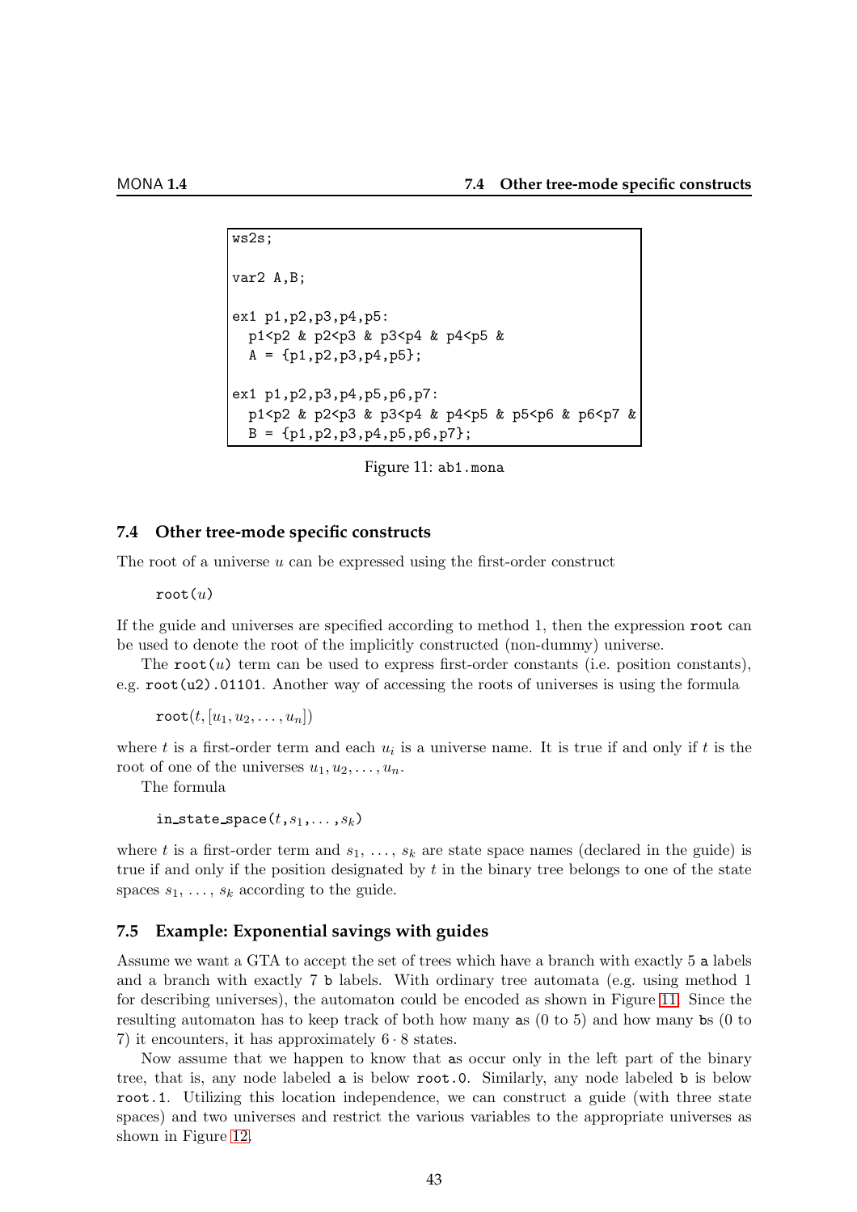```
ws2s;

var2 A,B;

ex1 p1,p2,p3,p4,p5:
  p1<p2 & p2<p3 & p3<p4 & p4<p5 &
  A = {p1,p2,p3,p4,p5};

ex1 p1,p2,p3,p4,p5,p6,p7:
  p1<p2 & p2<p3 & p3<p4 & p4<p5 & p5<p6 & p6<p7 &
  B = {p1,p2,p3,p4,p5,p6,p7};
```

Figure 11: `ab1.mona`

### 7.4 Other tree-mode specific constructs

The root of a universe $u$ can be expressed using the first-order construct

`root(`$u$`)`

If the guide and universes are specified according to method 1, then the expression `root` can be used to denote the root of the implicitly constructed (non-dummy) universe.

The `root(`$u$`)` term can be used to express first-order constants (i.e. position constants), e.g. `root(u2).01101`. Another way of accessing the roots of universes is using the formula

`root(`$t, [u_1, u_2, \ldots, u_n]$`)`

where $t$ is a first-order term and each $u_i$ is a universe name. It is true if and only if $t$ is the root of one of the universes $u_1, u_2, \ldots, u_n$.

The formula

`in_state_space(`$t$`,`$s_1$`,...,`$s_k$`)`

where $t$ is a first-order term and $s_1, \ldots, s_k$ are state space names (declared in the guide) is true if and only if the position designated by $t$ in the binary tree belongs to one of the state spaces $s_1, \ldots, s_k$ according to the guide.

### 7.5 Example: Exponential savings with guides

Assume we want a GTA to accept the set of trees which have a branch with exactly 5 `a` labels and a branch with exactly 7 `b` labels. With ordinary tree automata (e.g. using method 1 for describing universes), the automaton could be encoded as shown in Figure 11. Since the resulting automaton has to keep track of both how many `a`s (0 to 5) and how many `b`s (0 to 7) it encounters, it has approximately $6 \cdot 8$ states.

Now assume that we happen to know that `a`s occur only in the left part of the binary tree, that is, any node labeled `a` is below `root.0`. Similarly, any node labeled `b` is below `root.1`. Utilizing this location independence, we can construct a guide (with three state spaces) and two universes and restrict the various variables to the appropriate universes as shown in Figure 12.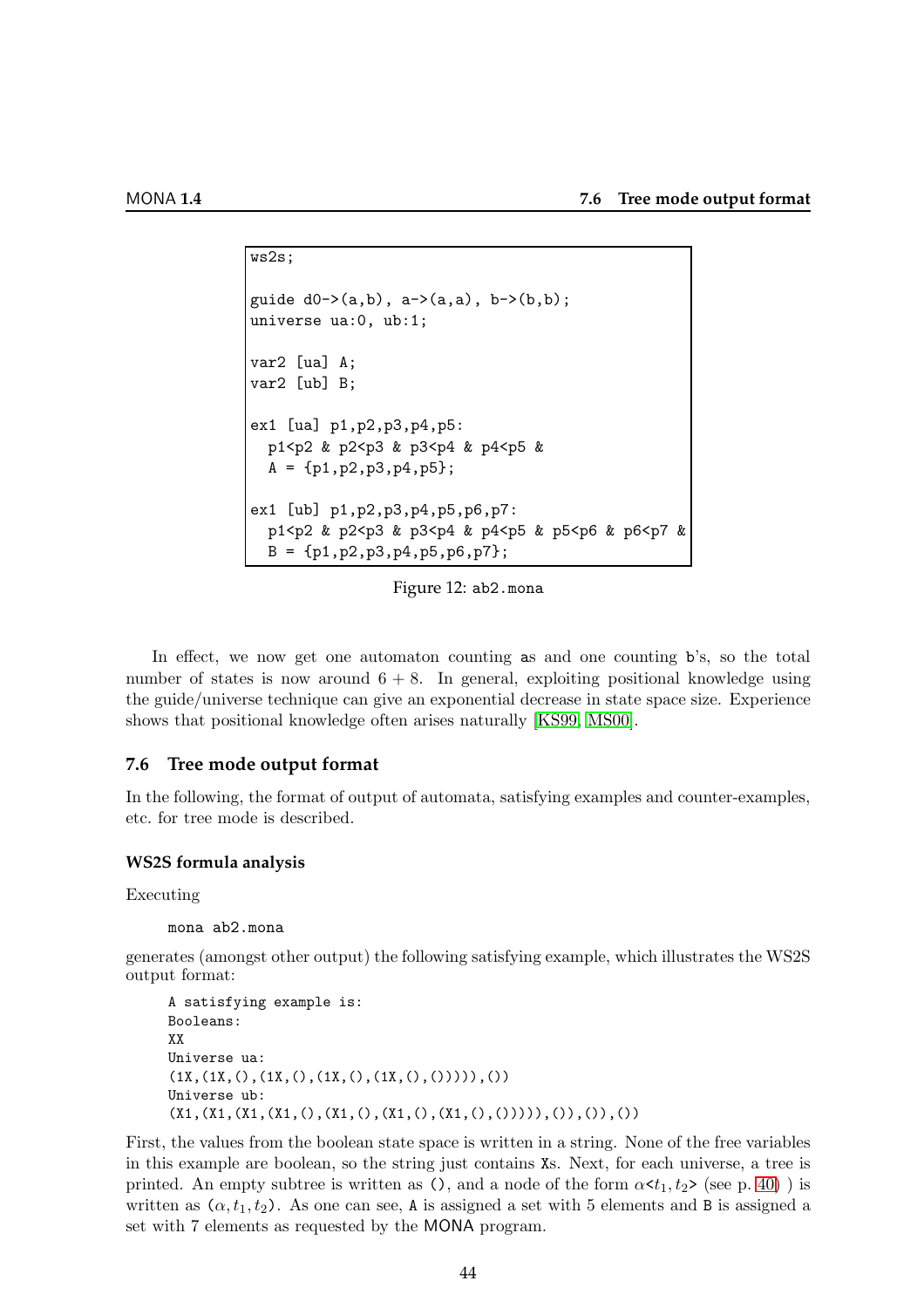```
ws2s;

guide d0->(a,b), a->(a,a), b->(b,b);
universe ua:0, ub:1;

var2 [ua] A;
var2 [ub] B;

ex1 [ua] p1,p2,p3,p4,p5:
  p1<p2 & p2<p3 & p3<p4 & p4<p5 &
  A = {p1,p2,p3,p4,p5};

ex1 [ub] p1,p2,p3,p4,p5,p6,p7:
  p1<p2 & p2<p3 & p3<p4 & p4<p5 & p5<p6 & p6<p7 &
  B = {p1,p2,p3,p4,p5,p6,p7};
```

Figure 12: ab2.mona

In effect, we now get one automaton counting as and one counting b's, so the total number of states is now around $6 + 8$. In general, exploiting positional knowledge using the guide/universe technique can give an exponential decrease in state space size. Experience shows that positional knowledge often arises naturally [KS99, MS00].

## 7.6 Tree mode output format

In the following, the format of output of automata, satisfying examples and counter-examples, etc. for tree mode is described.

### WS2S formula analysis

Executing

```
mona ab2.mona
```

generates (amongst other output) the following satisfying example, which illustrates the WS2S output format:

```
A satisfying example is:
Booleans:
XX
Universe ua:
(1X,(1X,(),(1X,(),(1X,(),(1X,(),())))),())
Universe ub:
(X1,(X1,(X1,(X1,(),(X1,(),(X1,(),(X1,(),())))),()),()),())
```

First, the values from the boolean state space is written in a string. None of the free variables in this example are boolean, so the string just contains Xs. Next, for each universe, a tree is printed. An empty subtree is written as (), and a node of the form $\alpha$<$t_1, t_2$> (see p. 40) ) is written as $(\alpha, t_1, t_2)$. As one can see, A is assigned a set with 5 elements and B is assigned a set with 7 elements as requested by the MONA program.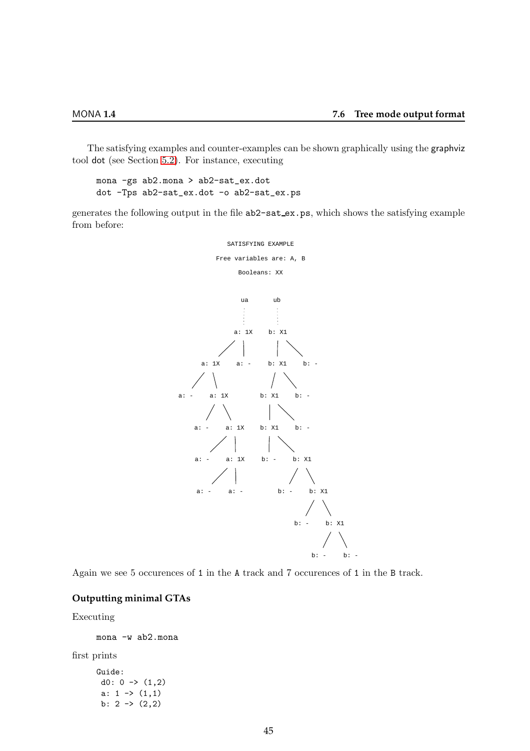The satisfying examples and counter-examples can be shown graphically using the graphviz tool dot (see Section 5.2). For instance, executing

```
mona -gs ab2.mona > ab2-sat_ex.dot
dot -Tps ab2-sat_ex.dot -o ab2-sat_ex.ps
```

generates the following output in the file ab2-sat_ex.ps, which shows the satisfying example from before:

```
SATISFYING EXAMPLE

Free variables are: A, B

Booleans: XX
```

Again we see 5 occurences of 1 in the A track and 7 occurences of 1 in the B track.

### Outputting minimal GTAs

Executing

```
mona -w ab2.mona
```

first prints

```
Guide:
 d0: 0 -> (1,2)
 a: 1 -> (1,1)
 b: 2 -> (2,2)
```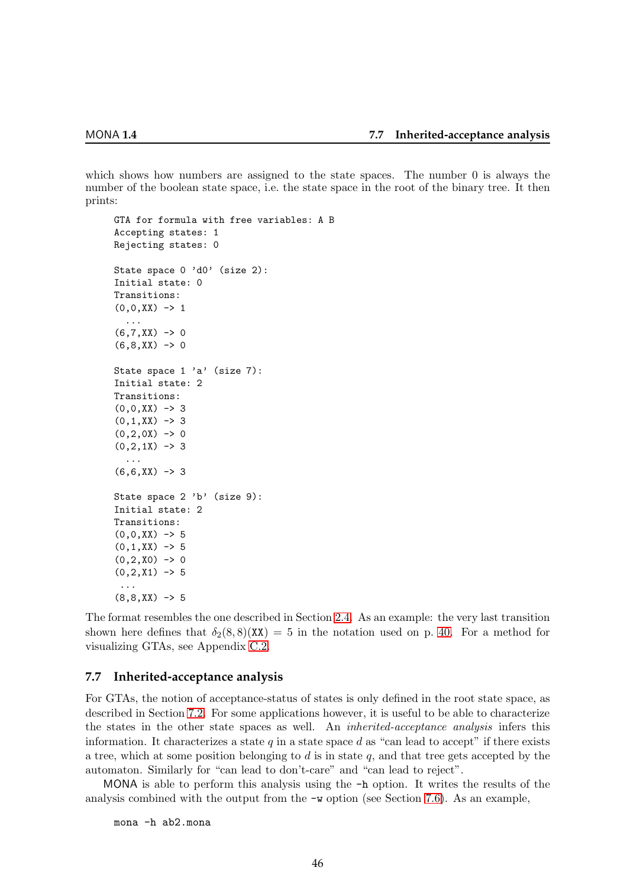which shows how numbers are assigned to the state spaces. The number 0 is always the number of the boolean state space, i.e. the state space in the root of the binary tree. It then prints:

```
GTA for formula with free variables: A B
Accepting states: 1
Rejecting states: 0

State space 0 'd0' (size 2):
Initial state: 0
Transitions:
(0,0,XX) -> 1
  ...
(6,7,XX) -> 0
(6,8,XX) -> 0

State space 1 'a' (size 7):
Initial state: 2
Transitions:
(0,0,XX) -> 3
(0,1,XX) -> 3
(0,2,0X) -> 0
(0,2,1X) -> 3
  ...
(6,6,XX) -> 3

State space 2 'b' (size 9):
Initial state: 2
Transitions:
(0,0,XX) -> 5
(0,1,XX) -> 5
(0,2,X0) -> 0
(0,2,X1) -> 5
 ...
(8,8,XX) -> 5
```

The format resembles the one described in Section 2.4. As an example: the very last transition shown here defines that $\delta_2(8,8)(\texttt{XX}) = 5$ in the notation used on p. 40. For a method for visualizing GTAs, see Appendix C.2.

### 7.7 Inherited-acceptance analysis

For GTAs, the notion of acceptance-status of states is only defined in the root state space, as described in Section 7.2. For some applications however, it is useful to be able to characterize the states in the other state spaces as well. An *inherited-acceptance analysis* infers this information. It characterizes a state $q$ in a state space $d$ as "can lead to accept" if there exists a tree, which at some position belonging to $d$ is in state $q$, and that tree gets accepted by the automaton. Similarly for "can lead to don't-care" and "can lead to reject".

MONA is able to perform this analysis using the `-h` option. It writes the results of the analysis combined with the output from the `-w` option (see Section 7.6). As an example,

```
mona -h ab2.mona
```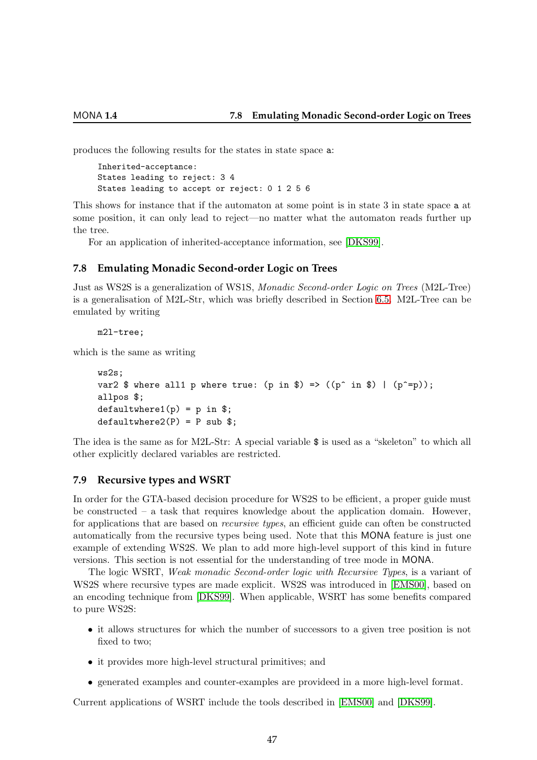produces the following results for the states in state space a:

```
Inherited-acceptance:
States leading to reject: 3 4
States leading to accept or reject: 0 1 2 5 6
```

This shows for instance that if the automaton at some point is in state 3 in state space a at some position, it can only lead to reject—no matter what the automaton reads further up the tree.

For an application of inherited-acceptance information, see [DKS99].

### 7.8 Emulating Monadic Second-order Logic on Trees

Just as WS2S is a generalization of WS1S, *Monadic Second-order Logic on Trees* (M2L-Tree) is a generalisation of M2L-Str, which was briefly described in Section 6.5. M2L-Tree can be emulated by writing

```
m2l-tree;
```

which is the same as writing

```
ws2s;
var2 $ where all1 p where true: (p in $) => ((p^ in $) | (p^=p));
allpos $;
defaultwhere1(p) = p in $;
defaultwhere2(P) = P sub $;
```

The idea is the same as for M2L-Str: A special variable $ is used as a "skeleton" to which all other explicitly declared variables are restricted.

### 7.9 Recursive types and WSRT

In order for the GTA-based decision procedure for WS2S to be efficient, a proper guide must be constructed – a task that requires knowledge about the application domain. However, for applications that are based on *recursive types*, an efficient guide can often be constructed automatically from the recursive types being used. Note that this MONA feature is just one example of extending WS2S. We plan to add more high-level support of this kind in future versions. This section is not essential for the understanding of tree mode in MONA.

The logic WSRT, *Weak monadic Second-order logic with Recursive Types*, is a variant of WS2S where recursive types are made explicit. WS2S was introduced in [EMS00], based on an encoding technique from [DKS99]. When applicable, WSRT has some benefits compared to pure WS2S:

- it allows structures for which the number of successors to a given tree position is not fixed to two;
- it provides more high-level structural primitives; and
- generated examples and counter-examples are provideed in a more high-level format.

Current applications of WSRT include the tools described in [EMS00] and [DKS99].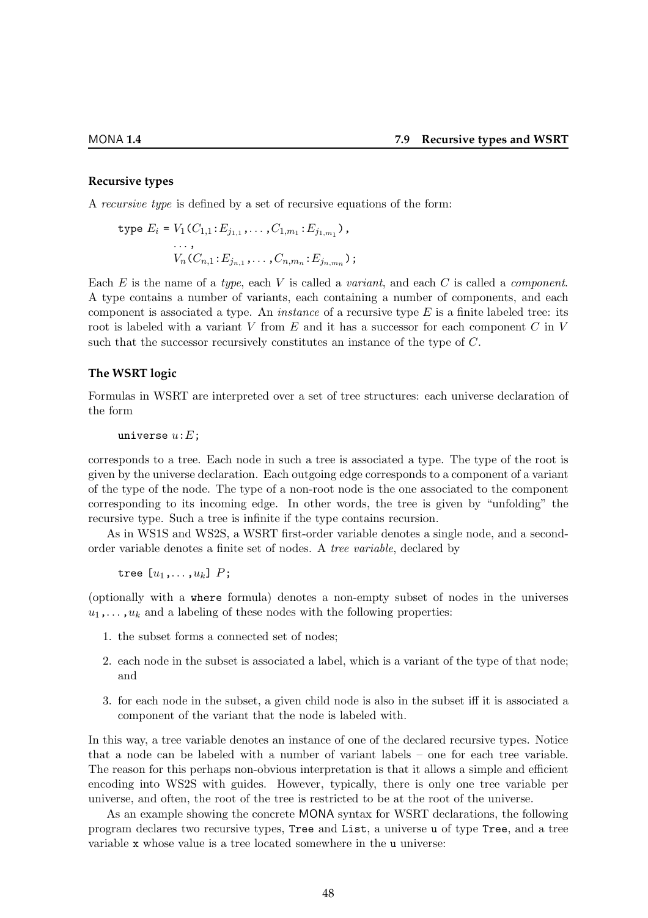### Recursive types

A *recursive type* is defined by a set of recursive equations of the form:

$$\texttt{type } E_i \texttt{ = } V_1\texttt{(}C_{1,1}\texttt{:}E_{j_{1,1}}\texttt{,}\ldots\texttt{,}C_{1,m_1}\texttt{:}E_{j_{1,m_1}}\texttt{),}$$
$$\ldots\texttt{,}$$
$$V_n\texttt{(}C_{n,1}\texttt{:}E_{j_{n,1}}\texttt{,}\ldots\texttt{,}C_{n,m_n}\texttt{:}E_{j_{n,m_n}}\texttt{);}$$

Each $E$ is the name of a *type*, each $V$ is called a *variant*, and each $C$ is called a *component*. A type contains a number of variants, each containing a number of components, and each component is associated a type. An *instance* of a recursive type $E$ is a finite labeled tree: its root is labeled with a variant $V$ from $E$ and it has a successor for each component $C$ in $V$ such that the successor recursively constitutes an instance of the type of $C$.

### The WSRT logic

Formulas in WSRT are interpreted over a set of tree structures: each universe declaration of the form

```
universe u:E;
```

corresponds to a tree. Each node in such a tree is associated a type. The type of the root is given by the universe declaration. Each outgoing edge corresponds to a component of a variant of the type of the node. The type of a non-root node is the one associated to the component corresponding to its incoming edge. In other words, the tree is given by "unfolding" the recursive type. Such a tree is infinite if the type contains recursion.

As in WS1S and WS2S, a WSRT first-order variable denotes a single node, and a second-order variable denotes a finite set of nodes. A *tree variable*, declared by

```
tree [u1,...,uk] P;
```

(optionally with a `where` formula) denotes a non-empty subset of nodes in the universes $u_1,\ldots,u_k$ and a labeling of these nodes with the following properties:

1. the subset forms a connected set of nodes;
2. each node in the subset is associated a label, which is a variant of the type of that node; and
3. for each node in the subset, a given child node is also in the subset iff it is associated a component of the variant that the node is labeled with.

In this way, a tree variable denotes an instance of one of the declared recursive types. Notice that a node can be labeled with a number of variant labels – one for each tree variable. The reason for this perhaps non-obvious interpretation is that it allows a simple and efficient encoding into WS2S with guides. However, typically, there is only one tree variable per universe, and often, the root of the tree is restricted to be at the root of the universe.

As an example showing the concrete MONA syntax for WSRT declarations, the following program declares two recursive types, `Tree` and `List`, a universe `u` of type `Tree`, and a tree variable `x` whose value is a tree located somewhere in the `u` universe: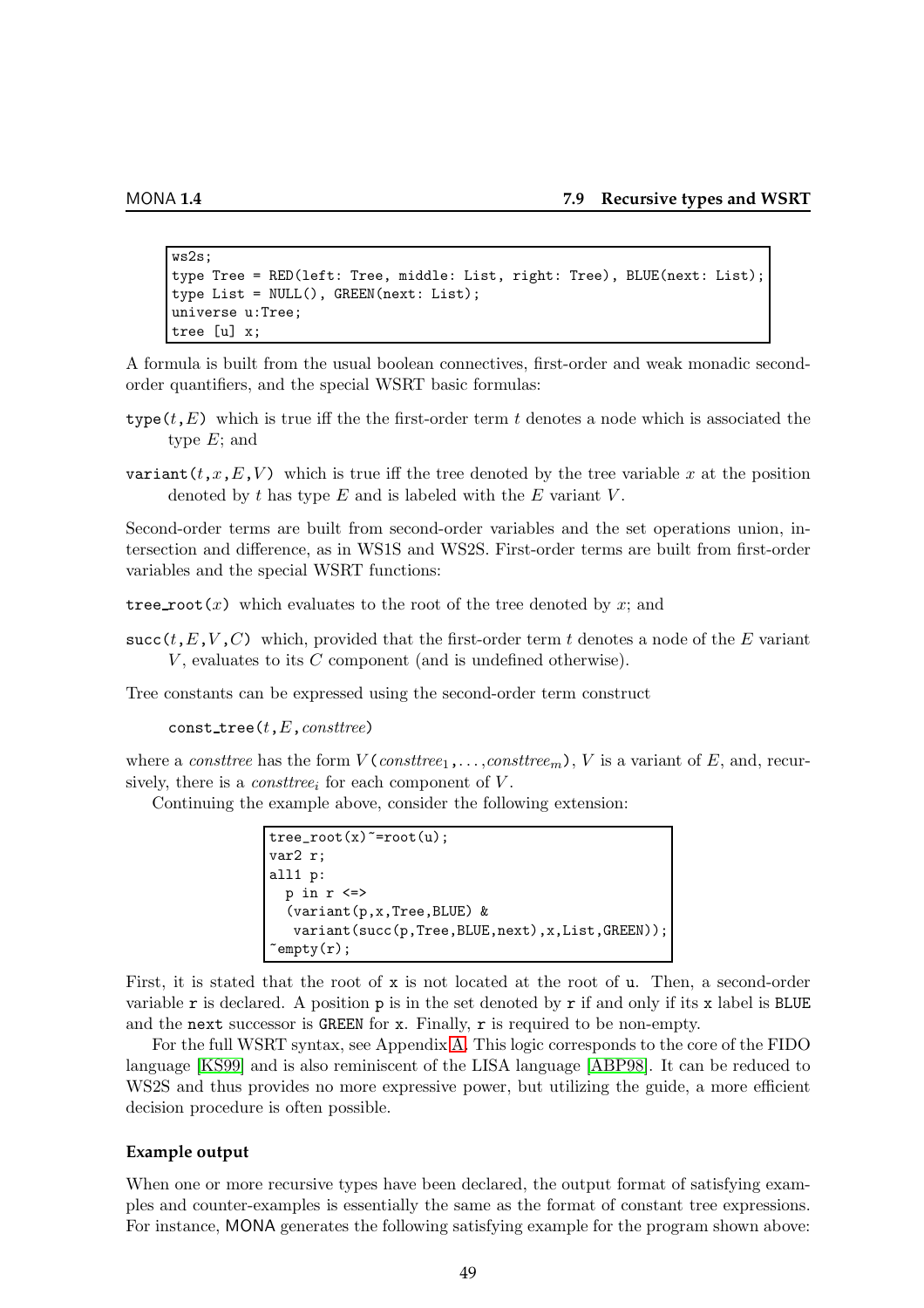```
ws2s;
type Tree = RED(left: Tree, middle: List, right: Tree), BLUE(next: List);
type List = NULL(), GREEN(next: List);
universe u:Tree;
tree [u] x;
```

A formula is built from the usual boolean connectives, first-order and weak monadic second-order quantifiers, and the special WSRT basic formulas:

`type(`$t$`,`$E$`)` which is true iff the the first-order term $t$ denotes a node which is associated the type $E$; and

`variant(`$t$`,`$x$`,`$E$`,`$V$`)` which is true iff the tree denoted by the tree variable $x$ at the position denoted by $t$ has type $E$ and is labeled with the $E$ variant $V$.

Second-order terms are built from second-order variables and the set operations union, intersection and difference, as in WS1S and WS2S. First-order terms are built from first-order variables and the special WSRT functions:

`tree_root(`$x$`)` which evaluates to the root of the tree denoted by $x$; and

`succ(`$t$`,`$E$`,`$V$`,`$C$`)` which, provided that the first-order term $t$ denotes a node of the $E$ variant $V$, evaluates to its $C$ component (and is undefined otherwise).

Tree constants can be expressed using the second-order term construct

`const_tree(`$t$`,`$E$`,`*consttree*`)`

where a *consttree* has the form $V$`(`$consttree_1$`,...,`$consttree_m$`)`, $V$ is a variant of $E$, and, recursively, there is a $consttree_i$ for each component of $V$.

Continuing the example above, consider the following extension:

```
tree_root(x)~=root(u);
var2 r;
all1 p:
  p in r <=>
  (variant(p,x,Tree,BLUE) &
   variant(succ(p,Tree,BLUE,next),x,List,GREEN));
~empty(r);
```

First, it is stated that the root of `x` is not located at the root of `u`. Then, a second-order variable `r` is declared. A position `p` is in the set denoted by `r` if and only if its `x` label is `BLUE` and the `next` successor is `GREEN` for `x`. Finally, `r` is required to be non-empty.

For the full WSRT syntax, see Appendix A. This logic corresponds to the core of the FIDO language [KS99] and is also reminiscent of the LISA language [ABP98]. It can be reduced to WS2S and thus provides no more expressive power, but utilizing the guide, a more efficient decision procedure is often possible.

### Example output

When one or more recursive types have been declared, the output format of satisfying examples and counter-examples is essentially the same as the format of constant tree expressions. For instance, MONA generates the following satisfying example for the program shown above: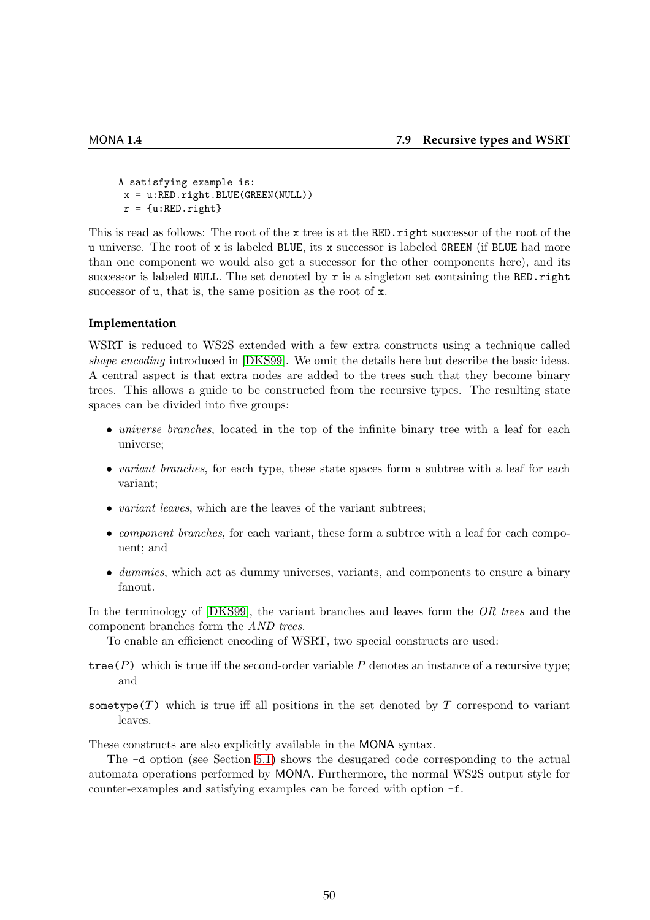```
A satisfying example is:
 x = u:RED.right.BLUE(GREEN(NULL))
 r = {u:RED.right}
```

This is read as follows: The root of the `x` tree is at the `RED.right` successor of the root of the `u` universe. The root of `x` is labeled `BLUE`, its `x` successor is labeled `GREEN` (if `BLUE` had more than one component we would also get a successor for the other components here), and its successor is labeled `NULL`. The set denoted by `r` is a singleton set containing the `RED.right` successor of `u`, that is, the same position as the root of `x`.

#### Implementation

WSRT is reduced to WS2S extended with a few extra constructs using a technique called *shape encoding* introduced in [DKS99]. We omit the details here but describe the basic ideas. A central aspect is that extra nodes are added to the trees such that they become binary trees. This allows a guide to be constructed from the recursive types. The resulting state spaces can be divided into five groups:

- *universe branches*, located in the top of the infinite binary tree with a leaf for each universe;
- *variant branches*, for each type, these state spaces form a subtree with a leaf for each variant;
- *variant leaves*, which are the leaves of the variant subtrees;
- *component branches*, for each variant, these form a subtree with a leaf for each component; and
- *dummies*, which act as dummy universes, variants, and components to ensure a binary fanout.

In the terminology of [DKS99], the variant branches and leaves form the *OR trees* and the component branches form the *AND trees*.

To enable an efficienct encoding of WSRT, two special constructs are used:

`tree(`$P$`)` which is true iff the second-order variable $P$ denotes an instance of a recursive type; and

`sometype(`$T$`)` which is true iff all positions in the set denoted by $T$ correspond to variant leaves.

These constructs are also explicitly available in the MONA syntax.

The `-d` option (see Section 5.1) shows the desugared code corresponding to the actual automata operations performed by MONA. Furthermore, the normal WS2S output style for counter-examples and satisfying examples can be forced with option `-f`.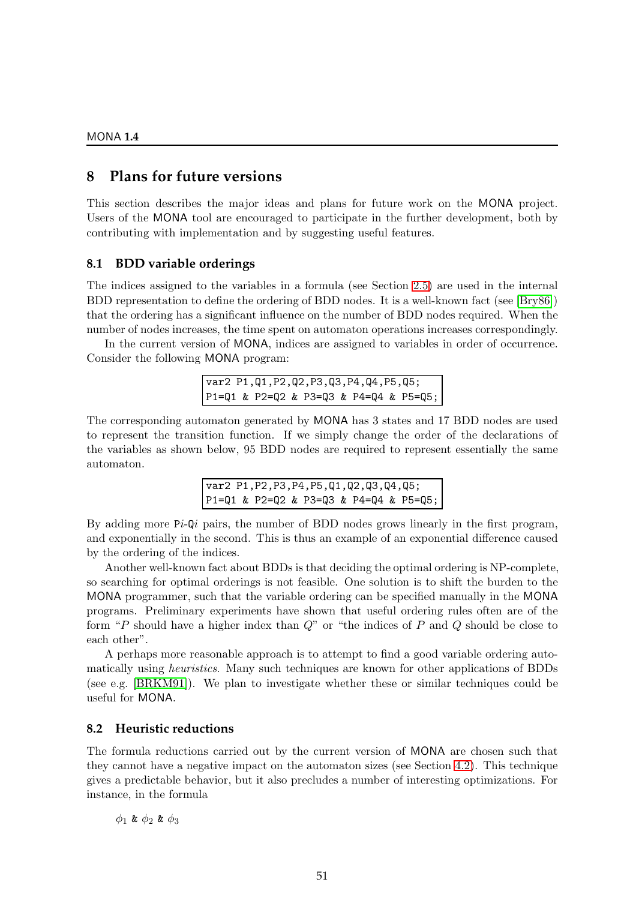# 8 Plans for future versions

This section describes the major ideas and plans for future work on the MONA project. Users of the MONA tool are encouraged to participate in the further development, both by contributing with implementation and by suggesting useful features.

## 8.1 BDD variable orderings

The indices assigned to the variables in a formula (see Section 2.5) are used in the internal BDD representation to define the ordering of BDD nodes. It is a well-known fact (see [Bry86]) that the ordering has a significant influence on the number of BDD nodes required. When the number of nodes increases, the time spent on automaton operations increases correspondingly.

In the current version of MONA, indices are assigned to variables in order of occurrence. Consider the following MONA program:

```
var2 P1,Q1,P2,Q2,P3,Q3,P4,Q4,P5,Q5;
P1=Q1 & P2=Q2 & P3=Q3 & P4=Q4 & P5=Q5;
```

The corresponding automaton generated by MONA has 3 states and 17 BDD nodes are used to represent the transition function. If we simply change the order of the declarations of the variables as shown below, 95 BDD nodes are required to represent essentially the same automaton.

```
var2 P1,P2,P3,P4,P5,Q1,Q2,Q3,Q4,Q5;
P1=Q1 & P2=Q2 & P3=Q3 & P4=Q4 & P5=Q5;
```

By adding more P*i*-Q*i* pairs, the number of BDD nodes grows linearly in the first program, and exponentially in the second. This is thus an example of an exponential difference caused by the ordering of the indices.

Another well-known fact about BDDs is that deciding the optimal ordering is NP-complete, so searching for optimal orderings is not feasible. One solution is to shift the burden to the MONA programmer, such that the variable ordering can be specified manually in the MONA programs. Preliminary experiments have shown that useful ordering rules often are of the form "$P$ should have a higher index than $Q$" or "the indices of $P$ and $Q$ should be close to each other".

A perhaps more reasonable approach is to attempt to find a good variable ordering automatically using *heuristics*. Many such techniques are known for other applications of BDDs (see e.g. [BRKM91]). We plan to investigate whether these or similar techniques could be useful for MONA.

## 8.2 Heuristic reductions

The formula reductions carried out by the current version of MONA are chosen such that they cannot have a negative impact on the automaton sizes (see Section 4.2). This technique gives a predictable behavior, but it also precludes a number of interesting optimizations. For instance, in the formula

$\phi_1$ & $\phi_2$ & $\phi_3$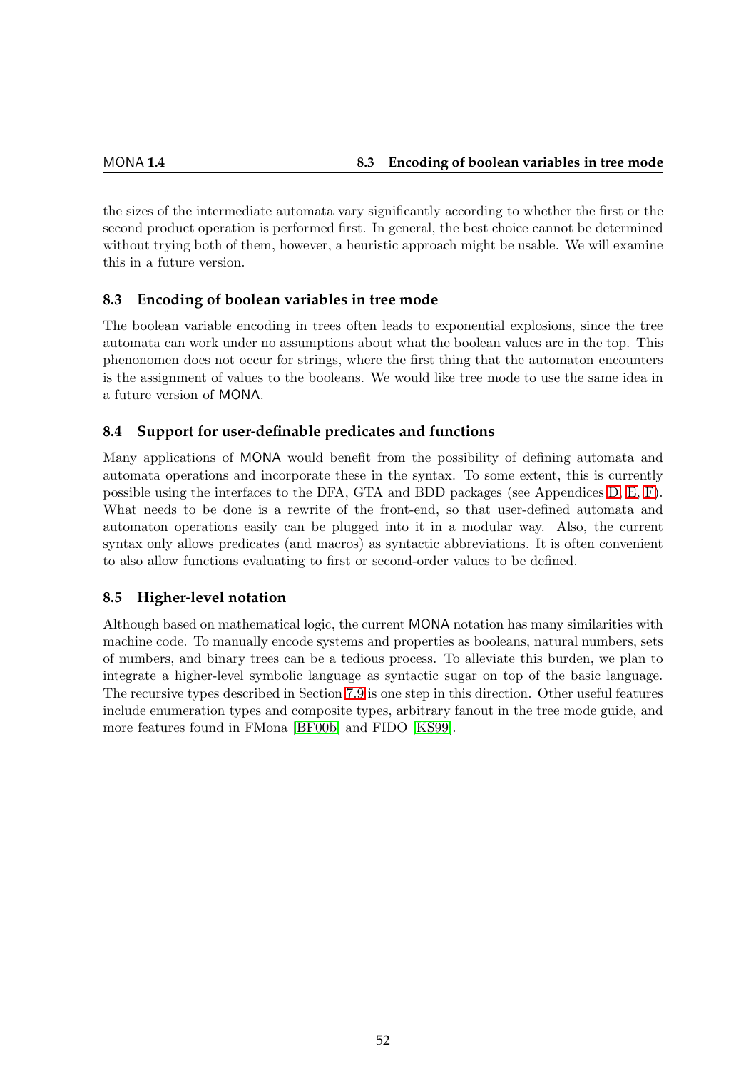the sizes of the intermediate automata vary significantly according to whether the first or the second product operation is performed first. In general, the best choice cannot be determined without trying both of them, however, a heuristic approach might be usable. We will examine this in a future version.

### 8.3 Encoding of boolean variables in tree mode

The boolean variable encoding in trees often leads to exponential explosions, since the tree automata can work under no assumptions about what the boolean values are in the top. This phenonomen does not occur for strings, where the first thing that the automaton encounters is the assignment of values to the booleans. We would like tree mode to use the same idea in a future version of MONA.

### 8.4 Support for user-definable predicates and functions

Many applications of MONA would benefit from the possibility of defining automata and automata operations and incorporate these in the syntax. To some extent, this is currently possible using the interfaces to the DFA, GTA and BDD packages (see Appendices D, E, F). What needs to be done is a rewrite of the front-end, so that user-defined automata and automaton operations easily can be plugged into it in a modular way. Also, the current syntax only allows predicates (and macros) as syntactic abbreviations. It is often convenient to also allow functions evaluating to first or second-order values to be defined.

### 8.5 Higher-level notation

Although based on mathematical logic, the current MONA notation has many similarities with machine code. To manually encode systems and properties as booleans, natural numbers, sets of numbers, and binary trees can be a tedious process. To alleviate this burden, we plan to integrate a higher-level symbolic language as syntactic sugar on top of the basic language. The recursive types described in Section 7.9 is one step in this direction. Other useful features include enumeration types and composite types, arbitrary fanout in the tree mode guide, and more features found in FMona [BF00b] and FIDO [KS99].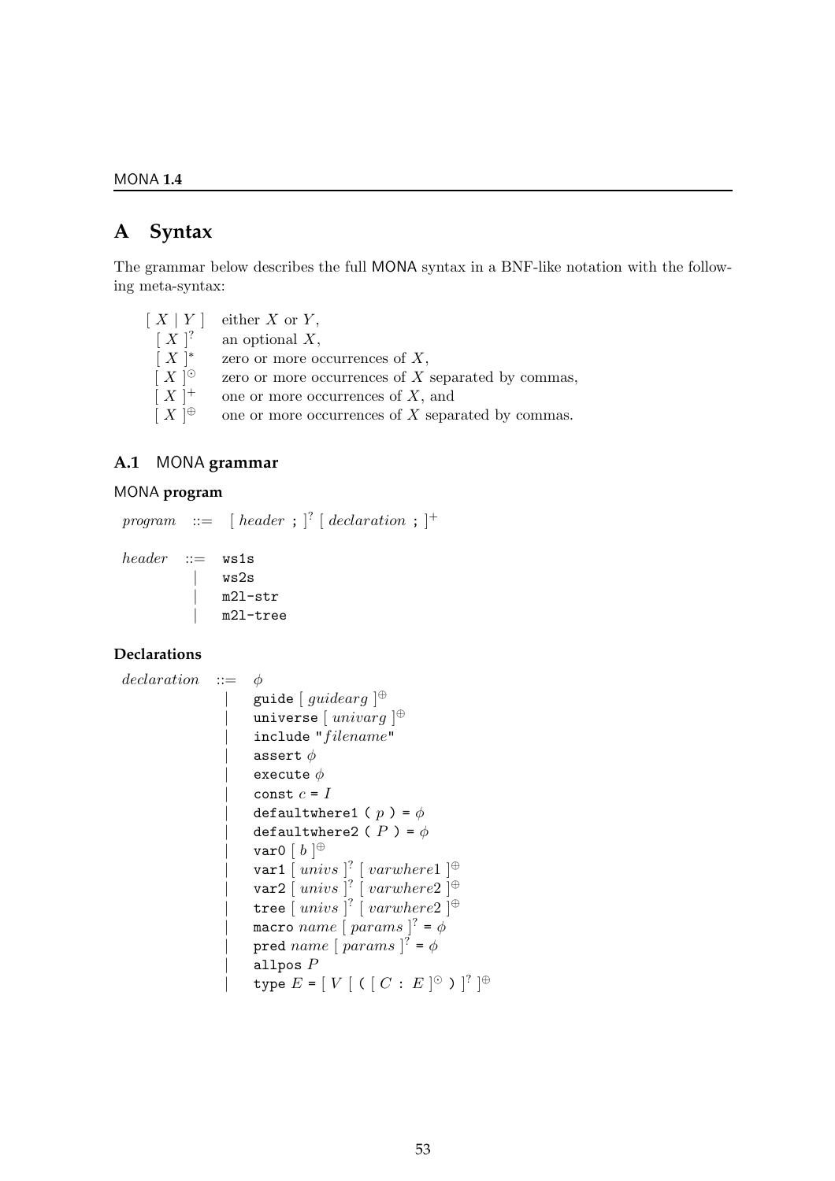# A Syntax

The grammar below describes the full MONA syntax in a BNF-like notation with the following meta-syntax:

| | |
|---|---|
| $[\ X \mid Y\ ]$ | either $X$ or $Y$, |
| $[\ X\ ]^?$ | an optional $X$, |
| $[\ X\ ]^*$ | zero or more occurrences of $X$, |
| $[\ X\ ]^{\odot}$ | zero or more occurrences of $X$ separated by commas, |
| $[\ X\ ]^+$ | one or more occurrences of $X$, and |
| $[\ X\ ]^{\oplus}$ | one or more occurrences of $X$ separated by commas. |

## A.1 MONA grammar

### MONA program

$program$ ::= $[\ header$ `;` $]^?$ $[\ declaration$ `;` $]^+$

$header$ ::= `ws1s`
  | `ws2s`
  | `m2l-str`
  | `m2l-tree`

### Declarations

$declaration$ ::= $\phi$
  | `guide` $[\ guidearg\ ]^{\oplus}$
  | `universe` $[\ univarg\ ]^{\oplus}$
  | `include "`$filename$`"`
  | `assert` $\phi$
  | `execute` $\phi$
  | `const` $c$ `=` $I$
  | `defaultwhere1 (` $p$ `) =` $\phi$
  | `defaultwhere2 (` $P$ `) =` $\phi$
  | `var0` $[\ b\ ]^{\oplus}$
  | `var1` $[\ univs\ ]^?$ $[\ varwhere1\ ]^{\oplus}$
  | `var2` $[\ univs\ ]^?$ $[\ varwhere2\ ]^{\oplus}$
  | `tree` $[\ univs\ ]^?$ $[\ varwhere2\ ]^{\oplus}$
  | `macro` $name$ $[\ params\ ]^?$ `=` $\phi$
  | `pred` $name$ $[\ params\ ]^?$ `=` $\phi$
  | `allpos` $P$
  | `type` $E$ `=` $[\ V\ [$ `(` $[\ C$ `:` $E\ ]^{\odot}$ `)` $]^?\ ]^{\oplus}$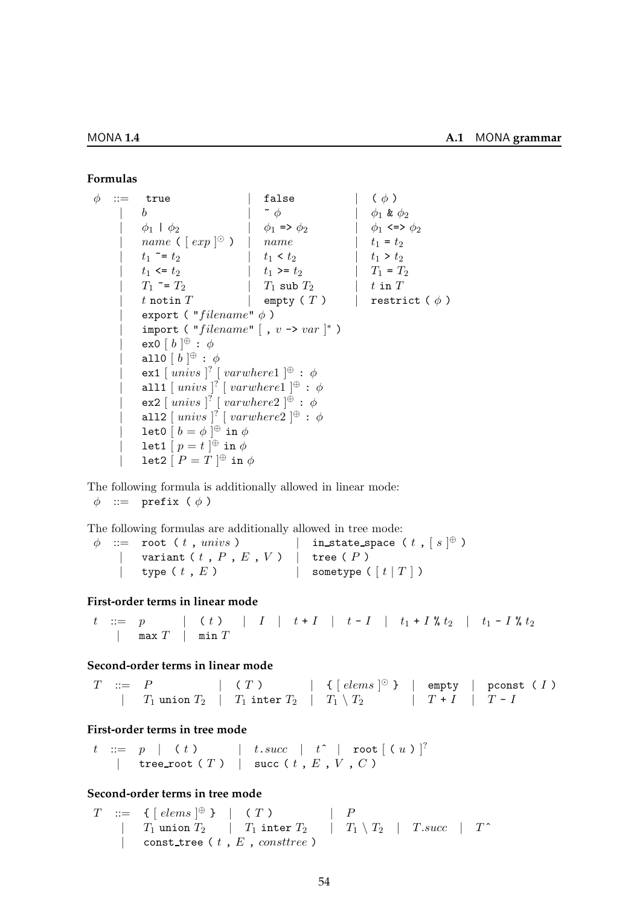### Formulas

$$
\begin{array}{rllll}
\phi & ::= & \texttt{true} & \mid\ \texttt{false} & \mid\ \texttt{(}\ \phi\ \texttt{)} \\
& \mid & b & \mid\ \texttt{\~{}}\ \phi & \mid\ \phi_1\ \texttt{\&}\ \phi_2 \\
& \mid & \phi_1\ \texttt{|}\ \phi_2 & \mid\ \phi_1\ \texttt{=>}\ \phi_2 & \mid\ \phi_1\ \texttt{<=>}\ \phi_2 \\
& \mid & \mathit{name}\ \texttt{(}\ [\ \mathit{exp}\ ]^{\odot}\ \texttt{)} & \mid\ \mathit{name} & \mid\ t_1\ \texttt{=}\ t_2 \\
& \mid & t_1\ \texttt{\~{}=}\ t_2 & \mid\ t_1\ \texttt{<}\ t_2 & \mid\ t_1\ \texttt{>}\ t_2 \\
& \mid & t_1\ \texttt{<=}\ t_2 & \mid\ t_1\ \texttt{>=}\ t_2 & \mid\ T_1\ \texttt{=}\ T_2 \\
& \mid & T_1\ \texttt{\~{}=}\ T_2 & \mid\ T_1\ \texttt{sub}\ T_2 & \mid\ t\ \texttt{in}\ T \\
& \mid & t\ \texttt{notin}\ T & \mid\ \texttt{empty (}\ T\ \texttt{)} & \mid\ \texttt{restrict (}\ \phi\ \texttt{)} \\
& \mid & \multicolumn{3}{l}{\texttt{export ( "}\mathit{filename}\texttt{"}\ \phi\ \texttt{)}} \\
& \mid & \multicolumn{3}{l}{\texttt{import ( "}\mathit{filename}\texttt{"}\ [\ \texttt{,}\ v\ \texttt{->}\ \mathit{var}\ ]^{*}\ \texttt{)}} \\
& \mid & \multicolumn{3}{l}{\texttt{ex0}\ [\ b\ ]^{\oplus}\ \texttt{:}\ \phi} \\
& \mid & \multicolumn{3}{l}{\texttt{all0}\ [\ b\ ]^{\oplus}\ \texttt{:}\ \phi} \\
& \mid & \multicolumn{3}{l}{\texttt{ex1}\ [\ \mathit{univs}\ ]^{?}\ [\ \mathit{varwhere1}\ ]^{\oplus}\ \texttt{:}\ \phi} \\
& \mid & \multicolumn{3}{l}{\texttt{all1}\ [\ \mathit{univs}\ ]^{?}\ [\ \mathit{varwhere1}\ ]^{\oplus}\ \texttt{:}\ \phi} \\
& \mid & \multicolumn{3}{l}{\texttt{ex2}\ [\ \mathit{univs}\ ]^{?}\ [\ \mathit{varwhere2}\ ]^{\oplus}\ \texttt{:}\ \phi} \\
& \mid & \multicolumn{3}{l}{\texttt{all2}\ [\ \mathit{univs}\ ]^{?}\ [\ \mathit{varwhere2}\ ]^{\oplus}\ \texttt{:}\ \phi} \\
& \mid & \multicolumn{3}{l}{\texttt{let0}\ [\ b = \phi\ ]^{\oplus}\ \texttt{in}\ \phi} \\
& \mid & \multicolumn{3}{l}{\texttt{let1}\ [\ p = t\ ]^{\oplus}\ \texttt{in}\ \phi} \\
& \mid & \multicolumn{3}{l}{\texttt{let2}\ [\ P = T\ ]^{\oplus}\ \texttt{in}\ \phi}
\end{array}
$$

The following formula is additionally allowed in linear mode:

$\phi\ ::=\ \texttt{prefix (}\ \phi\ \texttt{)}$

The following formulas are additionally allowed in tree mode:

$$
\begin{array}{rlll}
\phi & ::= & \texttt{root (}\ t\ \texttt{,}\ \mathit{univs}\ \texttt{)} & \mid\ \texttt{in\_state\_space (}\ t\ \texttt{,}\ [\ s\ ]^{\oplus}\ \texttt{)} \\
& \mid & \texttt{variant (}\ t\ \texttt{,}\ P\ \texttt{,}\ E\ \texttt{,}\ V\ \texttt{)} & \mid\ \texttt{tree (}\ P\ \texttt{)} \\
& \mid & \texttt{type (}\ t\ \texttt{,}\ E\ \texttt{)} & \mid\ \texttt{sometype (}\ [\ t \mid T\ ]\ \texttt{)}
\end{array}
$$

### First-order terms in linear mode

$$
\begin{array}{rl}
t\ ::= & p \ \mid\ \texttt{(}\ t\ \texttt{)} \ \mid\ I \ \mid\ t\ \texttt{+}\ I \ \mid\ t\ \texttt{-}\ I \ \mid\ t_1\ \texttt{+}\ I\ \texttt{\%}\ t_2 \ \mid\ t_1\ \texttt{-}\ I\ \texttt{\%}\ t_2 \\
\mid & \texttt{max}\ T \ \mid\ \texttt{min}\ T
\end{array}
$$

### Second-order terms in linear mode

$$
\begin{array}{rl}
T\ ::= & P \ \mid\ \texttt{(}\ T\ \texttt{)} \ \mid\ \texttt{\{}\ [\ \mathit{elems}\ ]^{\odot}\ \texttt{\}} \ \mid\ \texttt{empty} \ \mid\ \texttt{pconst (}\ I\ \texttt{)} \\
\mid & T_1\ \texttt{union}\ T_2 \ \mid\ T_1\ \texttt{inter}\ T_2 \ \mid\ T_1 \setminus T_2 \ \mid\ T\ \texttt{+}\ I \ \mid\ T\ \texttt{-}\ I
\end{array}
$$

### First-order terms in tree mode

$$
\begin{array}{rl}
t\ ::= & p \ \mid\ \texttt{(}\ t\ \texttt{)} \ \mid\ t.\mathit{succ} \ \mid\ t\texttt{\^{}} \ \mid\ \texttt{root}\ [\ \texttt{(}\ u\ \texttt{)}\ ]^{?} \\
\mid & \texttt{tree\_root (}\ T\ \texttt{)} \ \mid\ \texttt{succ (}\ t\ \texttt{,}\ E\ \texttt{,}\ V\ \texttt{,}\ C\ \texttt{)}
\end{array}
$$

### Second-order terms in tree mode

$$
\begin{array}{rl}
T\ ::= & \texttt{\{}\ [\ \mathit{elems}\ ]^{\oplus}\ \texttt{\}} \ \mid\ \texttt{(}\ T\ \texttt{)} \ \mid\ P \\
\mid & T_1\ \texttt{union}\ T_2 \ \mid\ T_1\ \texttt{inter}\ T_2 \ \mid\ T_1 \setminus T_2 \ \mid\ T.\mathit{succ} \ \mid\ T\texttt{\^{}} \\
\mid & \texttt{const\_tree (}\ t\ \texttt{,}\ E\ \texttt{,}\ \mathit{consttree}\ \texttt{)}
\end{array}
$$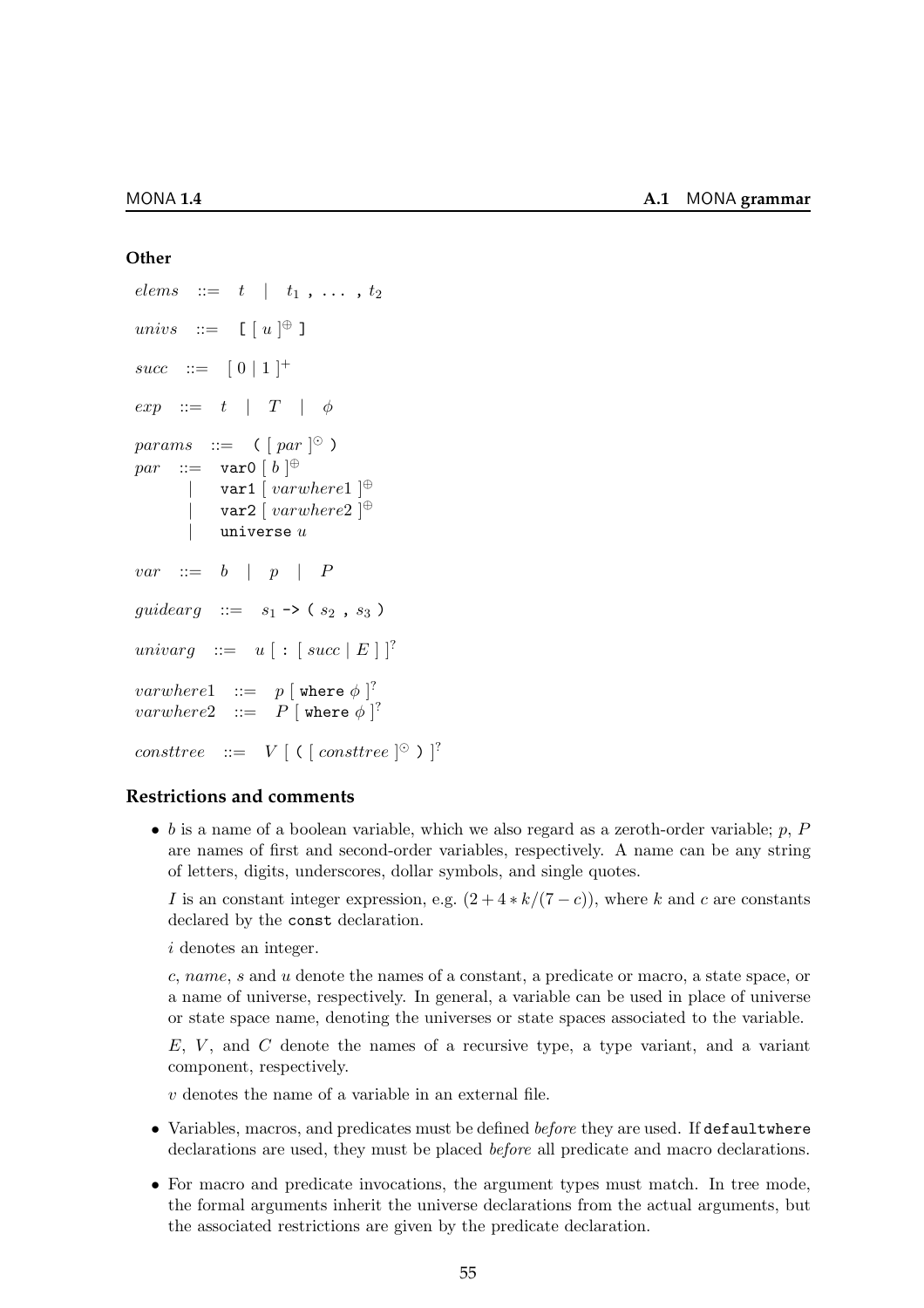### Other

$elems$ ::= $t$ | $t_1$ , ... , $t_2$

$univs$ ::= `[` [ $u$ ]$^{\oplus}$ `]`

$succ$ ::= [ 0 | 1 ]$^{+}$

$exp$ ::= $t$ | $T$ | $\phi$

$params$ ::= `(` [ $par$ ]$^{\odot}$ `)`

$par$ ::= `var0` [ $b$ ]$^{\oplus}$
  | `var1` [ $varwhere1$ ]$^{\oplus}$
  | `var2` [ $varwhere2$ ]$^{\oplus}$
  | `universe` $u$

$var$ ::= $b$ | $p$ | $P$

$guidearg$ ::= $s_1$ `->` `(` $s_2$ `,` $s_3$ `)`

$univarg$ ::= $u$ [ `:` [ $succ$ | $E$ ] ]$^{?}$

$varwhere1$ ::= $p$ [ `where` $\phi$ ]$^{?}$
$varwhere2$ ::= $P$ [ `where` $\phi$ ]$^{?}$

$consttree$ ::= $V$ [ `(` [ $consttree$ ]$^{\odot}$ `)` ]$^{?}$

## Restrictions and comments

- $b$ is a name of a boolean variable, which we also regard as a zeroth-order variable; $p$, $P$ are names of first and second-order variables, respectively. A name can be any string of letters, digits, underscores, dollar symbols, and single quotes.

  $I$ is an constant integer expression, e.g. $(2 + 4 * k/(7 - c))$, where $k$ and $c$ are constants declared by the `const` declaration.

  $i$ denotes an integer.

  $c$, $name$, $s$ and $u$ denote the names of a constant, a predicate or macro, a state space, or a name of universe, respectively. In general, a variable can be used in place of universe or state space name, denoting the universes or state spaces associated to the variable.

  $E$, $V$, and $C$ denote the names of a recursive type, a type variant, and a variant component, respectively.

  $v$ denotes the name of a variable in an external file.

- Variables, macros, and predicates must be defined *before* they are used. If `defaultwhere` declarations are used, they must be placed *before* all predicate and macro declarations.

- For macro and predicate invocations, the argument types must match. In tree mode, the formal arguments inherit the universe declarations from the actual arguments, but the associated restrictions are given by the predicate declaration.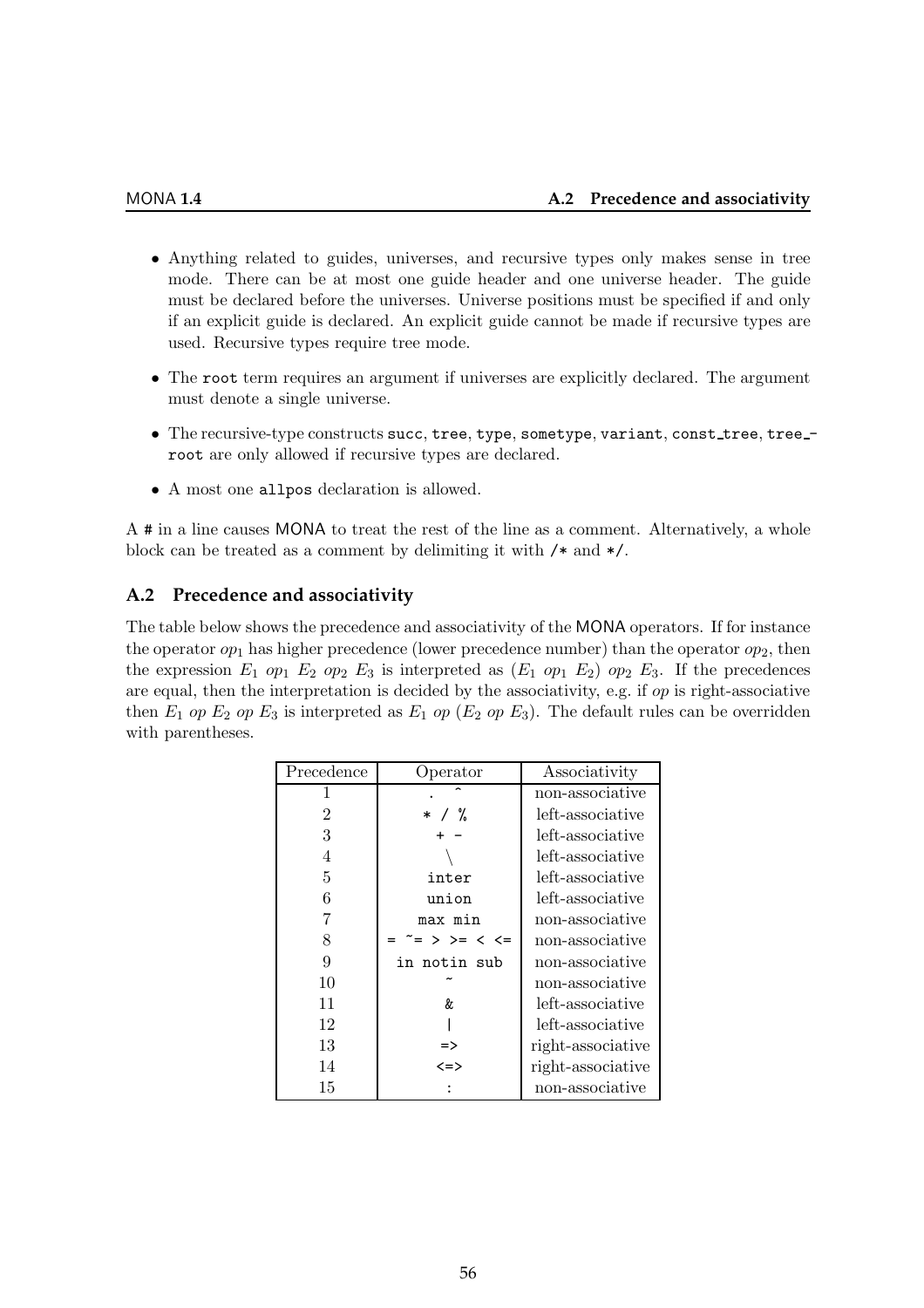- Anything related to guides, universes, and recursive types only makes sense in tree mode. There can be at most one guide header and one universe header. The guide must be declared before the universes. Universe positions must be specified if and only if an explicit guide is declared. An explicit guide cannot be made if recursive types are used. Recursive types require tree mode.
- The `root` term requires an argument if universes are explicitly declared. The argument must denote a single universe.
- The recursive-type constructs `succ`, `tree`, `type`, `sometype`, `variant`, `const_tree`, `tree_root` are only allowed if recursive types are declared.
- A most one `allpos` declaration is allowed.

A `#` in a line causes MONA to treat the rest of the line as a comment. Alternatively, a whole block can be treated as a comment by delimiting it with `/*` and `*/`.

## A.2 Precedence and associativity

The table below shows the precedence and associativity of the MONA operators. If for instance the operator $op_1$ has higher precedence (lower precedence number) than the operator $op_2$, then the expression $E_1$ $op_1$ $E_2$ $op_2$ $E_3$ is interpreted as ($E_1$ $op_1$ $E_2$) $op_2$ $E_3$. If the precedences are equal, then the interpretation is decided by the associativity, e.g. if *op* is right-associative then $E_1$ *op* $E_2$ *op* $E_3$ is interpreted as $E_1$ *op* ($E_2$ *op* $E_3$). The default rules can be overridden with parentheses.

| Precedence | Operator | Associativity |
|---|---|---|
| 1 | `.` `^` | non-associative |
| 2 | `*` `/` `%` | left-associative |
| 3 | `+` `-` | left-associative |
| 4 | `\` | left-associative |
| 5 | `inter` | left-associative |
| 6 | `union` | left-associative |
| 7 | `max` `min` | non-associative |
| 8 | `=` `~=` `>` `>=` `<` `<=` | non-associative |
| 9 | `in` `notin` `sub` | non-associative |
| 10 | `~` | non-associative |
| 11 | `&` | left-associative |
| 12 | `\|` | left-associative |
| 13 | `=>` | right-associative |
| 14 | `<=>` | right-associative |
| 15 | `:` | non-associative |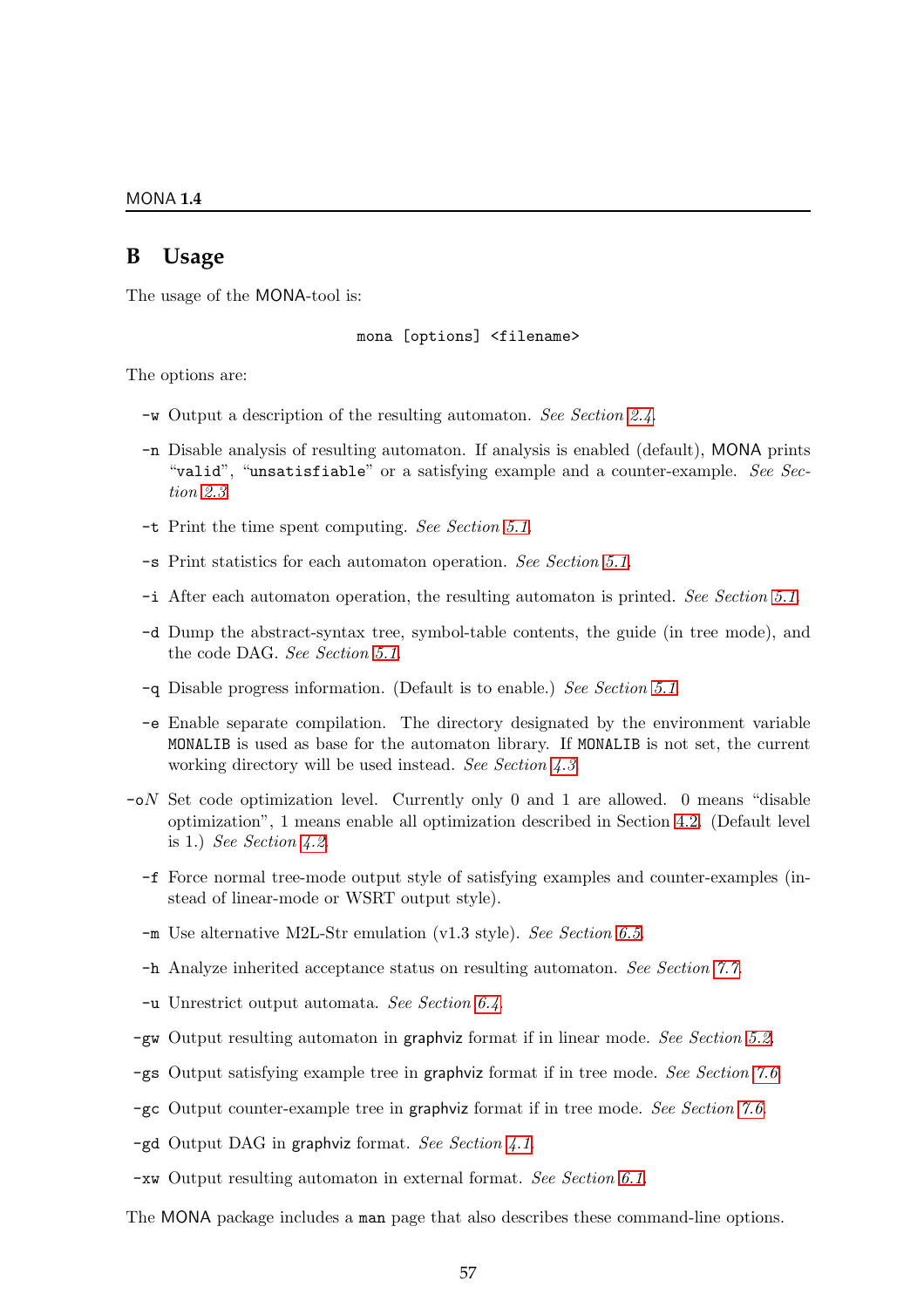# B Usage

The usage of the MONA-tool is:

```
mona [options] <filename>
```

The options are:

- **-w** Output a description of the resulting automaton. *See Section 2.4.*
- **-n** Disable analysis of resulting automaton. If analysis is enabled (default), MONA prints "`valid`", "`unsatisfiable`" or a satisfying example and a counter-example. *See Section 2.3.*
- **-t** Print the time spent computing. *See Section 5.1.*
- **-s** Print statistics for each automaton operation. *See Section 5.1.*
- **-i** After each automaton operation, the resulting automaton is printed. *See Section 5.1.*
- **-d** Dump the abstract-syntax tree, symbol-table contents, the guide (in tree mode), and the code DAG. *See Section 5.1.*
- **-q** Disable progress information. (Default is to enable.) *See Section 5.1.*
- **-e** Enable separate compilation. The directory designated by the environment variable `MONALIB` is used as base for the automaton library. If `MONALIB` is not set, the current working directory will be used instead. *See Section 4.3.*
- **-o***N* Set code optimization level. Currently only 0 and 1 are allowed. 0 means "disable optimization", 1 means enable all optimization described in Section 4.2. (Default level is 1.) *See Section 4.2.*
- **-f** Force normal tree-mode output style of satisfying examples and counter-examples (instead of linear-mode or WSRT output style).
- **-m** Use alternative M2L-Str emulation (v1.3 style). *See Section 6.5.*
- **-h** Analyze inherited acceptance status on resulting automaton. *See Section 7.7.*
- **-u** Unrestrict output automata. *See Section 6.4.*
- **-gw** Output resulting automaton in graphviz format if in linear mode. *See Section 5.2.*
- **-gs** Output satisfying example tree in graphviz format if in tree mode. *See Section 7.6.*
- **-gc** Output counter-example tree in graphviz format if in tree mode. *See Section 7.6.*
- **-gd** Output DAG in graphviz format. *See Section 4.1.*
- **-xw** Output resulting automaton in external format. *See Section 6.1.*

The MONA package includes a `man` page that also describes these command-line options.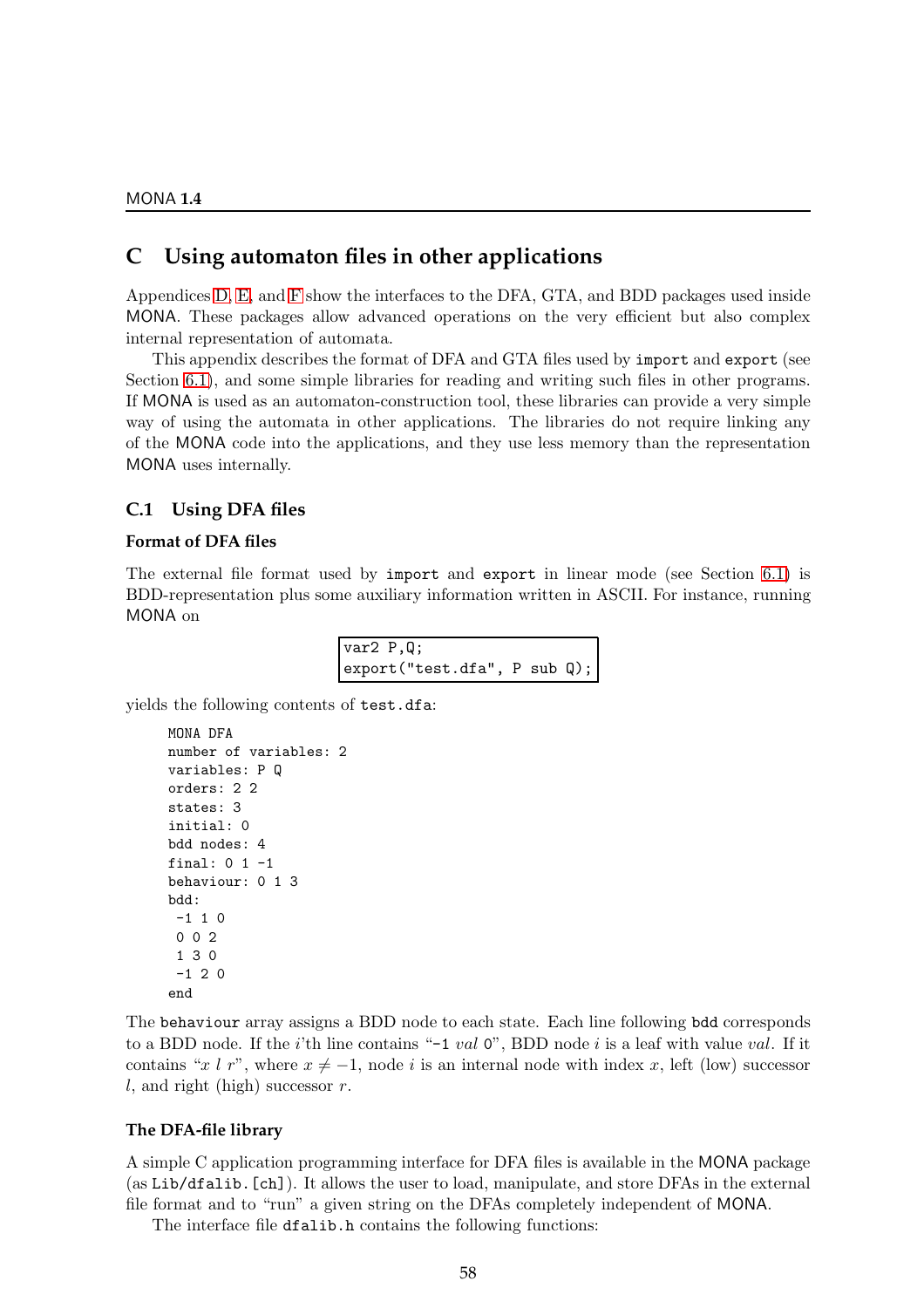# C Using automaton files in other applications

Appendices D, E, and F show the interfaces to the DFA, GTA, and BDD packages used inside MONA. These packages allow advanced operations on the very efficient but also complex internal representation of automata.

This appendix describes the format of DFA and GTA files used by `import` and `export` (see Section 6.1), and some simple libraries for reading and writing such files in other programs. If MONA is used as an automaton-construction tool, these libraries can provide a very simple way of using the automata in other applications. The libraries do not require linking any of the MONA code into the applications, and they use less memory than the representation MONA uses internally.

## C.1 Using DFA files

### Format of DFA files

The external file format used by `import` and `export` in linear mode (see Section 6.1) is BDD-representation plus some auxiliary information written in ASCII. For instance, running MONA on

```
var2 P,Q;
export("test.dfa", P sub Q);
```

yields the following contents of `test.dfa`:

```
MONA DFA
number of variables: 2
variables: P Q
orders: 2 2
states: 3
initial: 0
bdd nodes: 4
final: 0 1 -1
behaviour: 0 1 3
bdd:
 -1 1 0
 0 0 2
 1 3 0
 -1 2 0
end
```

The `behaviour` array assigns a BDD node to each state. Each line following `bdd` corresponds to a BDD node. If the $i$'th line contains "`-1` $val$ `0`", BDD node $i$ is a leaf with value $val$. If it contains "$x$ $l$ $r$", where $x \neq -1$, node $i$ is an internal node with index $x$, left (low) successor $l$, and right (high) successor $r$.

### The DFA-file library

A simple C application programming interface for DFA files is available in the MONA package (as `Lib/dfalib.[ch]`). It allows the user to load, manipulate, and store DFAs in the external file format and to "run" a given string on the DFAs completely independent of MONA.

The interface file `dfalib.h` contains the following functions: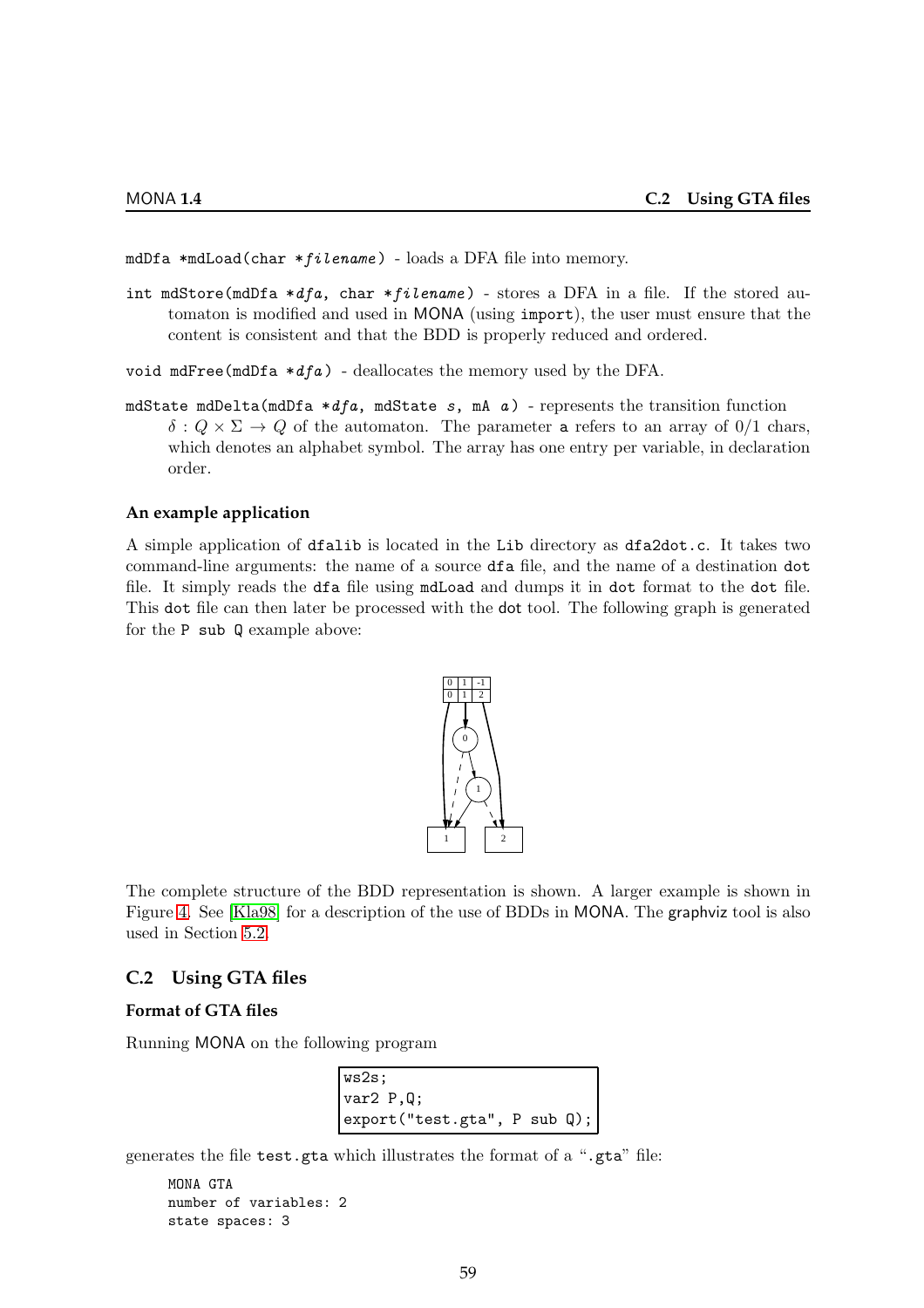`mdDfa *mdLoad(char *filename)` - loads a DFA file into memory.

`int mdStore(mdDfa *dfa, char *filename)` - stores a DFA in a file. If the stored automaton is modified and used in MONA (using `import`), the user must ensure that the content is consistent and that the BDD is properly reduced and ordered.

`void mdFree(mdDfa *dfa)` - deallocates the memory used by the DFA.

`mdState mdDelta(mdDfa *dfa, mdState s, mA a)` - represents the transition function $\delta : Q \times \Sigma \rightarrow Q$ of the automaton. The parameter `a` refers to an array of 0/1 chars, which denotes an alphabet symbol. The array has one entry per variable, in declaration order.

### An example application

A simple application of `dfalib` is located in the `Lib` directory as `dfa2dot.c`. It takes two command-line arguments: the name of a source `dfa` file, and the name of a destination `dot` file. It simply reads the `dfa` file using `mdLoad` and dumps it in `dot` format to the `dot` file. This `dot` file can then later be processed with the `dot` tool. The following graph is generated for the `P sub Q` example above:

The complete structure of the BDD representation is shown. A larger example is shown in Figure 4. See [Kla98] for a description of the use of BDDs in MONA. The graphviz tool is also used in Section 5.2.

## C.2 Using GTA files

### Format of GTA files

Running MONA on the following program

```
ws2s;
var2 P,Q;
export("test.gta", P sub Q);
```

generates the file `test.gta` which illustrates the format of a "`.gta`" file:

```
MONA GTA
number of variables: 2
state spaces: 3
```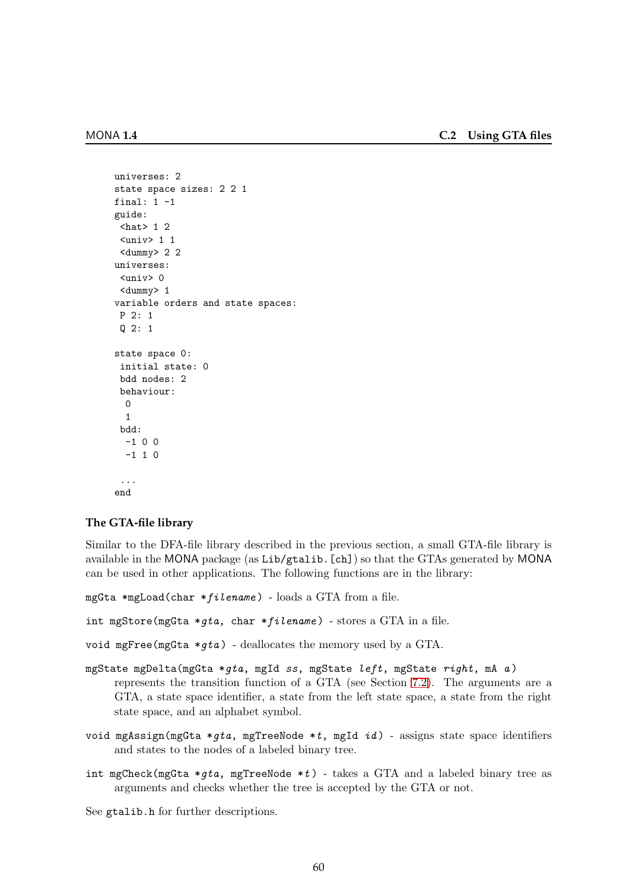```
universes: 2
state space sizes: 2 2 1
final: 1 -1
guide:
 <hat> 1 2
 <univ> 1 1
 <dummy> 2 2
universes:
 <univ> 0
 <dummy> 1
variable orders and state spaces:
 P 2: 1
 Q 2: 1

state space 0:
 initial state: 0
 bdd nodes: 2
 behaviour:
  0
  1
 bdd:
  -1 0 0
  -1 1 0

 ...
end
```

#### The GTA-file library

Similar to the DFA-file library described in the previous section, a small GTA-file library is available in the MONA package (as `Lib/gtalib.[ch]`) so that the GTAs generated by MONA can be used in other applications. The following functions are in the library:

`mgGta *mgLoad(char *filename)` - loads a GTA from a file.

`int mgStore(mgGta *gta, char *filename)` - stores a GTA in a file.

`void mgFree(mgGta *gta)` - deallocates the memory used by a GTA.

`mgState mgDelta(mgGta *gta, mgId ss, mgState left, mgState right, mA a)`
: represents the transition function of a GTA (see Section 7.2). The arguments are a GTA, a state space identifier, a state from the left state space, a state from the right state space, and an alphabet symbol.

`void mgAssign(mgGta *gta, mgTreeNode *t, mgId id)` - assigns state space identifiers and states to the nodes of a labeled binary tree.

`int mgCheck(mgGta *gta, mgTreeNode *t)` - takes a GTA and a labeled binary tree as arguments and checks whether the tree is accepted by the GTA or not.

See `gtalib.h` for further descriptions.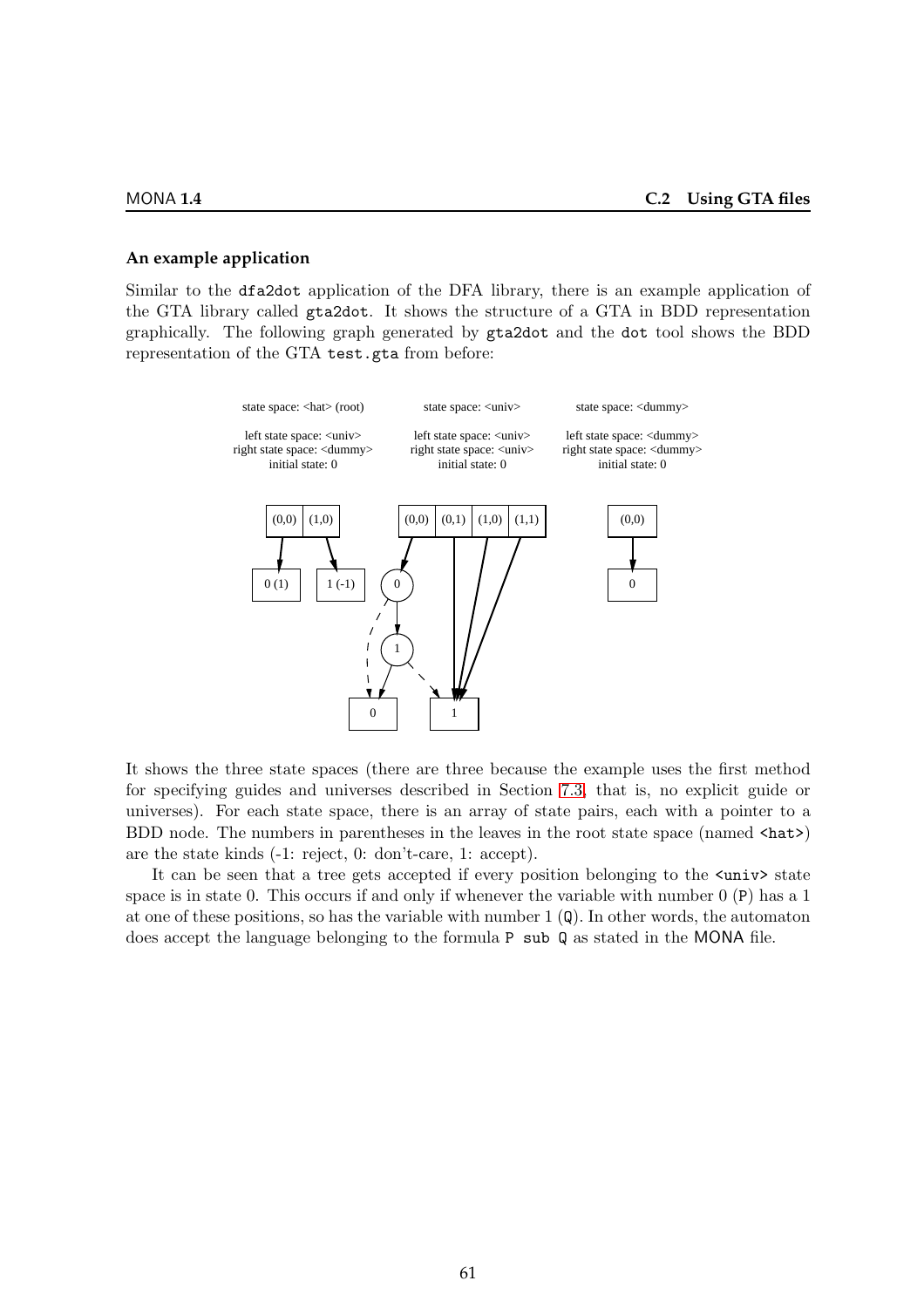### An example application

Similar to the `dfa2dot` application of the DFA library, there is an example application of the GTA library called `gta2dot`. It shows the structure of a GTA in BDD representation graphically. The following graph generated by `gta2dot` and the `dot` tool shows the BDD representation of the GTA `test.gta` from before:

It shows the three state spaces (there are three because the example uses the first method for specifying guides and universes described in Section 7.3, that is, no explicit guide or universes). For each state space, there is an array of state pairs, each with a pointer to a BDD node. The numbers in parentheses in the leaves in the root state space (named `<hat>`) are the state kinds (-1: reject, 0: don't-care, 1: accept).

It can be seen that a tree gets accepted if every position belonging to the `<univ>` state space is in state 0. This occurs if and only if whenever the variable with number 0 (`P`) has a 1 at one of these positions, so has the variable with number 1 (`Q`). In other words, the automaton does accept the language belonging to the formula `P sub Q` as stated in the MONA file.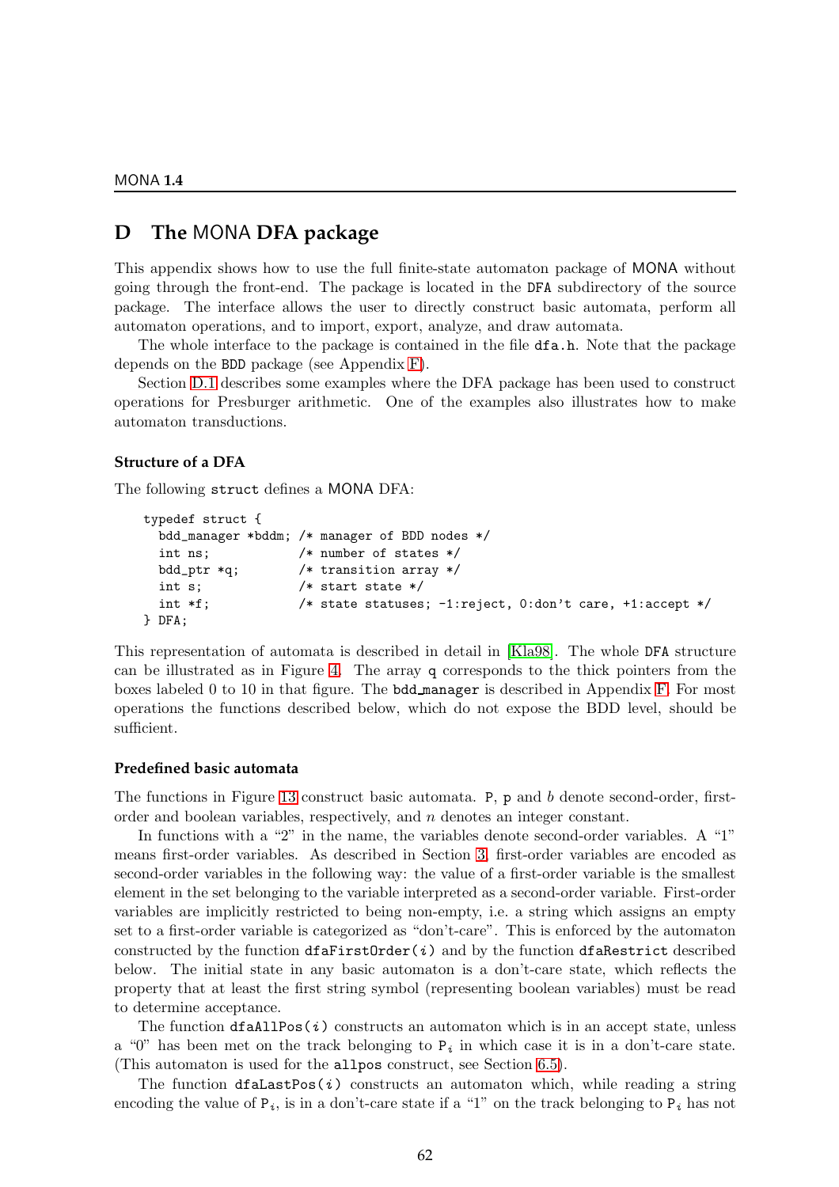## D The MONA DFA package

This appendix shows how to use the full finite-state automaton package of MONA without going through the front-end. The package is located in the DFA subdirectory of the source package. The interface allows the user to directly construct basic automata, perform all automaton operations, and to import, export, analyze, and draw automata.

The whole interface to the package is contained in the file `dfa.h`. Note that the package depends on the BDD package (see Appendix F).

Section D.1 describes some examples where the DFA package has been used to construct operations for Presburger arithmetic. One of the examples also illustrates how to make automaton transductions.

### Structure of a DFA

The following `struct` defines a MONA DFA:

```
typedef struct {
  bdd_manager *bddm; /* manager of BDD nodes */
  int ns;            /* number of states */
  bdd_ptr *q;        /* transition array */
  int s;             /* start state */
  int *f;            /* state statuses; -1:reject, 0:don't care, +1:accept */
} DFA;
```

This representation of automata is described in detail in [Kla98]. The whole `DFA` structure can be illustrated as in Figure 4. The array `q` corresponds to the thick pointers from the boxes labeled 0 to 10 in that figure. The `bdd_manager` is described in Appendix F. For most operations the functions described below, which do not expose the BDD level, should be sufficient.

### Predefined basic automata

The functions in Figure 13 construct basic automata. `P`, `p` and $b$ denote second-order, first-order and boolean variables, respectively, and $n$ denotes an integer constant.

In functions with a "2" in the name, the variables denote second-order variables. A "1" means first-order variables. As described in Section 3, first-order variables are encoded as second-order variables in the following way: the value of a first-order variable is the smallest element in the set belonging to the variable interpreted as a second-order variable. First-order variables are implicitly restricted to being non-empty, i.e. a string which assigns an empty set to a first-order variable is categorized as "don't-care". This is enforced by the automaton constructed by the function `dfaFirstOrder(`$i$`)` and by the function `dfaRestrict` described below. The initial state in any basic automaton is a don't-care state, which reflects the property that at least the first string symbol (representing boolean variables) must be read to determine acceptance.

The function `dfaAllPos(`$i$`)` constructs an automaton which is in an accept state, unless a "0" has been met on the track belonging to $\mathtt{P}_i$ in which case it is in a don't-care state. (This automaton is used for the `allpos` construct, see Section 6.5).

The function `dfaLastPos(`$i$`)` constructs an automaton which, while reading a string encoding the value of $\mathtt{P}_i$, is in a don't-care state if a "1" on the track belonging to $\mathtt{P}_i$ has not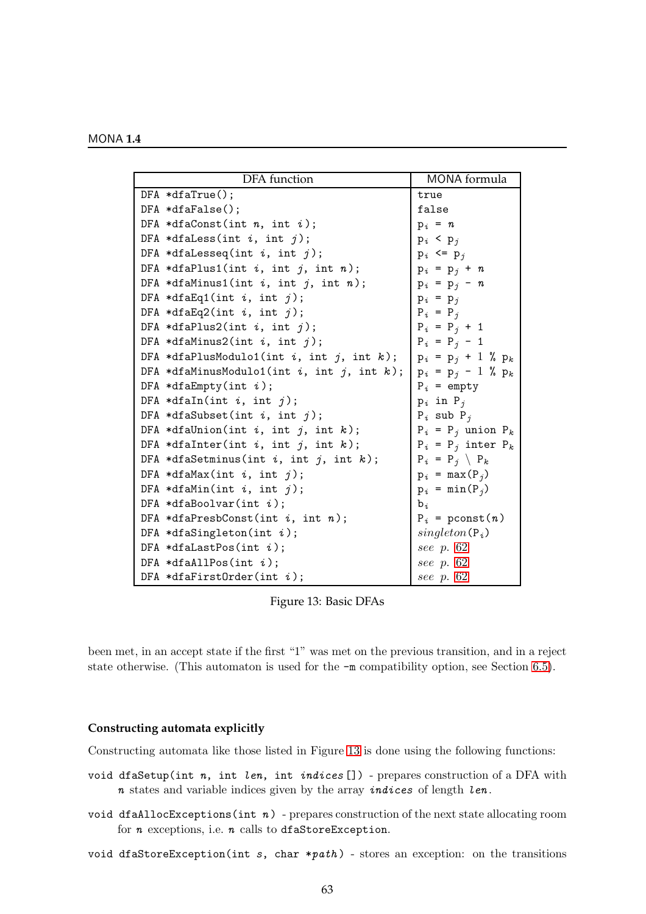| DFA function | MONA formula |
|---|---|
| `DFA *dfaTrue();` | `true` |
| `DFA *dfaFalse();` | `false` |
| `DFA *dfaConst(int n, int i);` | `p_i = n` |
| `DFA *dfaLess(int i, int j);` | `p_i < p_j` |
| `DFA *dfaLesseq(int i, int j);` | `p_i <= p_j` |
| `DFA *dfaPlus1(int i, int j, int n);` | `p_i = p_j + n` |
| `DFA *dfaMinus1(int i, int j, int n);` | `p_i = p_j - n` |
| `DFA *dfaEq1(int i, int j);` | `p_i = p_j` |
| `DFA *dfaEq2(int i, int j);` | `P_i = P_j` |
| `DFA *dfaPlus2(int i, int j);` | `P_i = P_j + 1` |
| `DFA *dfaMinus2(int i, int j);` | `P_i = P_j - 1` |
| `DFA *dfaPlusModulo1(int i, int j, int k);` | `p_i = p_j + 1 % p_k` |
| `DFA *dfaMinusModulo1(int i, int j, int k);` | `p_i = p_j - 1 % p_k` |
| `DFA *dfaEmpty(int i);` | `P_i = empty` |
| `DFA *dfaIn(int i, int j);` | `p_i in P_j` |
| `DFA *dfaSubset(int i, int j);` | `P_i sub P_j` |
| `DFA *dfaUnion(int i, int j, int k);` | `P_i = P_j union P_k` |
| `DFA *dfaInter(int i, int j, int k);` | `P_i = P_j inter P_k` |
| `DFA *dfaSetminus(int i, int j, int k);` | `P_i = P_j \ P_k` |
| `DFA *dfaMax(int i, int j);` | `p_i = max(P_j)` |
| `DFA *dfaMin(int i, int j);` | `p_i = min(P_j)` |
| `DFA *dfaBoolvar(int i);` | `b_i` |
| `DFA *dfaPresbConst(int i, int n);` | `P_i = pconst(n)` |
| `DFA *dfaSingleton(int i);` | *singleton*`(P_i)` |
| `DFA *dfaLastPos(int i);` | *see p. 62* |
| `DFA *dfaAllPos(int i);` | *see p. 62* |
| `DFA *dfaFirstOrder(int i);` | *see p. 62* |

Figure 13: Basic DFAs

been met, in an accept state if the first "1" was met on the previous transition, and in a reject state otherwise. (This automaton is used for the `-m` compatibility option, see Section 6.5).

### Constructing automata explicitly

Constructing automata like those listed in Figure 13 is done using the following functions:

`void dfaSetup(int n, int len, int indices[])` - prepares construction of a DFA with *n* states and variable indices given by the array *indices* of length *len*.

`void dfaAllocExceptions(int n)` - prepares construction of the next state allocating room for *n* exceptions, i.e. *n* calls to `dfaStoreException`.

`void dfaStoreException(int s, char *path)` - stores an exception: on the transitions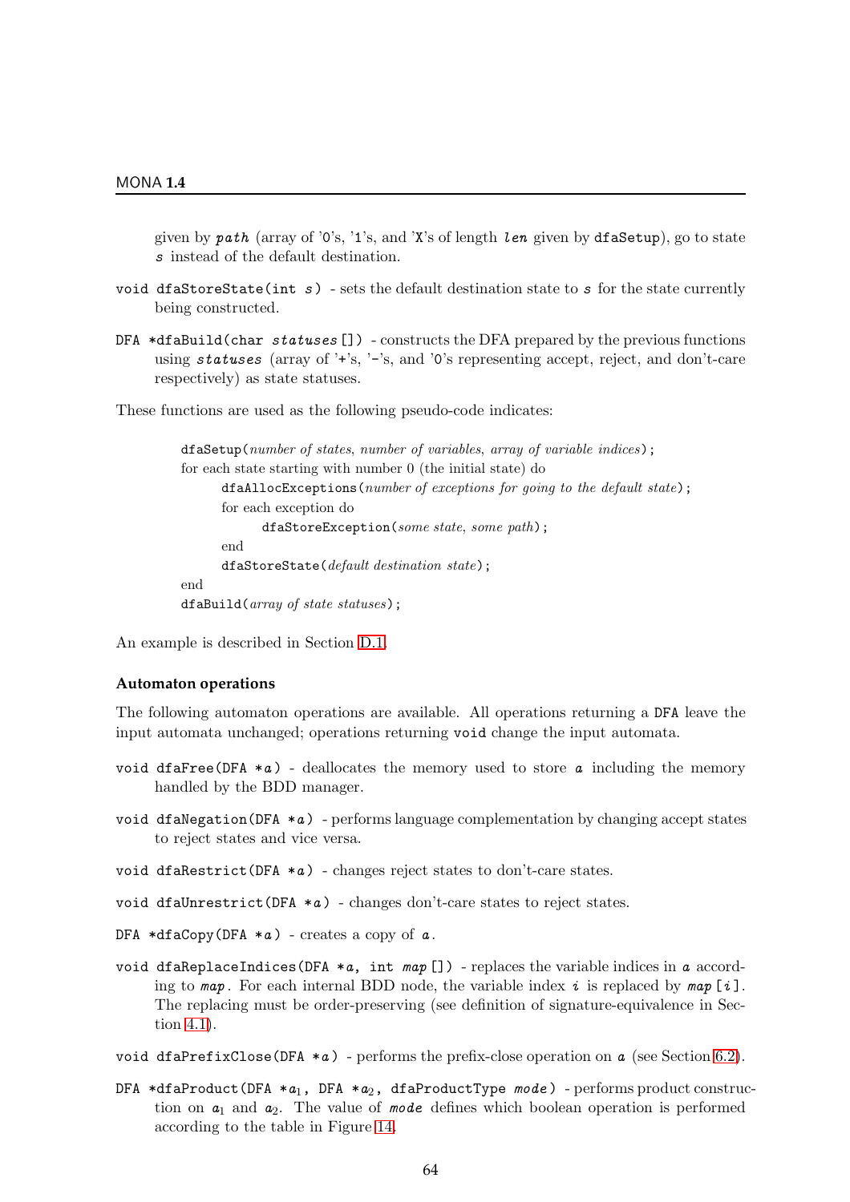given by *path* (array of '0's, '1's, and 'X's of length *len* given by `dfaSetup`), go to state *s* instead of the default destination.

`void dfaStoreState(int s)` - sets the default destination state to *s* for the state currently being constructed.

`DFA *dfaBuild(char statuses[])` - constructs the DFA prepared by the previous functions using *statuses* (array of '+'s, '-'s, and '0's representing accept, reject, and don't-care respectively) as state statuses.

These functions are used as the following pseudo-code indicates:

```
dfaSetup(number of states, number of variables, array of variable indices);
for each state starting with number 0 (the initial state) do
      dfaAllocExceptions(number of exceptions for going to the default state);
      for each exception do
            dfaStoreException(some state, some path);
      end
      dfaStoreState(default destination state);
end
dfaBuild(array of state statuses);
```

An example is described in Section D.1.

### Automaton operations

The following automaton operations are available. All operations returning a `DFA` leave the input automata unchanged; operations returning `void` change the input automata.

`void dfaFree(DFA *a)` - deallocates the memory used to store *a* including the memory handled by the BDD manager.

`void dfaNegation(DFA *a)` - performs language complementation by changing accept states to reject states and vice versa.

`void dfaRestrict(DFA *a)` - changes reject states to don't-care states.

`void dfaUnrestrict(DFA *a)` - changes don't-care states to reject states.

`DFA *dfaCopy(DFA *a)` - creates a copy of *a*.

`void dfaReplaceIndices(DFA *a, int map[])` - replaces the variable indices in *a* according to *map*. For each internal BDD node, the variable index *i* is replaced by *map*[*i*]. The replacing must be order-preserving (see definition of signature-equivalence in Section 4.1).

`void dfaPrefixClose(DFA *a)` - performs the prefix-close operation on *a* (see Section 6.2).

`DFA *dfaProduct(DFA *a1, DFA *a2, dfaProductType mode)` - performs product construction on $a_1$ and $a_2$. The value of *mode* defines which boolean operation is performed according to the table in Figure 14.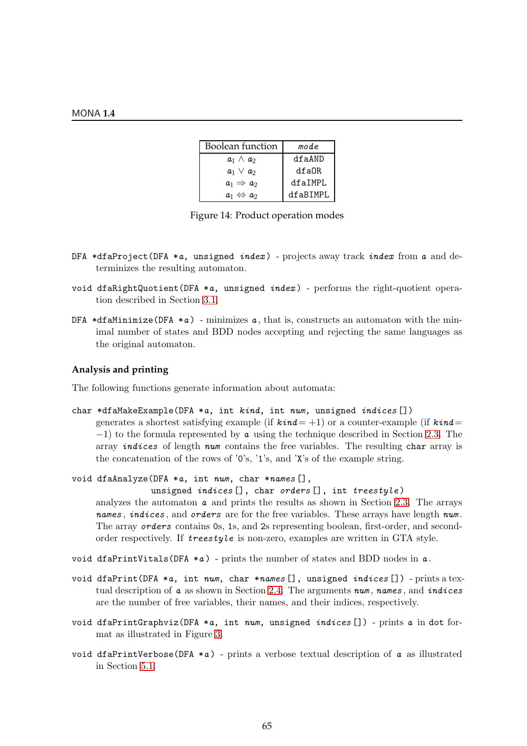| Boolean function | *mode* |
|---|---|
| $a_1 \wedge a_2$ | `dfaAND` |
| $a_1 \vee a_2$ | `dfaOR` |
| $a_1 \Rightarrow a_2$ | `dfaIMPL` |
| $a_1 \Leftrightarrow a_2$ | `dfaBIMPL` |

Figure 14: Product operation modes

`DFA *dfaProject(DFA *a, unsigned index)` - projects away track *index* from *a* and determinizes the resulting automaton.

`void dfaRightQuotient(DFA *a, unsigned index)` - performs the right-quotient operation described in Section 3.1.

`DFA *dfaMinimize(DFA *a)` - minimizes *a*, that is, constructs an automaton with the minimal number of states and BDD nodes accepting and rejecting the same languages as the original automaton.

### Analysis and printing

The following functions generate information about automata:

`char *dfaMakeExample(DFA *a, int kind, int num, unsigned indices[])`
generates a shortest satisfying example (if *kind*$=+1$) or a counter-example (if *kind*$=-1$) to the formula represented by *a* using the technique described in Section 2.3. The array *indices* of length *num* contains the free variables. The resulting `char` array is the concatenation of the rows of '`0`'s, '`1`'s, and '`X`'s of the example string.

```
void dfaAnalyze(DFA *a, int num, char *names[],
                unsigned indices[], char orders[], int treestyle)
```
analyzes the automaton *a* and prints the results as shown in Section 2.3. The arrays *names*, *indices*, and *orders* are for the free variables. These arrays have length *num*. The array *orders* contains 0s, 1s, and 2s representing boolean, first-order, and second-order respectively. If *treestyle* is non-zero, examples are written in GTA style.

`void dfaPrintVitals(DFA *a)` - prints the number of states and BDD nodes in *a*.

`void dfaPrint(DFA *a, int num, char *names[], unsigned indices[])` - prints a textual description of *a* as shown in Section 2.4. The arguments *num*, *names*, and *indices* are the number of free variables, their names, and their indices, respectively.

`void dfaPrintGraphviz(DFA *a, int num, unsigned indices[])` - prints *a* in `dot` format as illustrated in Figure 3.

`void dfaPrintVerbose(DFA *a)` - prints a verbose textual description of *a* as illustrated in Section 5.1.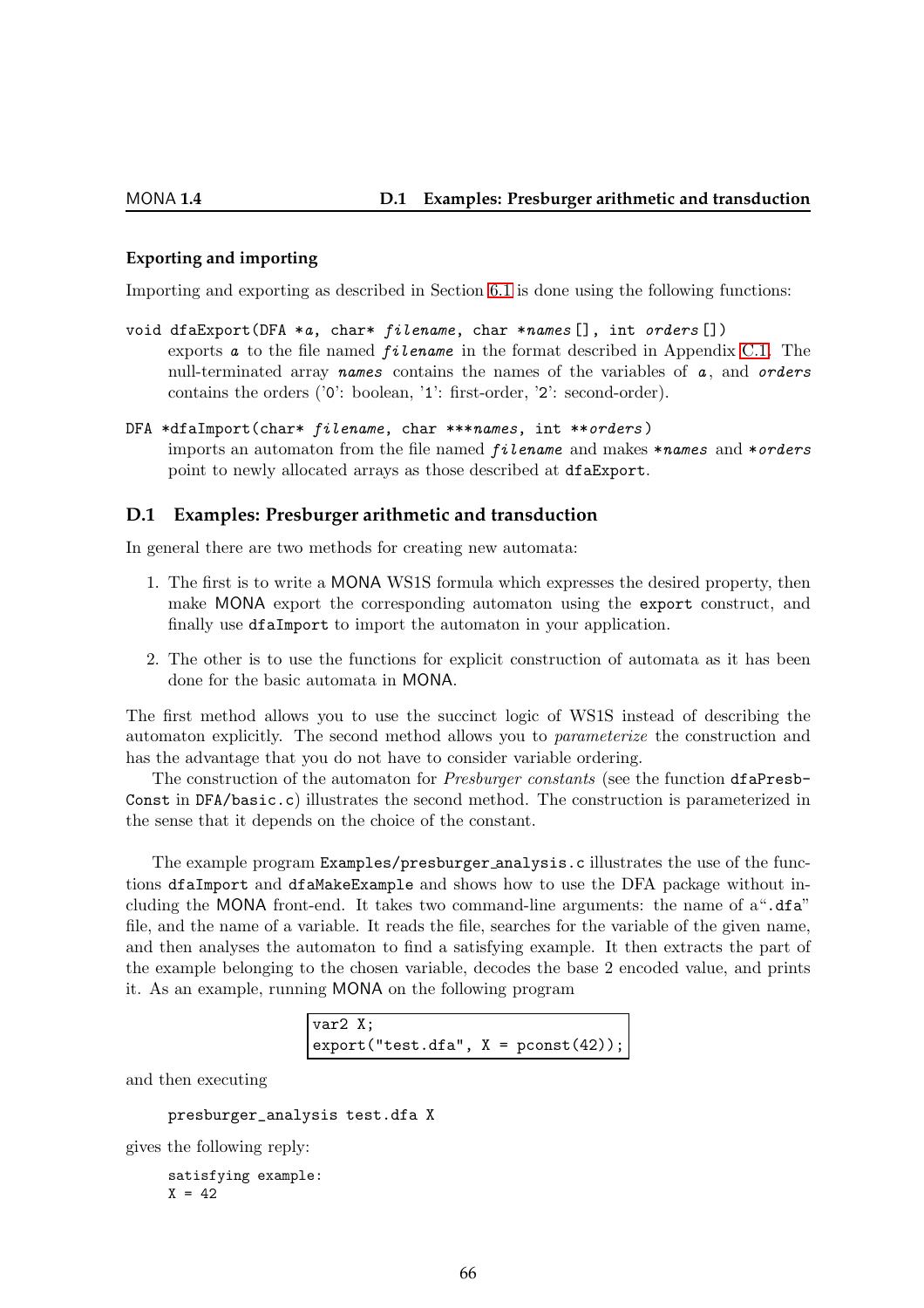**Exporting and importing**

Importing and exporting as described in Section 6.1 is done using the following functions:

`void dfaExport(DFA *a, char* filename, char *names[], int orders[])`
: exports *a* to the file named *filename* in the format described in Appendix C.1. The null-terminated array *names* contains the names of the variables of *a*, and *orders* contains the orders ('0': boolean, '1': first-order, '2': second-order).

`DFA *dfaImport(char* filename, char ***names, int **orders)`
: imports an automaton from the file named *filename* and makes *\*names* and *\*orders* point to newly allocated arrays as those described at `dfaExport`.

## D.1 Examples: Presburger arithmetic and transduction

In general there are two methods for creating new automata:

1. The first is to write a MONA WS1S formula which expresses the desired property, then make MONA export the corresponding automaton using the `export` construct, and finally use `dfaImport` to import the automaton in your application.

2. The other is to use the functions for explicit construction of automata as it has been done for the basic automata in MONA.

The first method allows you to use the succinct logic of WS1S instead of describing the automaton explicitly. The second method allows you to *parameterize* the construction and has the advantage that you do not have to consider variable ordering.

The construction of the automaton for *Presburger constants* (see the function `dfaPresbConst` in `DFA/basic.c`) illustrates the second method. The construction is parameterized in the sense that it depends on the choice of the constant.

The example program `Examples/presburger_analysis.c` illustrates the use of the functions `dfaImport` and `dfaMakeExample` and shows how to use the DFA package without including the MONA front-end. It takes two command-line arguments: the name of a "`.dfa`" file, and the name of a variable. It reads the file, searches for the variable of the given name, and then analyses the automaton to find a satisfying example. It then extracts the part of the example belonging to the chosen variable, decodes the base 2 encoded value, and prints it. As an example, running MONA on the following program

```
var2 X;
export("test.dfa", X = pconst(42));
```

and then executing

```
presburger_analysis test.dfa X
```

gives the following reply:

```
satisfying example:
X = 42
```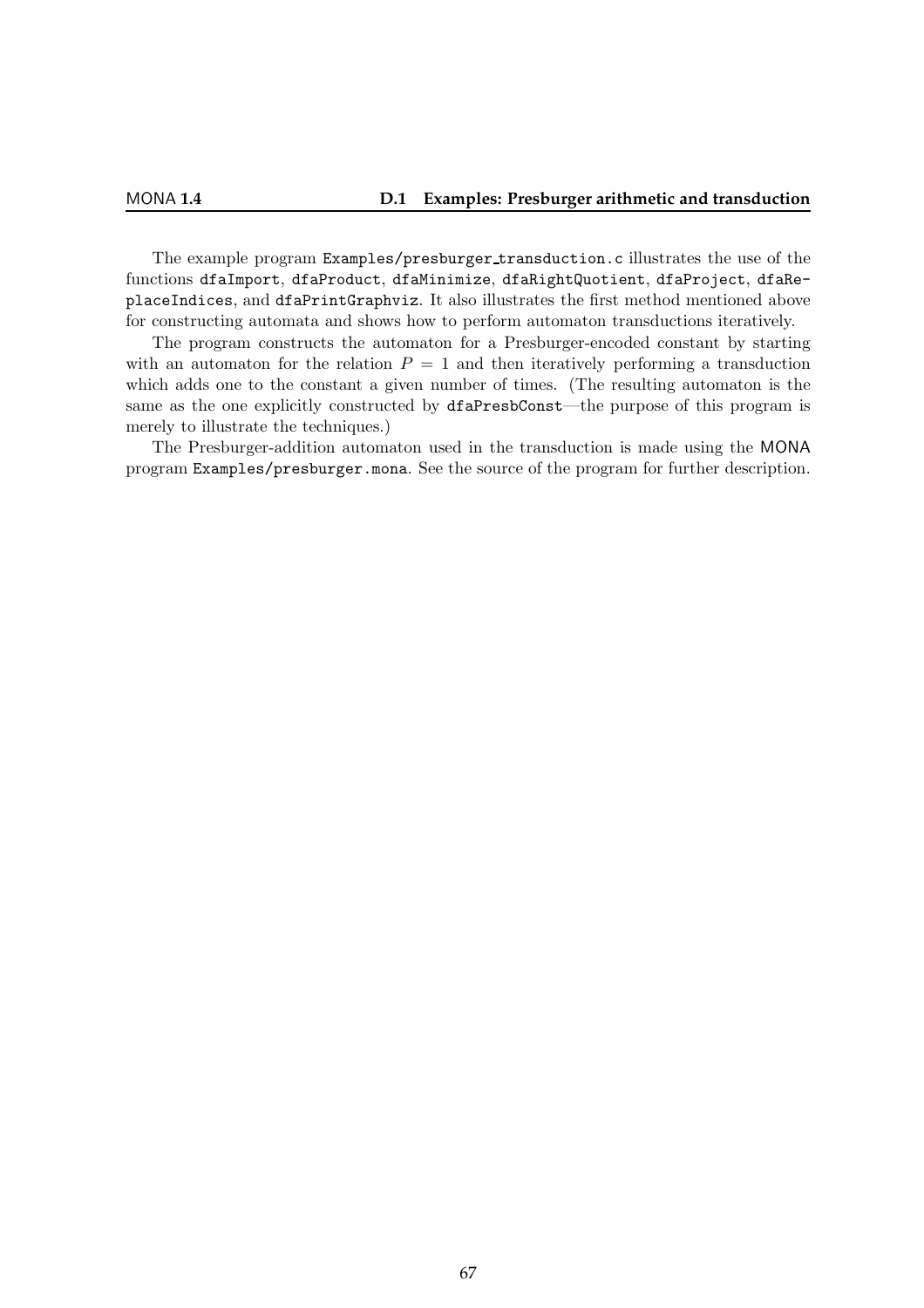The example program `Examples/presburger_transduction.c` illustrates the use of the functions `dfaImport`, `dfaProduct`, `dfaMinimize`, `dfaRightQuotient`, `dfaProject`, `dfaReplaceIndices`, and `dfaPrintGraphviz`. It also illustrates the first method mentioned above for constructing automata and shows how to perform automaton transductions iteratively.

The program constructs the automaton for a Presburger-encoded constant by starting with an automaton for the relation $P = 1$ and then iteratively performing a transduction which adds one to the constant a given number of times. (The resulting automaton is the same as the one explicitly constructed by `dfaPresbConst`—the purpose of this program is merely to illustrate the techniques.)

The Presburger-addition automaton used in the transduction is made using the MONA program `Examples/presburger.mona`. See the source of the program for further description.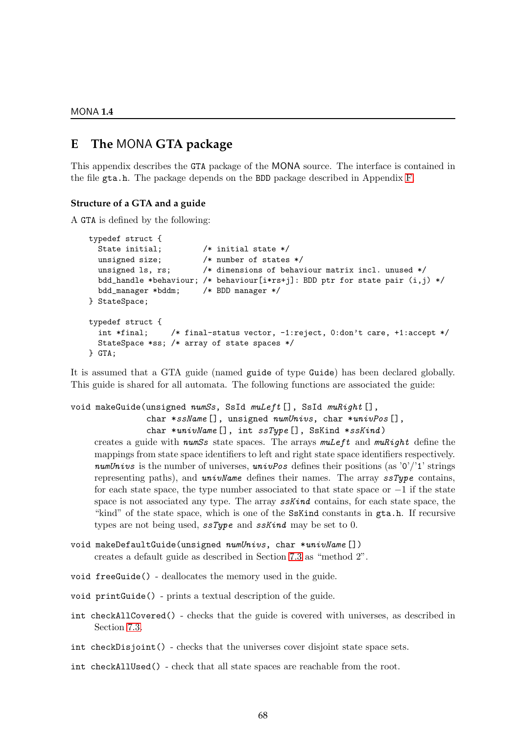# E The MONA GTA package

This appendix describes the GTA package of the MONA source. The interface is contained in the file gta.h. The package depends on the BDD package described in Appendix F.

### Structure of a GTA and a guide

A GTA is defined by the following:

```
typedef struct {
  State initial;         /* initial state */
  unsigned size;         /* number of states */
  unsigned ls, rs;       /* dimensions of behaviour matrix incl. unused */
  bdd_handle *behaviour; /* behaviour[i*rs+j]: BDD ptr for state pair (i,j) */
  bdd_manager *bddm;     /* BDD manager */
} StateSpace;

typedef struct {
  int *final;     /* final-status vector, -1:reject, 0:don't care, +1:accept */
  StateSpace *ss; /* array of state spaces */
} GTA;
```

It is assumed that a GTA guide (named guide of type Guide) has been declared globally. This guide is shared for all automata. The following functions are associated the guide:

`void makeGuide(unsigned numSs, SsId muLeft[], SsId muRight[], char *ssName[], unsigned numUnivs, char *univPos[], char *univName[], int ssType[], SsKind *ssKind)`

creates a guide with ***numSs*** state spaces. The arrays ***muLeft*** and ***muRight*** define the mappings from state space identifiers to left and right state space identifiers respectively. ***numUnivs*** is the number of universes, ***univPos*** defines their positions (as '0'/'1' strings representing paths), and ***univName*** defines their names. The array ***ssType*** contains, for each state space, the type number associated to that state space or $-1$ if the state space is not associated any type. The array ***ssKind*** contains, for each state space, the "kind" of the state space, which is one of the SsKind constants in gta.h. If recursive types are not being used, ***ssType*** and ***ssKind*** may be set to 0.

`void makeDefaultGuide(unsigned numUnivs, char *univName[])`

creates a default guide as described in Section 7.3 as "method 2".

`void freeGuide()` - deallocates the memory used in the guide.

`void printGuide()` - prints a textual description of the guide.

`int checkAllCovered()` - checks that the guide is covered with universes, as described in Section 7.3.

`int checkDisjoint()` - checks that the universes cover disjoint state space sets.

`int checkAllUsed()` - check that all state spaces are reachable from the root.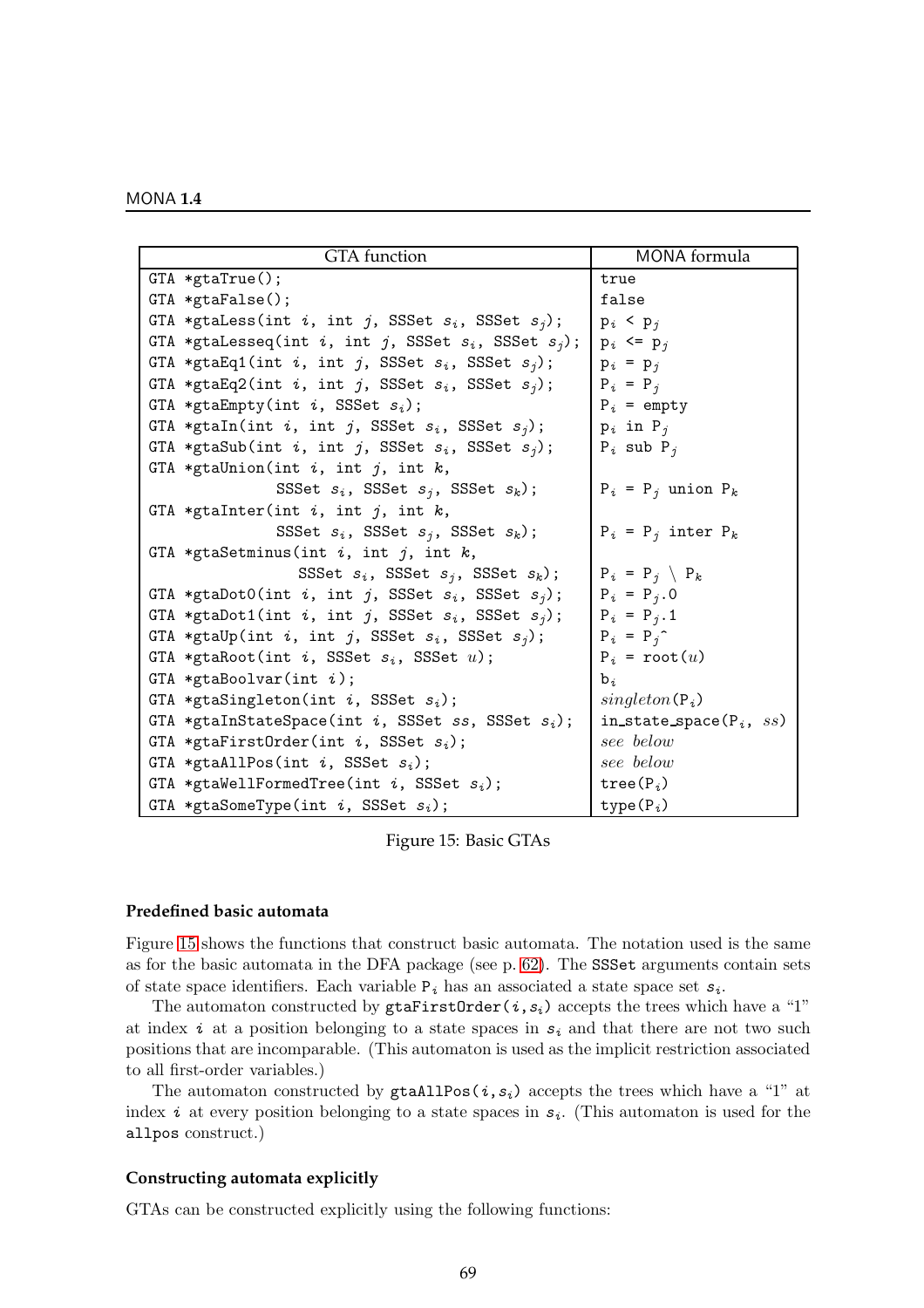| GTA function | MONA formula |
|---|---|
| `GTA *gtaTrue();` | `true` |
| `GTA *gtaFalse();` | `false` |
| `GTA *gtaLess(int i, int j, SSSet s_i, SSSet s_j);` | $p_i$ `<` $p_j$ |
| `GTA *gtaLesseq(int i, int j, SSSet s_i, SSSet s_j);` | $p_i$ `<=` $p_j$ |
| `GTA *gtaEq1(int i, int j, SSSet s_i, SSSet s_j);` | $p_i$ `=` $p_j$ |
| `GTA *gtaEq2(int i, int j, SSSet s_i, SSSet s_j);` | $P_i$ `=` $P_j$ |
| `GTA *gtaEmpty(int i, SSSet s_i);` | $P_i$ `= empty` |
| `GTA *gtaIn(int i, int j, SSSet s_i, SSSet s_j);` | $p_i$ `in` $P_j$ |
| `GTA *gtaSub(int i, int j, SSSet s_i, SSSet s_j);` | $P_i$ `sub` $P_j$ |
| `GTA *gtaUnion(int i, int j, int k, SSSet s_i, SSSet s_j, SSSet s_k);` | $P_i$ `=` $P_j$ `union` $P_k$ |
| `GTA *gtaInter(int i, int j, int k, SSSet s_i, SSSet s_j, SSSet s_k);` | $P_i$ `=` $P_j$ `inter` $P_k$ |
| `GTA *gtaSetminus(int i, int j, int k, SSSet s_i, SSSet s_j, SSSet s_k);` | $P_i$ `=` $P_j \setminus P_k$ |
| `GTA *gtaDot0(int i, int j, SSSet s_i, SSSet s_j);` | $P_i$ `=` $P_j$`.0` |
| `GTA *gtaDot1(int i, int j, SSSet s_i, SSSet s_j);` | $P_i$ `=` $P_j$`.1` |
| `GTA *gtaUp(int i, int j, SSSet s_i, SSSet s_j);` | $P_i$ `=` $P_j$`^` |
| `GTA *gtaRoot(int i, SSSet s_i, SSSet u);` | $P_i$ `= root(`$u$`)` |
| `GTA *gtaBoolvar(int i);` | $b_i$ |
| `GTA *gtaSingleton(int i, SSSet s_i);` | *singleton*($P_i$) |
| `GTA *gtaInStateSpace(int i, SSSet ss, SSSet s_i);` | `in_state_space(`$P_i$`,` *ss*`)` |
| `GTA *gtaFirstOrder(int i, SSSet s_i);` | *see below* |
| `GTA *gtaAllPos(int i, SSSet s_i);` | *see below* |
| `GTA *gtaWellFormedTree(int i, SSSet s_i);` | `tree(`$P_i$`)` |
| `GTA *gtaSomeType(int i, SSSet s_i);` | `type(`$P_i$`)` |

Figure 15: Basic GTAs

### Predefined basic automata

Figure 15 shows the functions that construct basic automata. The notation used is the same as for the basic automata in the DFA package (see p. 62). The `SSSet` arguments contain sets of state space identifiers. Each variable $P_i$ has an associated a state space set $s_i$.

The automaton constructed by `gtaFirstOrder(`$i$`,`$s_i$`)` accepts the trees which have a "1" at index $i$ at a position belonging to a state spaces in $s_i$ and that there are not two such positions that are incomparable. (This automaton is used as the implicit restriction associated to all first-order variables.)

The automaton constructed by `gtaAllPos(`$i$`,`$s_i$`)` accepts the trees which have a "1" at index $i$ at every position belonging to a state spaces in $s_i$. (This automaton is used for the `allpos` construct.)

### Constructing automata explicitly

GTAs can be constructed explicitly using the following functions: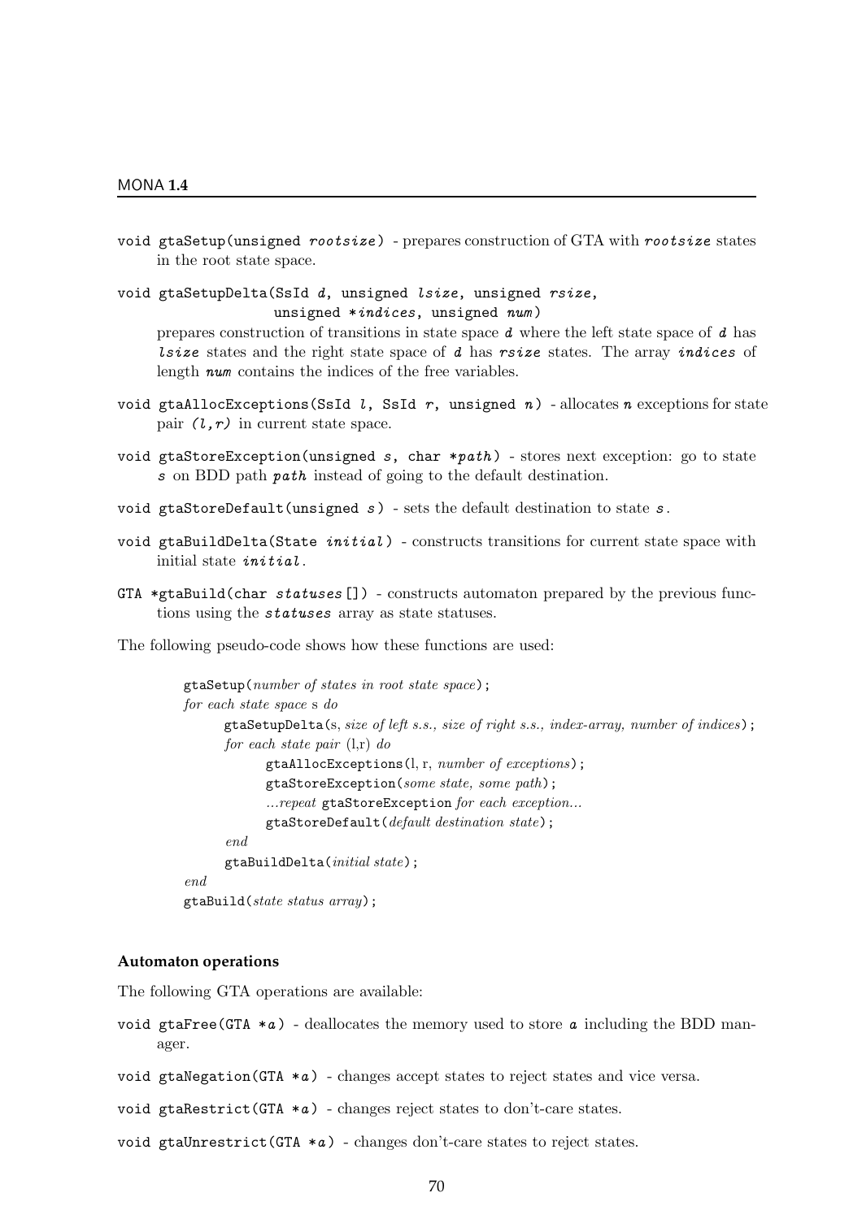`void gtaSetup(unsigned rootsize)` - prepares construction of GTA with *rootsize* states in the root state space.

`void gtaSetupDelta(SsId d, unsigned lsize, unsigned rsize, unsigned *indices, unsigned num)`
prepares construction of transitions in state space *d* where the left state space of *d* has *lsize* states and the right state space of *d* has *rsize* states. The array *indices* of length *num* contains the indices of the free variables.

`void gtaAllocExceptions(SsId l, SsId r, unsigned n)` - allocates *n* exceptions for state pair *(l,r)* in current state space.

`void gtaStoreException(unsigned s, char *path)` - stores next exception: go to state *s* on BDD path *path* instead of going to the default destination.

`void gtaStoreDefault(unsigned s)` - sets the default destination to state *s*.

`void gtaBuildDelta(State initial)` - constructs transitions for current state space with initial state *initial*.

`GTA *gtaBuild(char statuses[])` - constructs automaton prepared by the previous functions using the *statuses* array as state statuses.

The following pseudo-code shows how these functions are used:

```
gtaSetup(number of states in root state space);
for each state space s do
      gtaSetupDelta(s, size of left s.s., size of right s.s., index-array, number of indices);
      for each state pair (l,r) do
            gtaAllocExceptions(l, r, number of exceptions);
            gtaStoreException(some state, some path);
            ...repeat gtaStoreException for each exception...
            gtaStoreDefault(default destination state);
      end
      gtaBuildDelta(initial state);
end
gtaBuild(state status array);
```

### Automaton operations

The following GTA operations are available:

`void gtaFree(GTA *a)` - deallocates the memory used to store *a* including the BDD manager.

`void gtaNegation(GTA *a)` - changes accept states to reject states and vice versa.

`void gtaRestrict(GTA *a)` - changes reject states to don't-care states.

`void gtaUnrestrict(GTA *a)` - changes don't-care states to reject states.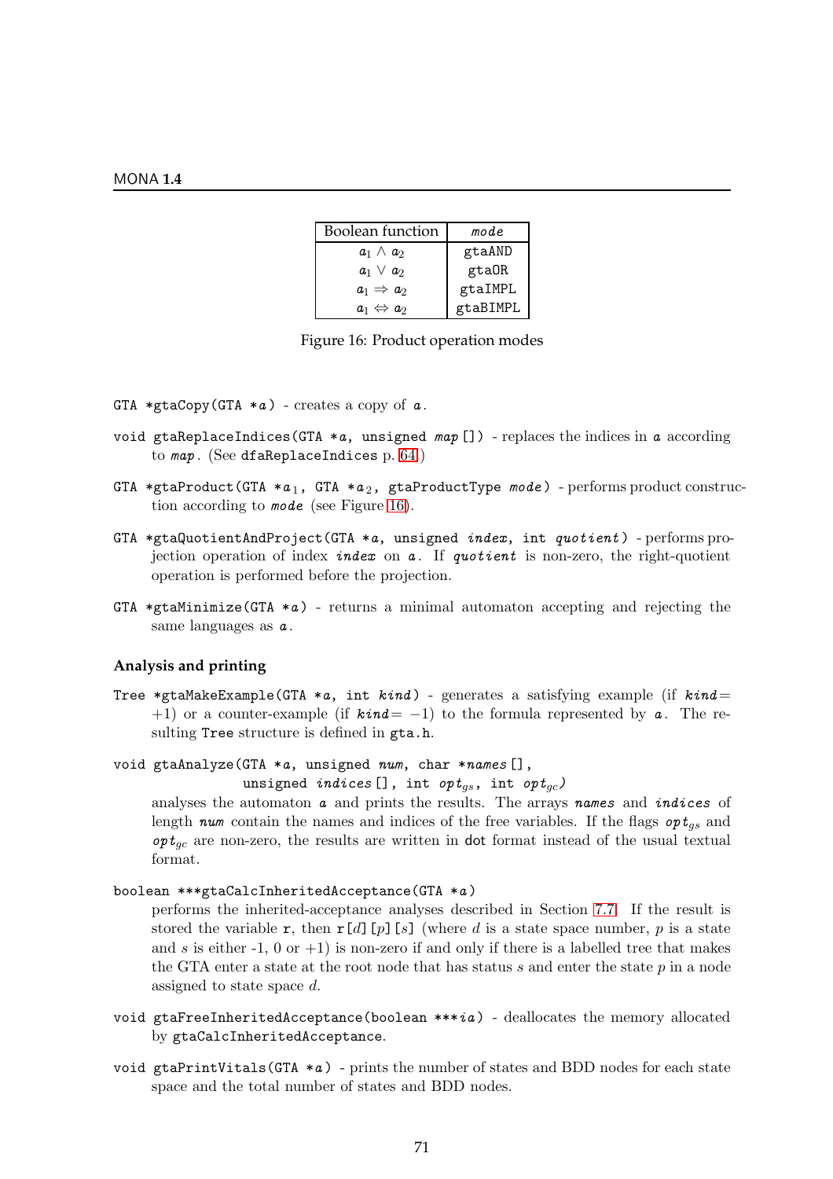| Boolean function | *mode* |
|---|---|
| $a_1 \wedge a_2$ | gtaAND |
| $a_1 \vee a_2$ | gtaOR |
| $a_1 \Rightarrow a_2$ | gtaIMPL |
| $a_1 \Leftrightarrow a_2$ | gtaBIMPL |

Figure 16: Product operation modes

`GTA *gtaCopy(GTA *a)` - creates a copy of *a*.

`void gtaReplaceIndices(GTA *a, unsigned map[])` - replaces the indices in *a* according to *map*. (See `dfaReplaceIndices` p. 64.)

`GTA *gtaProduct(GTA *a1, GTA *a2, gtaProductType mode)` - performs product construction according to *mode* (see Figure 16).

`GTA *gtaQuotientAndProject(GTA *a, unsigned index, int quotient)` - performs projection operation of index *index* on *a*. If *quotient* is non-zero, the right-quotient operation is performed before the projection.

`GTA *gtaMinimize(GTA *a)` - returns a minimal automaton accepting and rejecting the same languages as *a*.

### Analysis and printing

`Tree *gtaMakeExample(GTA *a, int kind)` - generates a satisfying example (if *kind*$=+1$) or a counter-example (if *kind*$=-1$) to the formula represented by *a*. The resulting `Tree` structure is defined in `gta.h`.

```
void gtaAnalyze(GTA *a, unsigned num, char *names[],
                unsigned indices[], int opt_gs, int opt_gc)
```

analyses the automaton *a* and prints the results. The arrays *names* and *indices* of length *num* contain the names and indices of the free variables. If the flags $opt_{gs}$ and $opt_{gc}$ are non-zero, the results are written in dot format instead of the usual textual format.

```
boolean ***gtaCalcInheritedAcceptance(GTA *a)
```

performs the inherited-acceptance analyses described in Section 7.7. If the result is stored the variable `r`, then `r[`$d$`][`$p$`][`$s$`]` (where $d$ is a state space number, $p$ is a state and $s$ is either -1, 0 or $+1$) is non-zero if and only if there is a labelled tree that makes the GTA enter a state at the root node that has status $s$ and enter the state $p$ in a node assigned to state space $d$.

`void gtaFreeInheritedAcceptance(boolean ***ia)` - deallocates the memory allocated by `gtaCalcInheritedAcceptance`.

`void gtaPrintVitals(GTA *a)` - prints the number of states and BDD nodes for each state space and the total number of states and BDD nodes.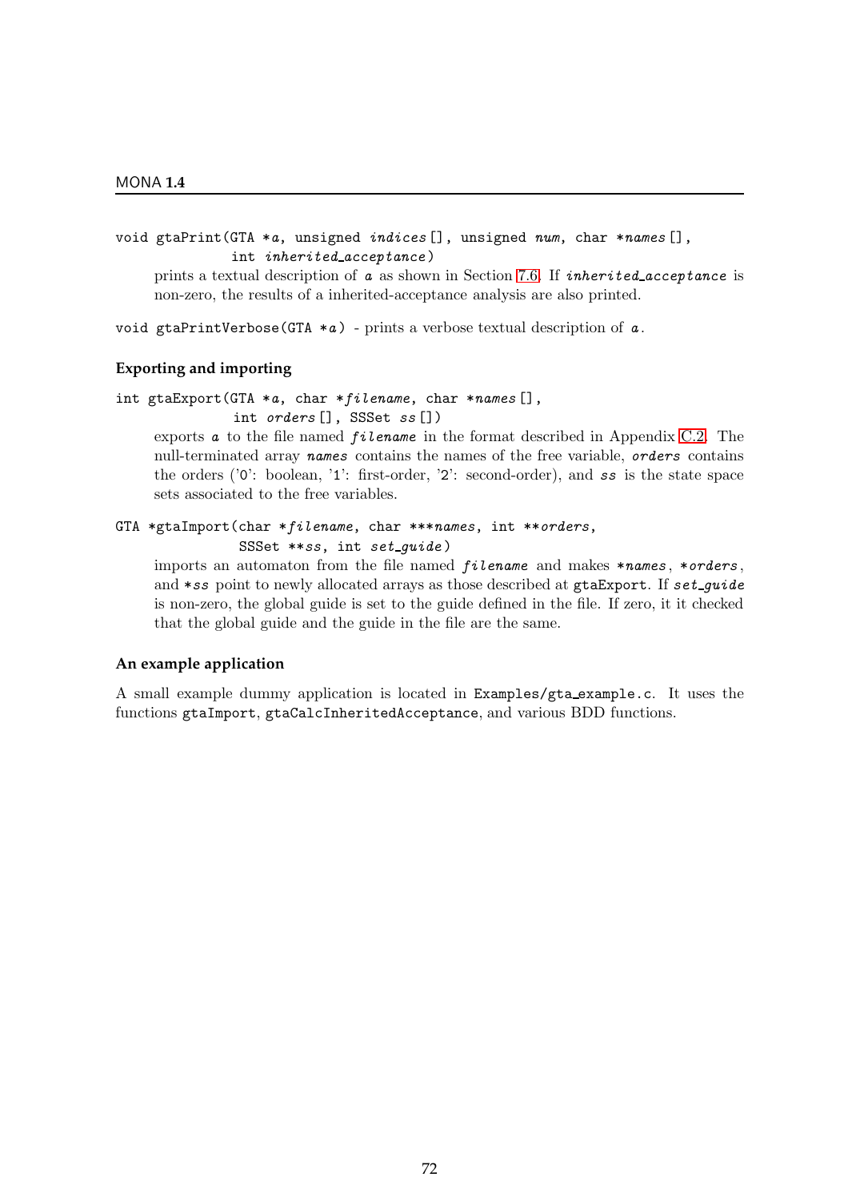`void gtaPrint(GTA *a, unsigned indices[], unsigned num, char *names[], int inherited_acceptance)`

prints a textual description of *a* as shown in Section 7.6. If *inherited_acceptance* is non-zero, the results of a inherited-acceptance analysis are also printed.

`void gtaPrintVerbose(GTA *a)` - prints a verbose textual description of *a*.

### Exporting and importing

`int gtaExport(GTA *a, char *filename, char *names[], int orders[], SSSet ss[])`

exports *a* to the file named *filename* in the format described in Appendix C.2. The null-terminated array *names* contains the names of the free variable, *orders* contains the orders ('0': boolean, '1': first-order, '2': second-order), and *ss* is the state space sets associated to the free variables.

`GTA *gtaImport(char *filename, char ***names, int **orders, SSSet **ss, int set_guide)`

imports an automaton from the file named *filename* and makes **names*, **orders*, and **ss* point to newly allocated arrays as those described at `gtaExport`. If *set_guide* is non-zero, the global guide is set to the guide defined in the file. If zero, it it checked that the global guide and the guide in the file are the same.

### An example application

A small example dummy application is located in `Examples/gta_example.c`. It uses the functions `gtaImport`, `gtaCalcInheritedAcceptance`, and various BDD functions.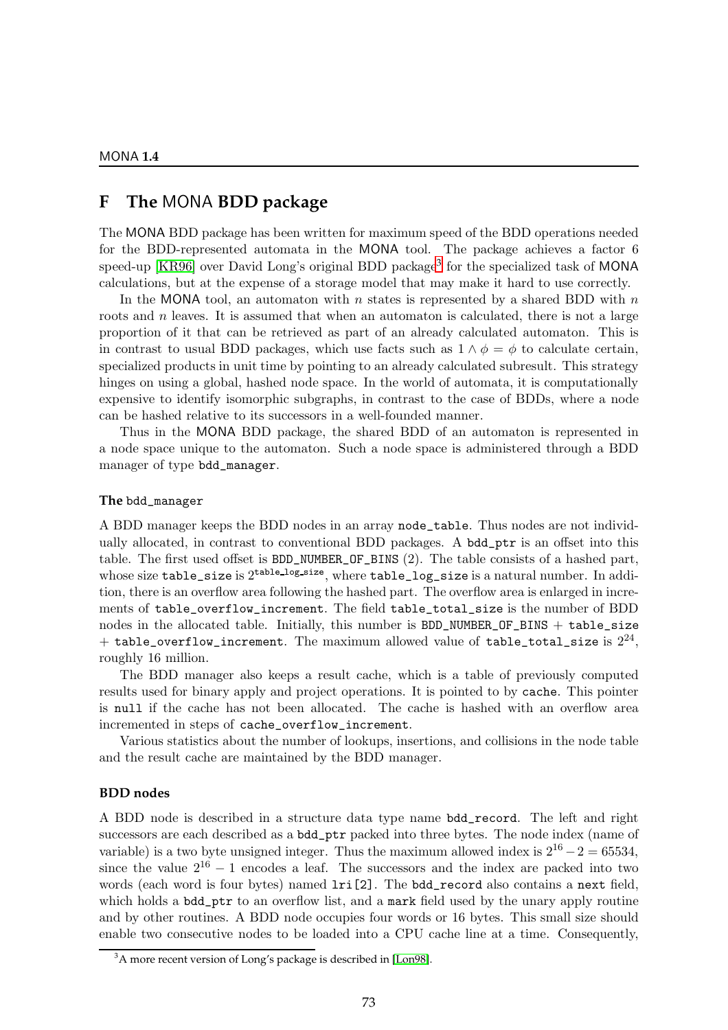# F The MONA BDD package

The MONA BDD package has been written for maximum speed of the BDD operations needed for the BDD-represented automata in the MONA tool. The package achieves a factor 6 speed-up [KR96] over David Long's original BDD package[3] for the specialized task of MONA calculations, but at the expense of a storage model that may make it hard to use correctly.

In the MONA tool, an automaton with $n$ states is represented by a shared BDD with $n$ roots and $n$ leaves. It is assumed that when an automaton is calculated, there is not a large proportion of it that can be retrieved as part of an already calculated automaton. This is in contrast to usual BDD packages, which use facts such as $1 \wedge \phi = \phi$ to calculate certain, specialized products in unit time by pointing to an already calculated subresult. This strategy hinges on using a global, hashed node space. In the world of automata, it is computationally expensive to identify isomorphic subgraphs, in contrast to the case of BDDs, where a node can be hashed relative to its successors in a well-founded manner.

Thus in the MONA BDD package, the shared BDD of an automaton is represented in a node space unique to the automaton. Such a node space is administered through a BDD manager of type `bdd_manager`.

### The `bdd_manager`

A BDD manager keeps the BDD nodes in an array `node_table`. Thus nodes are not individually allocated, in contrast to conventional BDD packages. A `bdd_ptr` is an offset into this table. The first used offset is `BDD_NUMBER_OF_BINS` (2). The table consists of a hashed part, whose size `table_size` is $2^{\texttt{table\_log\_size}}$, where `table_log_size` is a natural number. In addition, there is an overflow area following the hashed part. The overflow area is enlarged in increments of `table_overflow_increment`. The field `table_total_size` is the number of BDD nodes in the allocated table. Initially, this number is `BDD_NUMBER_OF_BINS` + `table_size` + `table_overflow_increment`. The maximum allowed value of `table_total_size` is $2^{24}$, roughly 16 million.

The BDD manager also keeps a result cache, which is a table of previously computed results used for binary apply and project operations. It is pointed to by `cache`. This pointer is `null` if the cache has not been allocated. The cache is hashed with an overflow area incremented in steps of `cache_overflow_increment`.

Various statistics about the number of lookups, insertions, and collisions in the node table and the result cache are maintained by the BDD manager.

### BDD nodes

A BDD node is described in a structure data type name `bdd_record`. The left and right successors are each described as a `bdd_ptr` packed into three bytes. The node index (name of variable) is a two byte unsigned integer. Thus the maximum allowed index is $2^{16} - 2 = 65534$, since the value $2^{16} - 1$ encodes a leaf. The successors and the index are packed into two words (each word is four bytes) named `lri[2]`. The `bdd_record` also contains a `next` field, which holds a `bdd_ptr` to an overflow list, and a `mark` field used by the unary apply routine and by other routines. A BDD node occupies four words or 16 bytes. This small size should enable two consecutive nodes to be loaded into a CPU cache line at a time. Consequently,

[3] A more recent version of Long's package is described in [Lon98].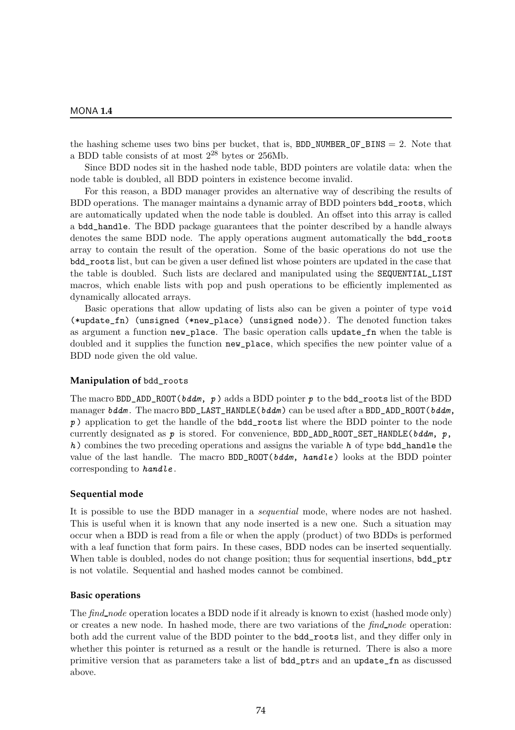the hashing scheme uses two bins per bucket, that is, `BDD_NUMBER_OF_BINS` = 2. Note that a BDD table consists of at most $2^{28}$ bytes or 256Mb.

Since BDD nodes sit in the hashed node table, BDD pointers are volatile data: when the node table is doubled, all BDD pointers in existence become invalid.

For this reason, a BDD manager provides an alternative way of describing the results of BDD operations. The manager maintains a dynamic array of BDD pointers `bdd_roots`, which are automatically updated when the node table is doubled. An offset into this array is called a `bdd_handle`. The BDD package guarantees that the pointer described by a handle always denotes the same BDD node. The apply operations augment automatically the `bdd_roots` array to contain the result of the operation. Some of the basic operations do not use the `bdd_roots` list, but can be given a user defined list whose pointers are updated in the case that the table is doubled. Such lists are declared and manipulated using the `SEQUENTIAL_LIST` macros, which enable lists with pop and push operations to be efficiently implemented as dynamically allocated arrays.

Basic operations that allow updating of lists also can be given a pointer of type `void (*update_fn) (unsigned (*new_place) (unsigned node))`. The denoted function takes as argument a function `new_place`. The basic operation calls `update_fn` when the table is doubled and it supplies the function `new_place`, which specifies the new pointer value of a BDD node given the old value.

### Manipulation of `bdd_roots`

The macro `BDD_ADD_ROOT(`*bddm*`,` *p*`)` adds a BDD pointer *p* to the `bdd_roots` list of the BDD manager *bddm*. The macro `BDD_LAST_HANDLE(`*bddm*`)` can be used after a `BDD_ADD_ROOT(`*bddm*`,` *p*`)` application to get the handle of the `bdd_roots` list where the BDD pointer to the node currently designated as *p* is stored. For convenience, `BDD_ADD_ROOT_SET_HANDLE(`*bddm*`,` *p*`,` *h*`)` combines the two preceding operations and assigns the variable *h* of type `bdd_handle` the value of the last handle. The macro `BDD_ROOT(`*bddm*`,` *handle*`)` looks at the BDD pointer corresponding to *handle*.

### Sequential mode

It is possible to use the BDD manager in a *sequential* mode, where nodes are not hashed. This is useful when it is known that any node inserted is a new one. Such a situation may occur when a BDD is read from a file or when the apply (product) of two BDDs is performed with a leaf function that form pairs. In these cases, BDD nodes can be inserted sequentially. When table is doubled, nodes do not change position; thus for sequential insertions, `bdd_ptr` is not volatile. Sequential and hashed modes cannot be combined.

### Basic operations

The *find_node* operation locates a BDD node if it already is known to exist (hashed mode only) or creates a new node. In hashed mode, there are two variations of the *find_node* operation: both add the current value of the BDD pointer to the `bdd_roots` list, and they differ only in whether this pointer is returned as a result or the handle is returned. There is also a more primitive version that as parameters take a list of `bdd_ptr`s and an `update_fn` as discussed above.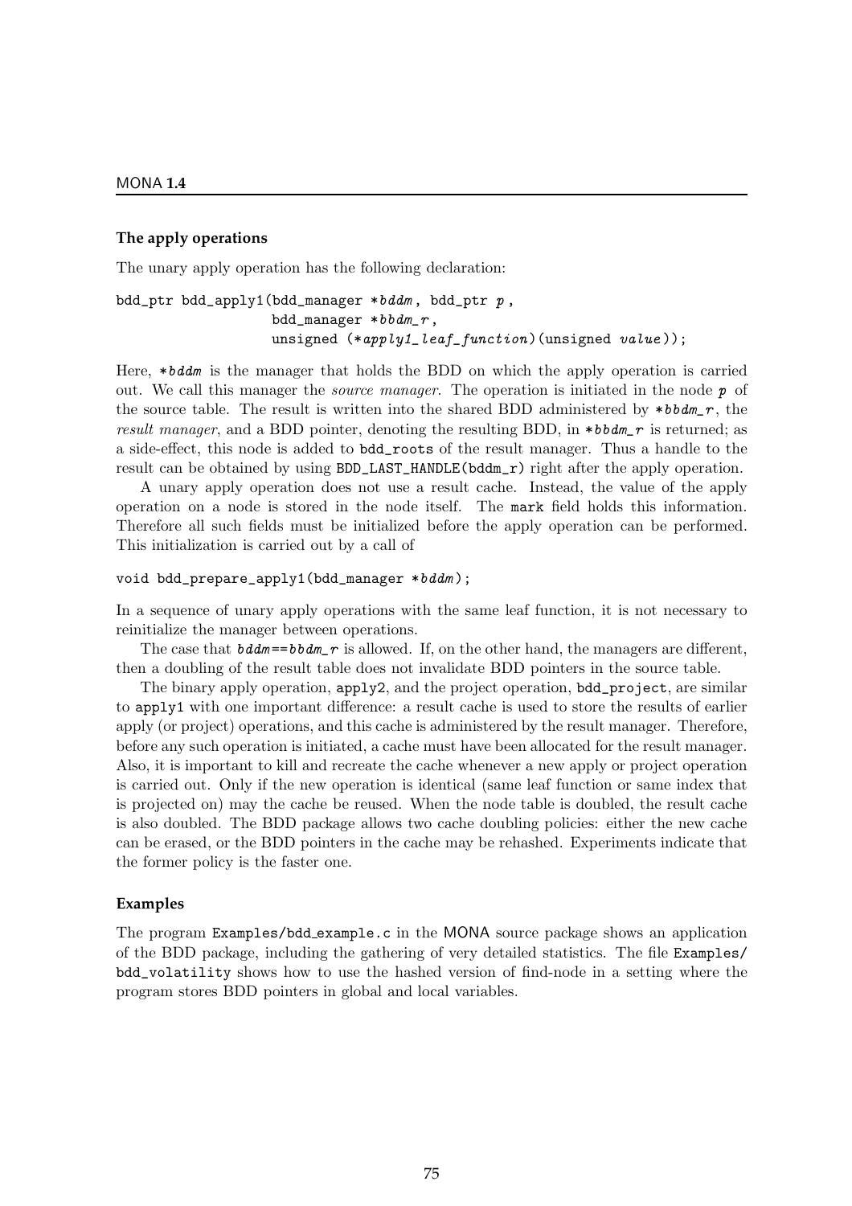### The apply operations

The unary apply operation has the following declaration:

```
bdd_ptr bdd_apply1(bdd_manager *bddm, bdd_ptr p,
                   bdd_manager *bbdm_r,
                   unsigned (*apply1_leaf_function)(unsigned value));
```

Here, *bddm* is the manager that holds the BDD on which the apply operation is carried out. We call this manager the *source manager*. The operation is initiated in the node *p* of the source table. The result is written into the shared BDD administered by *bbdm_r*, the *result manager*, and a BDD pointer, denoting the resulting BDD, in *bbdm_r* is returned; as a side-effect, this node is added to `bdd_roots` of the result manager. Thus a handle to the result can be obtained by using `BDD_LAST_HANDLE(bddm_r)` right after the apply operation.

A unary apply operation does not use a result cache. Instead, the value of the apply operation on a node is stored in the node itself. The `mark` field holds this information. Therefore all such fields must be initialized before the apply operation can be performed. This initialization is carried out by a call of

```
void bdd_prepare_apply1(bdd_manager *bddm);
```

In a sequence of unary apply operations with the same leaf function, it is not necessary to reinitialize the manager between operations.

The case that *bddm==bbdm_r* is allowed. If, on the other hand, the managers are different, then a doubling of the result table does not invalidate BDD pointers in the source table.

The binary apply operation, `apply2`, and the project operation, `bdd_project`, are similar to `apply1` with one important difference: a result cache is used to store the results of earlier apply (or project) operations, and this cache is administered by the result manager. Therefore, before any such operation is initiated, a cache must have been allocated for the result manager. Also, it is important to kill and recreate the cache whenever a new apply or project operation is carried out. Only if the new operation is identical (same leaf function or same index that is projected on) may the cache be reused. When the node table is doubled, the result cache is also doubled. The BDD package allows two cache doubling policies: either the new cache can be erased, or the BDD pointers in the cache may be rehashed. Experiments indicate that the former policy is the faster one.

### Examples

The program `Examples/bdd_example.c` in the MONA source package shows an application of the BDD package, including the gathering of very detailed statistics. The file `Examples/bdd_volatility` shows how to use the hashed version of find-node in a setting where the program stores BDD pointers in global and local variables.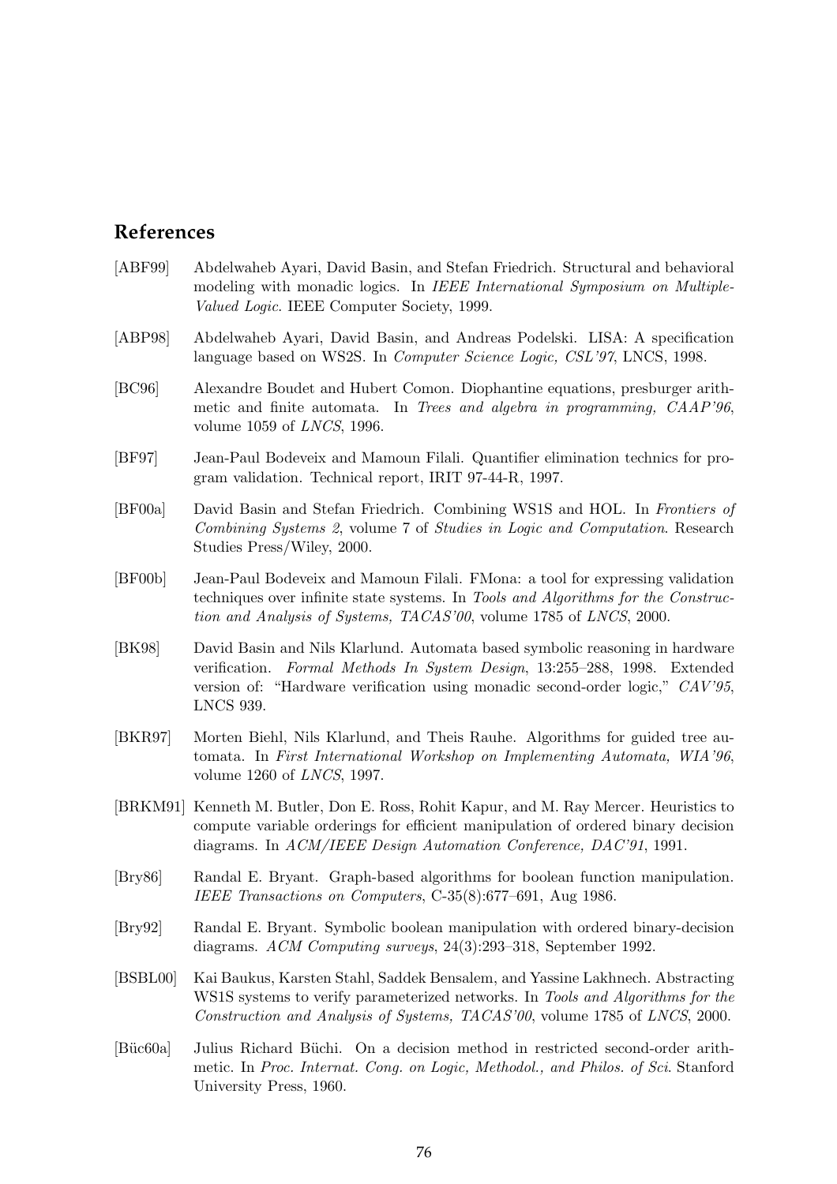## References

[ABF99] Abdelwaheb Ayari, David Basin, and Stefan Friedrich. Structural and behavioral modeling with monadic logics. In *IEEE International Symposium on Multiple-Valued Logic*. IEEE Computer Society, 1999.

[ABP98] Abdelwaheb Ayari, David Basin, and Andreas Podelski. LISA: A specification language based on WS2S. In *Computer Science Logic, CSL'97*, LNCS, 1998.

[BC96] Alexandre Boudet and Hubert Comon. Diophantine equations, presburger arithmetic and finite automata. In *Trees and algebra in programming, CAAP'96*, volume 1059 of *LNCS*, 1996.

[BF97] Jean-Paul Bodeveix and Mamoun Filali. Quantifier elimination technics for program validation. Technical report, IRIT 97-44-R, 1997.

[BF00a] David Basin and Stefan Friedrich. Combining WS1S and HOL. In *Frontiers of Combining Systems 2*, volume 7 of *Studies in Logic and Computation*. Research Studies Press/Wiley, 2000.

[BF00b] Jean-Paul Bodeveix and Mamoun Filali. FMona: a tool for expressing validation techniques over infinite state systems. In *Tools and Algorithms for the Construction and Analysis of Systems, TACAS'00*, volume 1785 of *LNCS*, 2000.

[BK98] David Basin and Nils Klarlund. Automata based symbolic reasoning in hardware verification. *Formal Methods In System Design*, 13:255–288, 1998. Extended version of: "Hardware verification using monadic second-order logic," *CAV'95*, LNCS 939.

[BKR97] Morten Biehl, Nils Klarlund, and Theis Rauhe. Algorithms for guided tree automata. In *First International Workshop on Implementing Automata, WIA'96*, volume 1260 of *LNCS*, 1997.

[BRKM91] Kenneth M. Butler, Don E. Ross, Rohit Kapur, and M. Ray Mercer. Heuristics to compute variable orderings for efficient manipulation of ordered binary decision diagrams. In *ACM/IEEE Design Automation Conference, DAC'91*, 1991.

[Bry86] Randal E. Bryant. Graph-based algorithms for boolean function manipulation. *IEEE Transactions on Computers*, C-35(8):677–691, Aug 1986.

[Bry92] Randal E. Bryant. Symbolic boolean manipulation with ordered binary-decision diagrams. *ACM Computing surveys*, 24(3):293–318, September 1992.

[BSBL00] Kai Baukus, Karsten Stahl, Saddek Bensalem, and Yassine Lakhnech. Abstracting WS1S systems to verify parameterized networks. In *Tools and Algorithms for the Construction and Analysis of Systems, TACAS'00*, volume 1785 of *LNCS*, 2000.

[Büc60a] Julius Richard Büchi. On a decision method in restricted second-order arithmetic. In *Proc. Internat. Cong. on Logic, Methodol., and Philos. of Sci*. Stanford University Press, 1960.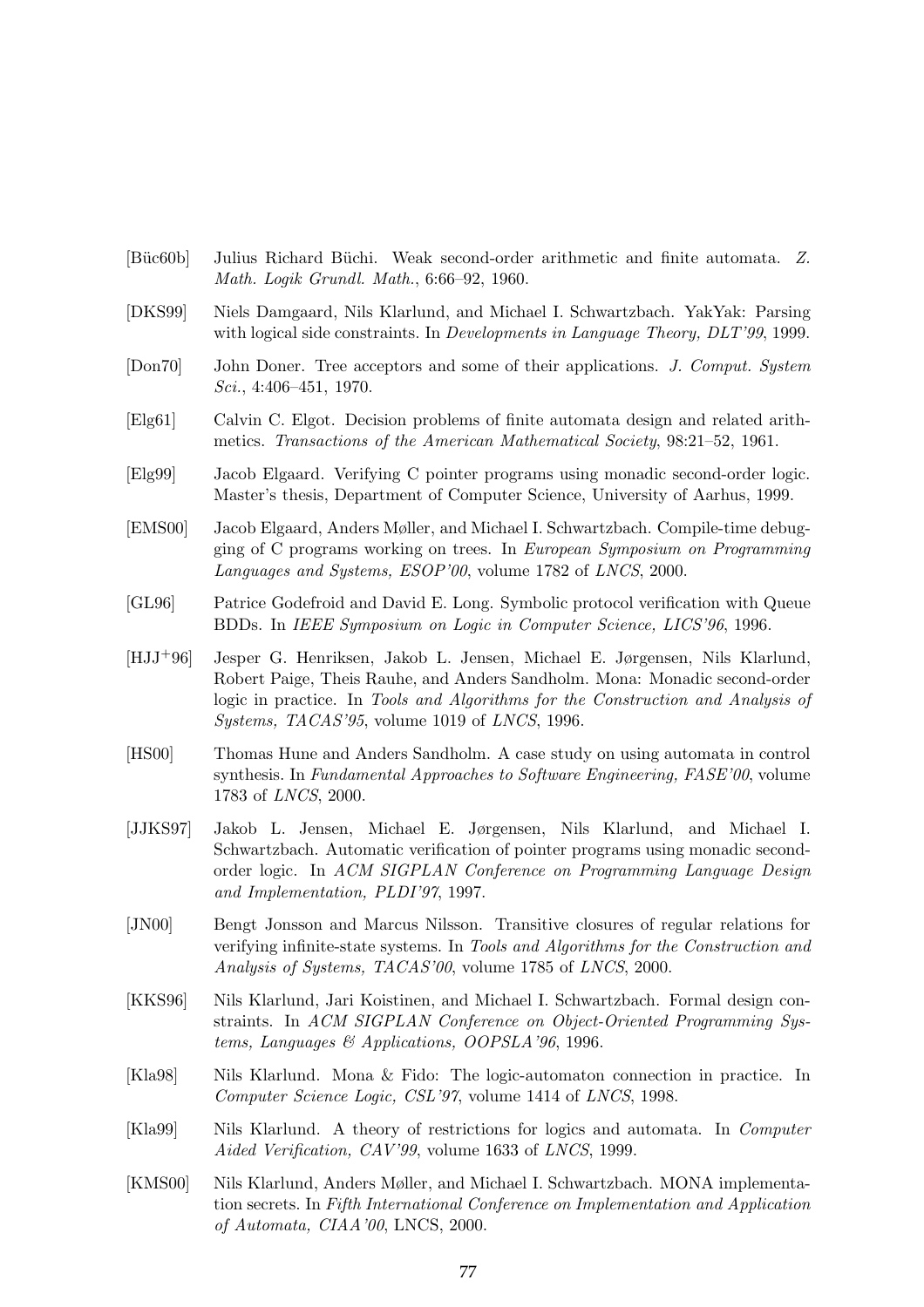[Büc60b] Julius Richard Büchi. Weak second-order arithmetic and finite automata. *Z. Math. Logik Grundl. Math.*, 6:66–92, 1960.

[DKS99] Niels Damgaard, Nils Klarlund, and Michael I. Schwartzbach. YakYak: Parsing with logical side constraints. In *Developments in Language Theory, DLT'99*, 1999.

[Don70] John Doner. Tree acceptors and some of their applications. *J. Comput. System Sci.*, 4:406–451, 1970.

[Elg61] Calvin C. Elgot. Decision problems of finite automata design and related arithmetics. *Transactions of the American Mathematical Society*, 98:21–52, 1961.

[Elg99] Jacob Elgaard. Verifying C pointer programs using monadic second-order logic. Master's thesis, Department of Computer Science, University of Aarhus, 1999.

[EMS00] Jacob Elgaard, Anders Møller, and Michael I. Schwartzbach. Compile-time debugging of C programs working on trees. In *European Symposium on Programming Languages and Systems, ESOP'00*, volume 1782 of *LNCS*, 2000.

[GL96] Patrice Godefroid and David E. Long. Symbolic protocol verification with Queue BDDs. In *IEEE Symposium on Logic in Computer Science, LICS'96*, 1996.

[HJJ+96] Jesper G. Henriksen, Jakob L. Jensen, Michael E. Jørgensen, Nils Klarlund, Robert Paige, Theis Rauhe, and Anders Sandholm. Mona: Monadic second-order logic in practice. In *Tools and Algorithms for the Construction and Analysis of Systems, TACAS'95*, volume 1019 of *LNCS*, 1996.

[HS00] Thomas Hune and Anders Sandholm. A case study on using automata in control synthesis. In *Fundamental Approaches to Software Engineering, FASE'00*, volume 1783 of *LNCS*, 2000.

[JJKS97] Jakob L. Jensen, Michael E. Jørgensen, Nils Klarlund, and Michael I. Schwartzbach. Automatic verification of pointer programs using monadic second-order logic. In *ACM SIGPLAN Conference on Programming Language Design and Implementation, PLDI'97*, 1997.

[JN00] Bengt Jonsson and Marcus Nilsson. Transitive closures of regular relations for verifying infinite-state systems. In *Tools and Algorithms for the Construction and Analysis of Systems, TACAS'00*, volume 1785 of *LNCS*, 2000.

[KKS96] Nils Klarlund, Jari Koistinen, and Michael I. Schwartzbach. Formal design constraints. In *ACM SIGPLAN Conference on Object-Oriented Programming Systems, Languages & Applications, OOPSLA'96*, 1996.

[Kla98] Nils Klarlund. Mona & Fido: The logic-automaton connection in practice. In *Computer Science Logic, CSL'97*, volume 1414 of *LNCS*, 1998.

[Kla99] Nils Klarlund. A theory of restrictions for logics and automata. In *Computer Aided Verification, CAV'99*, volume 1633 of *LNCS*, 1999.

[KMS00] Nils Klarlund, Anders Møller, and Michael I. Schwartzbach. MONA implementation secrets. In *Fifth International Conference on Implementation and Application of Automata, CIAA'00*, LNCS, 2000.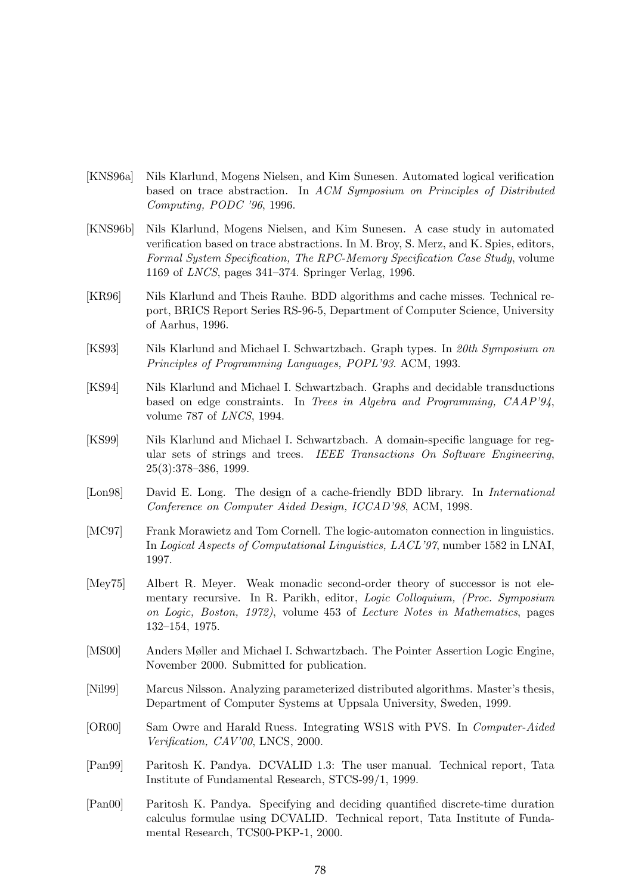[KNS96a] Nils Klarlund, Mogens Nielsen, and Kim Sunesen. Automated logical verification based on trace abstraction. In *ACM Symposium on Principles of Distributed Computing, PODC '96*, 1996.

[KNS96b] Nils Klarlund, Mogens Nielsen, and Kim Sunesen. A case study in automated verification based on trace abstractions. In M. Broy, S. Merz, and K. Spies, editors, *Formal System Specification, The RPC-Memory Specification Case Study*, volume 1169 of *LNCS*, pages 341–374. Springer Verlag, 1996.

[KR96] Nils Klarlund and Theis Rauhe. BDD algorithms and cache misses. Technical report, BRICS Report Series RS-96-5, Department of Computer Science, University of Aarhus, 1996.

[KS93] Nils Klarlund and Michael I. Schwartzbach. Graph types. In *20th Symposium on Principles of Programming Languages, POPL'93*. ACM, 1993.

[KS94] Nils Klarlund and Michael I. Schwartzbach. Graphs and decidable transductions based on edge constraints. In *Trees in Algebra and Programming, CAAP'94*, volume 787 of *LNCS*, 1994.

[KS99] Nils Klarlund and Michael I. Schwartzbach. A domain-specific language for regular sets of strings and trees. *IEEE Transactions On Software Engineering*, 25(3):378–386, 1999.

[Lon98] David E. Long. The design of a cache-friendly BDD library. In *International Conference on Computer Aided Design, ICCAD'98*, ACM, 1998.

[MC97] Frank Morawietz and Tom Cornell. The logic-automaton connection in linguistics. In *Logical Aspects of Computational Linguistics, LACL'97*, number 1582 in LNAI, 1997.

[Mey75] Albert R. Meyer. Weak monadic second-order theory of successor is not elementary recursive. In R. Parikh, editor, *Logic Colloquium, (Proc. Symposium on Logic, Boston, 1972)*, volume 453 of *Lecture Notes in Mathematics*, pages 132–154, 1975.

[MS00] Anders Møller and Michael I. Schwartzbach. The Pointer Assertion Logic Engine, November 2000. Submitted for publication.

[Nil99] Marcus Nilsson. Analyzing parameterized distributed algorithms. Master's thesis, Department of Computer Systems at Uppsala University, Sweden, 1999.

[OR00] Sam Owre and Harald Ruess. Integrating WS1S with PVS. In *Computer-Aided Verification, CAV'00*, LNCS, 2000.

[Pan99] Paritosh K. Pandya. DCVALID 1.3: The user manual. Technical report, Tata Institute of Fundamental Research, STCS-99/1, 1999.

[Pan00] Paritosh K. Pandya. Specifying and deciding quantified discrete-time duration calculus formulae using DCVALID. Technical report, Tata Institute of Fundamental Research, TCS00-PKP-1, 2000.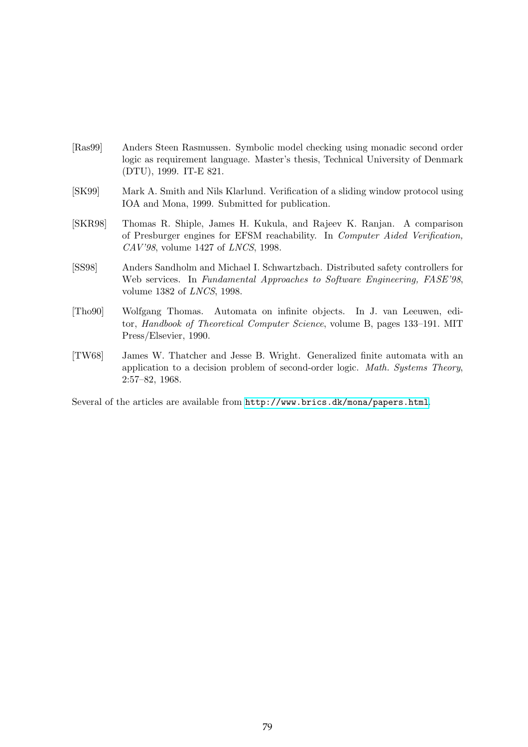[Ras99] Anders Steen Rasmussen. Symbolic model checking using monadic second order logic as requirement language. Master's thesis, Technical University of Denmark (DTU), 1999. IT-E 821.

[SK99] Mark A. Smith and Nils Klarlund. Verification of a sliding window protocol using IOA and Mona, 1999. Submitted for publication.

[SKR98] Thomas R. Shiple, James H. Kukula, and Rajeev K. Ranjan. A comparison of Presburger engines for EFSM reachability. In *Computer Aided Verification, CAV'98*, volume 1427 of *LNCS*, 1998.

[SS98] Anders Sandholm and Michael I. Schwartzbach. Distributed safety controllers for Web services. In *Fundamental Approaches to Software Engineering, FASE'98*, volume 1382 of *LNCS*, 1998.

[Tho90] Wolfgang Thomas. Automata on infinite objects. In J. van Leeuwen, editor, *Handbook of Theoretical Computer Science*, volume B, pages 133–191. MIT Press/Elsevier, 1990.

[TW68] James W. Thatcher and Jesse B. Wright. Generalized finite automata with an application to a decision problem of second-order logic. *Math. Systems Theory*, 2:57–82, 1968.

Several of the articles are available from `http://www.brics.dk/mona/papers.html`.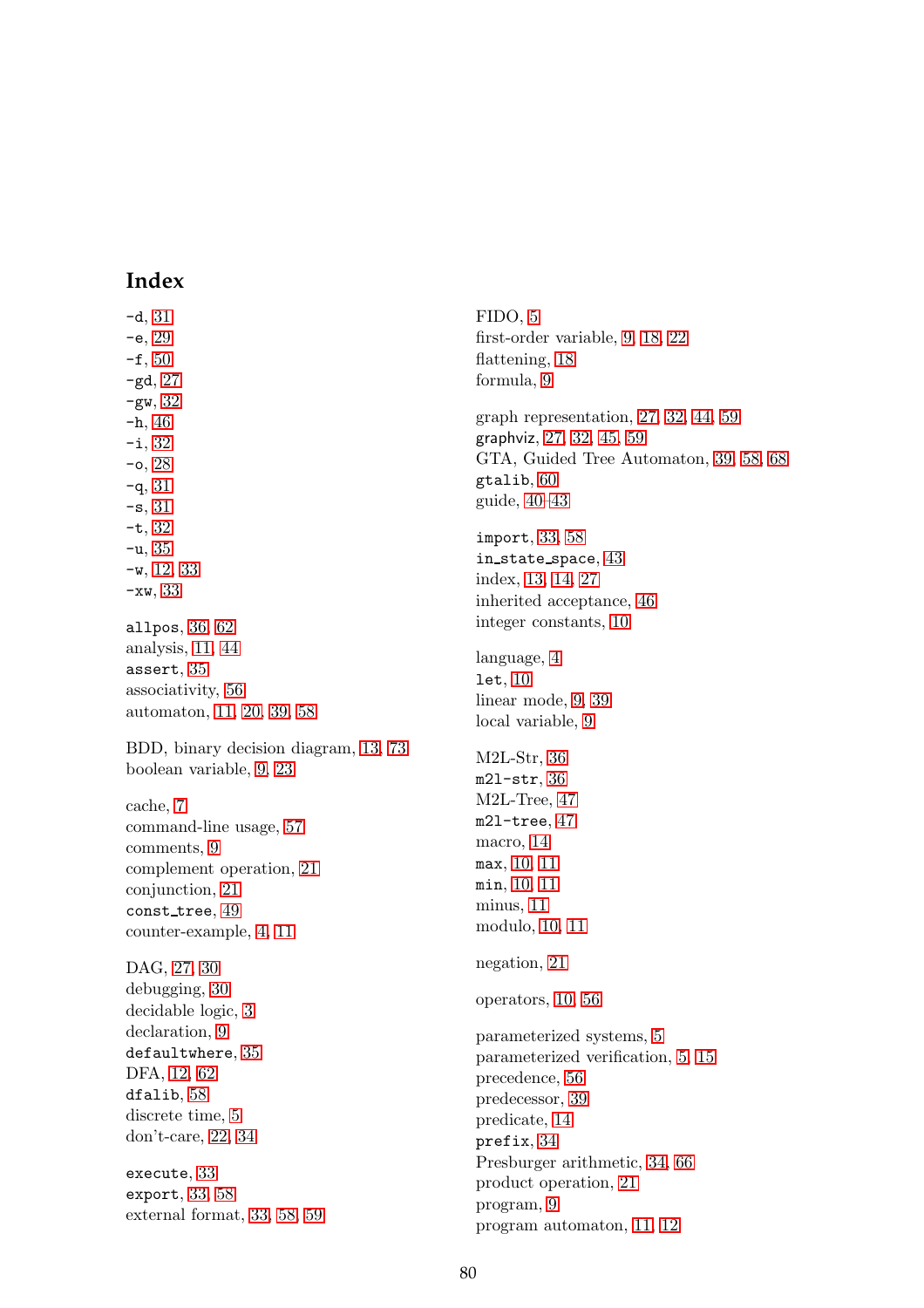# Index

`-d`, 31
`-e`, 29
`-f`, 50
`-gd`, 27
`-gw`, 32
`-h`, 46
`-i`, 32
`-o`, 28
`-q`, 31
`-s`, 31
`-t`, 32
`-u`, 35
`-w`, 12, 33
`-xw`, 33

`allpos`, 36, 62
analysis, 11, 44
`assert`, 35
associativity, 56
automaton, 11, 20, 39, 58

BDD, binary decision diagram, 13, 73
boolean variable, 9, 23

cache, 7
command-line usage, 57
comments, 9
complement operation, 21
conjunction, 21
`const_tree`, 49
counter-example, 4, 11

DAG, 27, 30
debugging, 30
decidable logic, 3
declaration, 9
`defaultwhere`, 35
DFA, 12, 62
`dfalib`, 58
discrete time, 5
don't-care, 22, 34

`execute`, 33
`export`, 33, 58
external format, 33, 58, 59

FIDO, 5
first-order variable, 9, 18, 22
flattening, 18
formula, 9

graph representation, 27, 32, 44, 59
`graphviz`, 27, 32, 45, 59
GTA, Guided Tree Automaton, 39, 58, 68
`gtalib`, 60
guide, 40–43

`import`, 33, 58
`in_state_space`, 43
index, 13, 14, 27
inherited acceptance, 46
integer constants, 10

language, 4
`let`, 10
linear mode, 9, 39
local variable, 9

M2L-Str, 36
`m2l-str`, 36
M2L-Tree, 47
`m2l-tree`, 47
macro, 14
`max`, 10, 11
`min`, 10, 11
minus, 11
modulo, 10, 11

negation, 21

operators, 10, 56

parameterized systems, 5
parameterized verification, 5, 15
precedence, 56
predecessor, 39
predicate, 14
`prefix`, 34
Presburger arithmetic, 34, 66
product operation, 21
program, 9
program automaton, 11, 12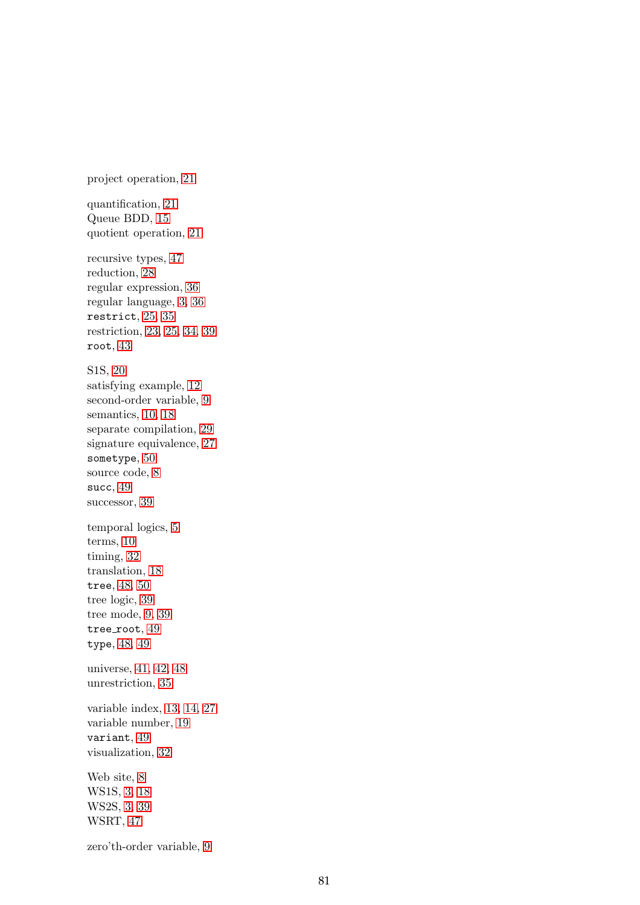project operation, 21

quantification, 21
Queue BDD, 15
quotient operation, 21

recursive types, 47
reduction, 28
regular expression, 36
regular language, 3, 36
`restrict`, 25, 35
restriction, 23, 25, 34, 39
`root`, 43

S1S, 20
satisfying example, 12
second-order variable, 9
semantics, 10, 18
separate compilation, 29
signature equivalence, 27
`sometype`, 50
source code, 8
`succ`, 49
successor, 39

temporal logics, 5
terms, 10
timing, 32
translation, 18
`tree`, 48, 50
tree logic, 39
tree mode, 9, 39
`tree_root`, 49
`type`, 48, 49

universe, 41, 42, 48
unrestriction, 35

variable index, 13, 14, 27
variable number, 19
`variant`, 49
visualization, 32

Web site, 8
WS1S, 3, 18
WS2S, 3, 39
WSRT, 47

zero'th-order variable, 9